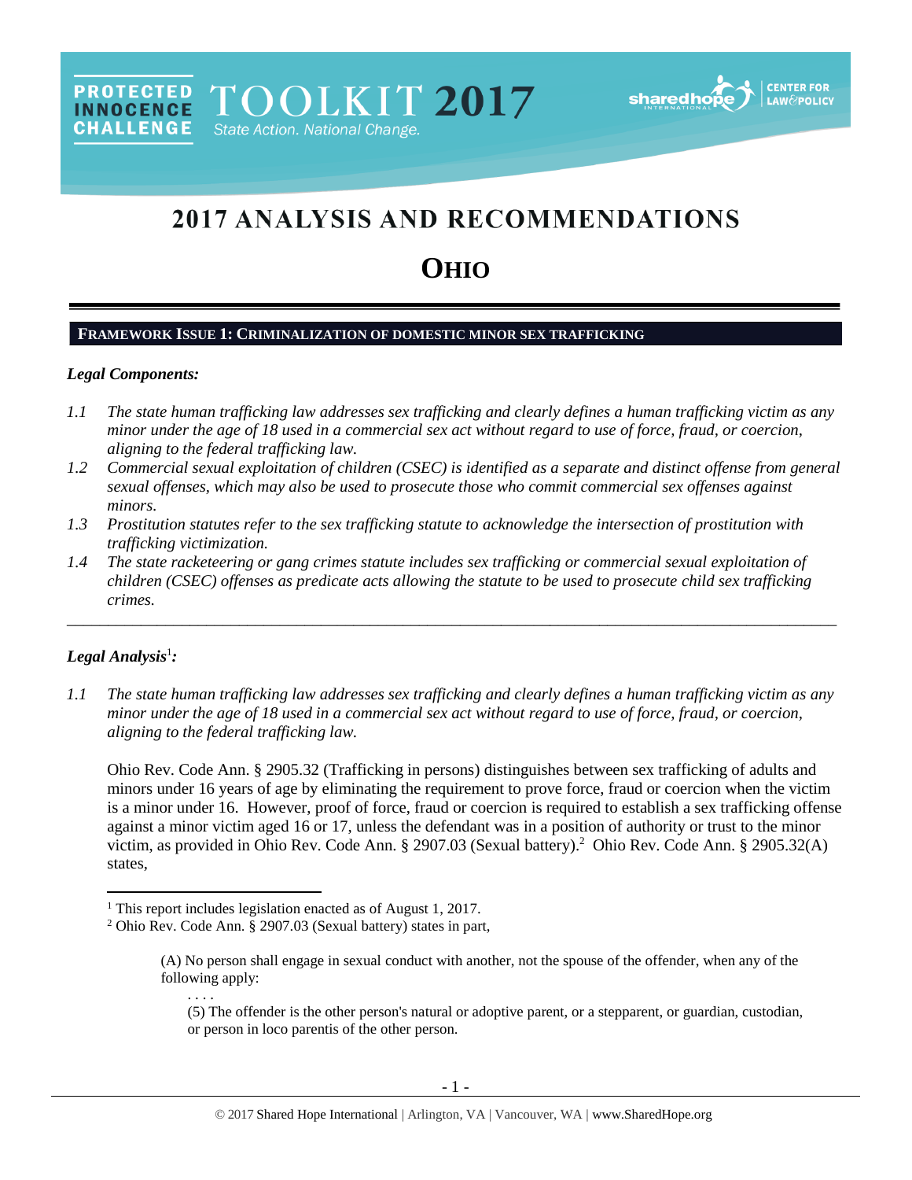PROTECTED INNOCENCE CHALLENGE TOOLKIT 2017 State Action. National Change.

# 2017 ANALYSIS AND RECOMMENDATIONS

# OHIO

## FRAMEWORK ISSUE 1: CRIMINALIZATION OF DOMESTIC MINOR SEX TRAFFICKING

### *Legal Components:*

*1.1 The state human trafficking law addresses sex trafficking and clearly defines a human trafficking victim as any minor under the age of 18 used in a commercial sex act without regard to use of force, fraud, or coercion, aligning to the federal trafficking law.*

*1.2 Commercial sexual exploitation of children (CSEC) is identified as a separate and distinct offense from general sexual offenses, which may also be used to prosecute those who commit commercial sex offenses against minors.*

*1.3 Prostitution statutes refer to the sex trafficking statute to acknowledge the intersection of prostitution with trafficking victimization.*

*1.4 The state racketeering or gang crimes statute includes sex trafficking or commercial sexual exploitation of children (CSEC) offenses as predicate acts allowing the statute to be used to prosecute child sex trafficking crimes.*

---

### *Legal Analysis*[1]*:*

*1.1 The state human trafficking law addresses sex trafficking and clearly defines a human trafficking victim as any minor under the age of 18 used in a commercial sex act without regard to use of force, fraud, or coercion, aligning to the federal trafficking law.*

Ohio Rev. Code Ann. § 2905.32 (Trafficking in persons) distinguishes between sex trafficking of adults and minors under 16 years of age by eliminating the requirement to prove force, fraud or coercion when the victim is a minor under 16. However, proof of force, fraud or coercion is required to establish a sex trafficking offense against a minor victim aged 16 or 17, unless the defendant was in a position of authority or trust to the minor victim, as provided in Ohio Rev. Code Ann. § 2907.03 (Sexual battery).[2] Ohio Rev. Code Ann. § 2905.32(A) states,

---

[1] This report includes legislation enacted as of August 1, 2017.

[2] Ohio Rev. Code Ann. § 2907.03 (Sexual battery) states in part,

> (A) No person shall engage in sexual conduct with another, not the spouse of the offender, when any of the following apply:
>
> . . . .
>
> (5) The offender is the other person's natural or adoptive parent, or a stepparent, or guardian, custodian, or person in loco parentis of the other person.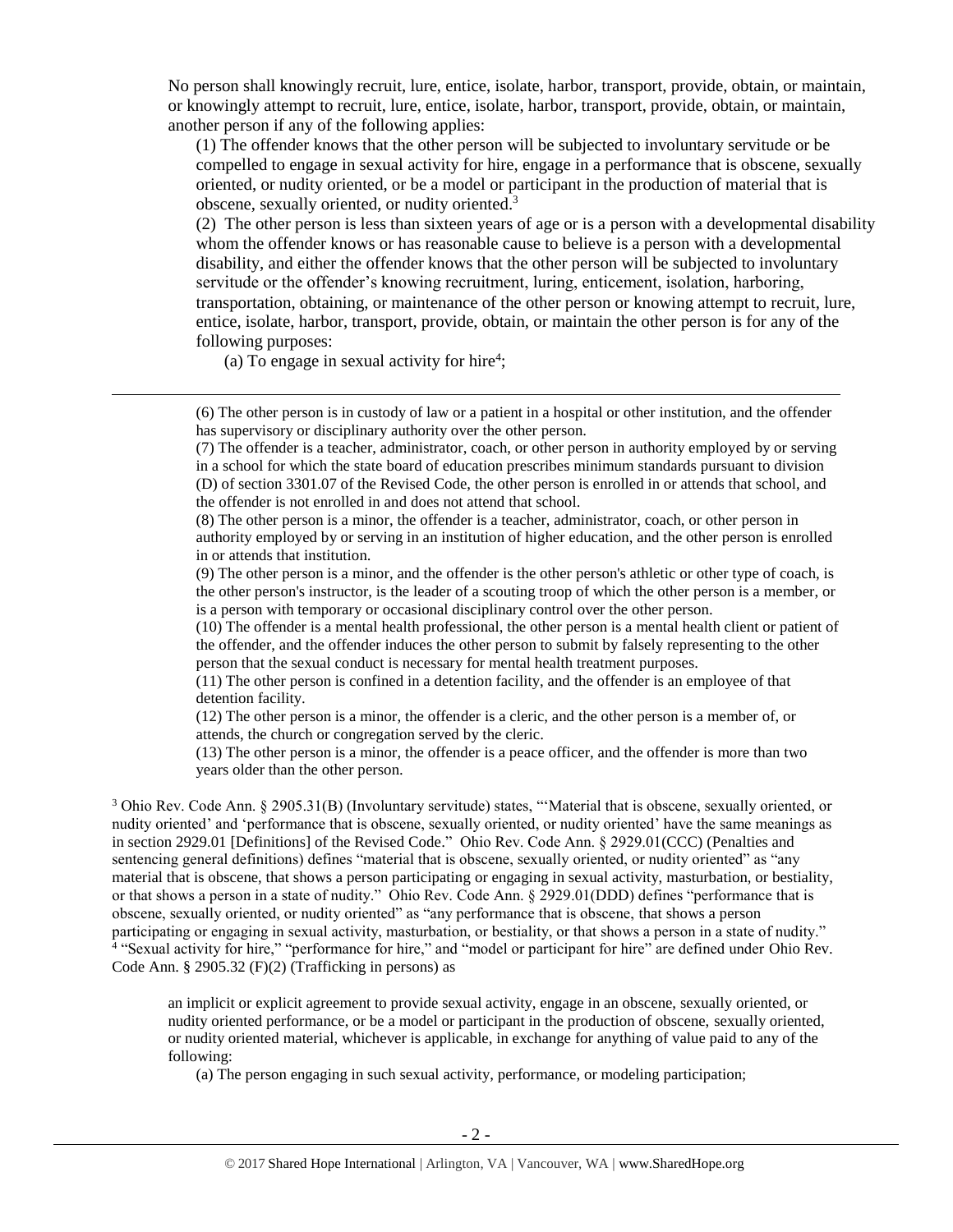No person shall knowingly recruit, lure, entice, isolate, harbor, transport, provide, obtain, or maintain, or knowingly attempt to recruit, lure, entice, isolate, harbor, transport, provide, obtain, or maintain, another person if any of the following applies:

> (1) The offender knows that the other person will be subjected to involuntary servitude or be compelled to engage in sexual activity for hire, engage in a performance that is obscene, sexually oriented, or nudity oriented, or be a model or participant in the production of material that is obscene, sexually oriented, or nudity oriented.[3]
>
> (2) The other person is less than sixteen years of age or is a person with a developmental disability whom the offender knows or has reasonable cause to believe is a person with a developmental disability, and either the offender knows that the other person will be subjected to involuntary servitude or the offender's knowing recruitment, luring, enticement, isolation, harboring, transportation, obtaining, or maintenance of the other person or knowing attempt to recruit, lure, entice, isolate, harbor, transport, provide, obtain, or maintain the other person is for any of the following purposes:
>
> > (a) To engage in sexual activity for hire[4];

---

> (6) The other person is in custody of law or a patient in a hospital or other institution, and the offender has supervisory or disciplinary authority over the other person.
>
> (7) The offender is a teacher, administrator, coach, or other person in authority employed by or serving in a school for which the state board of education prescribes minimum standards pursuant to division (D) of section 3301.07 of the Revised Code, the other person is enrolled in or attends that school, and the offender is not enrolled in and does not attend that school.
>
> (8) The other person is a minor, the offender is a teacher, administrator, coach, or other person in authority employed by or serving in an institution of higher education, and the other person is enrolled in or attends that institution.
>
> (9) The other person is a minor, and the offender is the other person's athletic or other type of coach, is the other person's instructor, is the leader of a scouting troop of which the other person is a member, or is a person with temporary or occasional disciplinary control over the other person.
>
> (10) The offender is a mental health professional, the other person is a mental health client or patient of the offender, and the offender induces the other person to submit by falsely representing to the other person that the sexual conduct is necessary for mental health treatment purposes.
>
> (11) The other person is confined in a detention facility, and the offender is an employee of that detention facility.
>
> (12) The other person is a minor, the offender is a cleric, and the other person is a member of, or attends, the church or congregation served by the cleric.
>
> (13) The other person is a minor, the offender is a peace officer, and the offender is more than two years older than the other person.

[3] Ohio Rev. Code Ann. § 2905.31(B) (Involuntary servitude) states, "'Material that is obscene, sexually oriented, or nudity oriented' and 'performance that is obscene, sexually oriented, or nudity oriented' have the same meanings as in section 2929.01 [Definitions] of the Revised Code." Ohio Rev. Code Ann. § 2929.01(CCC) (Penalties and sentencing general definitions) defines "material that is obscene, sexually oriented, or nudity oriented" as "any material that is obscene, that shows a person participating or engaging in sexual activity, masturbation, or bestiality, or that shows a person in a state of nudity." Ohio Rev. Code Ann. § 2929.01(DDD) defines "performance that is obscene, sexually oriented, or nudity oriented" as "any performance that is obscene, that shows a person participating or engaging in sexual activity, masturbation, or bestiality, or that shows a person in a state of nudity."

[4] "Sexual activity for hire," "performance for hire," and "model or participant for hire" are defined under Ohio Rev. Code Ann. § 2905.32 (F)(2) (Trafficking in persons) as

> an implicit or explicit agreement to provide sexual activity, engage in an obscene, sexually oriented, or nudity oriented performance, or be a model or participant in the production of obscene, sexually oriented, or nudity oriented material, whichever is applicable, in exchange for anything of value paid to any of the following:
>
> > (a) The person engaging in such sexual activity, performance, or modeling participation;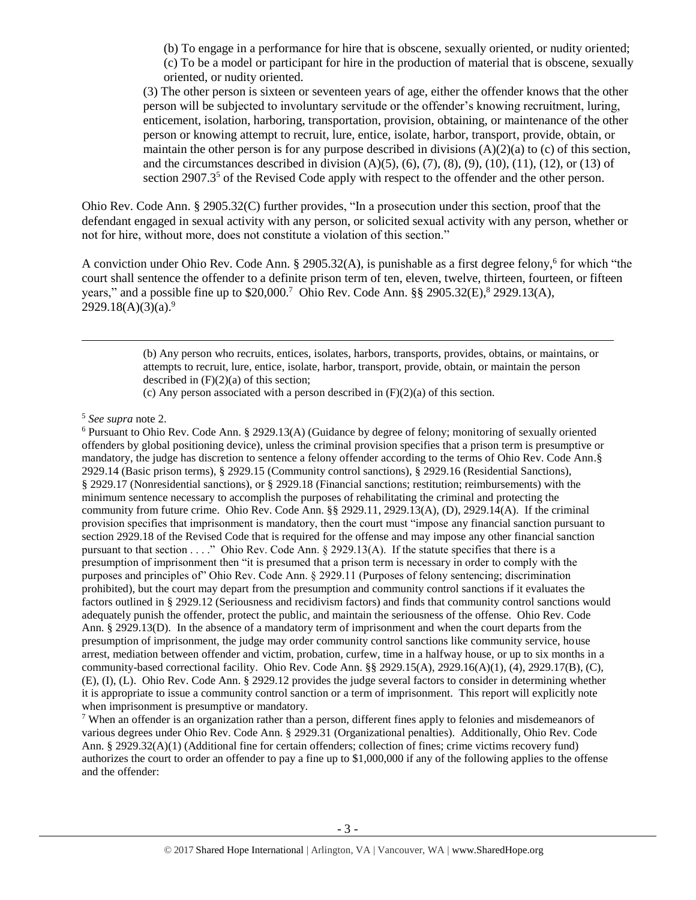(b) To engage in a performance for hire that is obscene, sexually oriented, or nudity oriented;
(c) To be a model or participant for hire in the production of material that is obscene, sexually oriented, or nudity oriented.

(3) The other person is sixteen or seventeen years of age, either the offender knows that the other person will be subjected to involuntary servitude or the offender's knowing recruitment, luring, enticement, isolation, harboring, transportation, provision, obtaining, or maintenance of the other person or knowing attempt to recruit, lure, entice, isolate, harbor, transport, provide, obtain, or maintain the other person is for any purpose described in divisions (A)(2)(a) to (c) of this section, and the circumstances described in division (A)(5), (6), (7), (8), (9), (10), (11), (12), or (13) of section 2907.3[5] of the Revised Code apply with respect to the offender and the other person.

Ohio Rev. Code Ann. § 2905.32(C) further provides, "In a prosecution under this section, proof that the defendant engaged in sexual activity with any person, or solicited sexual activity with any person, whether or not for hire, without more, does not constitute a violation of this section."

A conviction under Ohio Rev. Code Ann. § 2905.32(A), is punishable as a first degree felony,[6] for which "the court shall sentence the offender to a definite prison term of ten, eleven, twelve, thirteen, fourteen, or fifteen years," and a possible fine up to $20,000.[7] Ohio Rev. Code Ann. §§ 2905.32(E),[8] 2929.13(A), 2929.18(A)(3)(a).[9]

---

(b) Any person who recruits, entices, isolates, harbors, transports, provides, obtains, or maintains, or attempts to recruit, lure, entice, isolate, harbor, transport, provide, obtain, or maintain the person described in (F)(2)(a) of this section;
(c) Any person associated with a person described in (F)(2)(a) of this section.

[5] *See supra* note 2.

[6] Pursuant to Ohio Rev. Code Ann. § 2929.13(A) (Guidance by degree of felony; monitoring of sexually oriented offenders by global positioning device), unless the criminal provision specifies that a prison term is presumptive or mandatory, the judge has discretion to sentence a felony offender according to the terms of Ohio Rev. Code Ann.§ 2929.14 (Basic prison terms), § 2929.15 (Community control sanctions), § 2929.16 (Residential Sanctions), § 2929.17 (Nonresidential sanctions), or § 2929.18 (Financial sanctions; restitution; reimbursements) with the minimum sentence necessary to accomplish the purposes of rehabilitating the criminal and protecting the community from future crime. Ohio Rev. Code Ann. §§ 2929.11, 2929.13(A), (D), 2929.14(A). If the criminal provision specifies that imprisonment is mandatory, then the court must "impose any financial sanction pursuant to section 2929.18 of the Revised Code that is required for the offense and may impose any other financial sanction pursuant to that section . . . ." Ohio Rev. Code Ann. § 2929.13(A). If the statute specifies that there is a presumption of imprisonment then "it is presumed that a prison term is necessary in order to comply with the purposes and principles of" Ohio Rev. Code Ann. § 2929.11 (Purposes of felony sentencing; discrimination prohibited), but the court may depart from the presumption and community control sanctions if it evaluates the factors outlined in § 2929.12 (Seriousness and recidivism factors) and finds that community control sanctions would adequately punish the offender, protect the public, and maintain the seriousness of the offense. Ohio Rev. Code Ann. § 2929.13(D). In the absence of a mandatory term of imprisonment and when the court departs from the presumption of imprisonment, the judge may order community control sanctions like community service, house arrest, mediation between offender and victim, probation, curfew, time in a halfway house, or up to six months in a community-based correctional facility. Ohio Rev. Code Ann. §§ 2929.15(A), 2929.16(A)(1), (4), 2929.17(B), (C), (E), (I), (L). Ohio Rev. Code Ann. § 2929.12 provides the judge several factors to consider in determining whether it is appropriate to issue a community control sanction or a term of imprisonment. This report will explicitly note when imprisonment is presumptive or mandatory.

[7] When an offender is an organization rather than a person, different fines apply to felonies and misdemeanors of various degrees under Ohio Rev. Code Ann. § 2929.31 (Organizational penalties). Additionally, Ohio Rev. Code Ann. § 2929.32(A)(1) (Additional fine for certain offenders; collection of fines; crime victims recovery fund) authorizes the court to order an offender to pay a fine up to $1,000,000 if any of the following applies to the offense and the offender: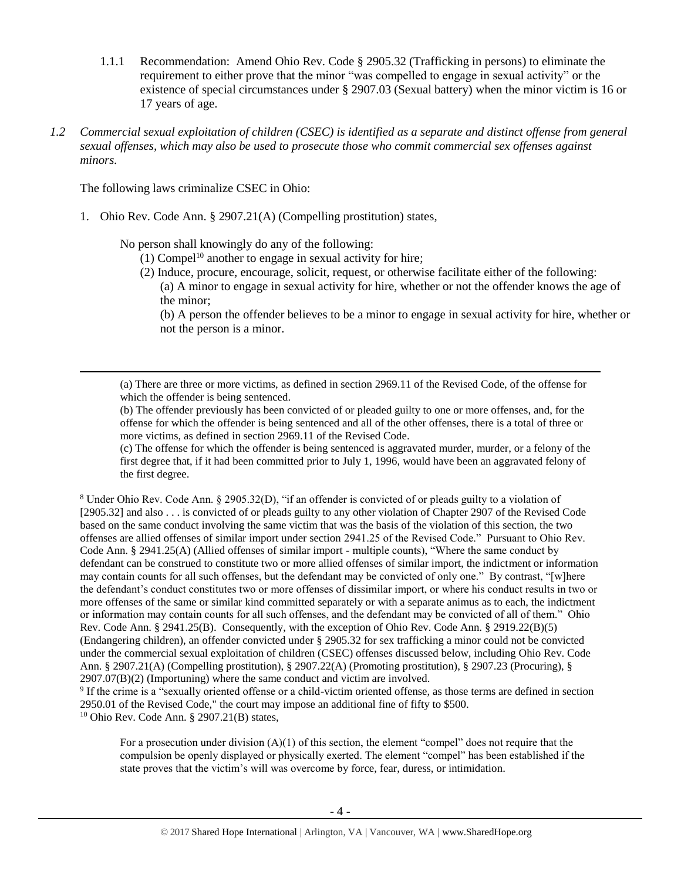1.1.1 Recommendation: Amend Ohio Rev. Code § 2905.32 (Trafficking in persons) to eliminate the requirement to either prove that the minor "was compelled to engage in sexual activity" or the existence of special circumstances under § 2907.03 (Sexual battery) when the minor victim is 16 or 17 years of age.

*1.2 Commercial sexual exploitation of children (CSEC) is identified as a separate and distinct offense from general sexual offenses, which may also be used to prosecute those who commit commercial sex offenses against minors.*

The following laws criminalize CSEC in Ohio:

1. Ohio Rev. Code Ann. § 2907.21(A) (Compelling prostitution) states,

   No person shall knowingly do any of the following:
   
   (1) Compel[10] another to engage in sexual activity for hire;
   
   (2) Induce, procure, encourage, solicit, request, or otherwise facilitate either of the following:
   
   (a) A minor to engage in sexual activity for hire, whether or not the offender knows the age of the minor;
   
   (b) A person the offender believes to be a minor to engage in sexual activity for hire, whether or not the person is a minor.

---

(a) There are three or more victims, as defined in section 2969.11 of the Revised Code, of the offense for which the offender is being sentenced.

(b) The offender previously has been convicted of or pleaded guilty to one or more offenses, and, for the offense for which the offender is being sentenced and all of the other offenses, there is a total of three or more victims, as defined in section 2969.11 of the Revised Code.

(c) The offense for which the offender is being sentenced is aggravated murder, murder, or a felony of the first degree that, if it had been committed prior to July 1, 1996, would have been an aggravated felony of the first degree.

[8] Under Ohio Rev. Code Ann. § 2905.32(D), "if an offender is convicted of or pleads guilty to a violation of [2905.32] and also . . . is convicted of or pleads guilty to any other violation of Chapter 2907 of the Revised Code based on the same conduct involving the same victim that was the basis of the violation of this section, the two offenses are allied offenses of similar import under section 2941.25 of the Revised Code." Pursuant to Ohio Rev. Code Ann. § 2941.25(A) (Allied offenses of similar import - multiple counts), "Where the same conduct by defendant can be construed to constitute two or more allied offenses of similar import, the indictment or information may contain counts for all such offenses, but the defendant may be convicted of only one." By contrast, "[w]here the defendant's conduct constitutes two or more offenses of dissimilar import, or where his conduct results in two or more offenses of the same or similar kind committed separately or with a separate animus as to each, the indictment or information may contain counts for all such offenses, and the defendant may be convicted of all of them." Ohio Rev. Code Ann. § 2941.25(B). Consequently, with the exception of Ohio Rev. Code Ann. § 2919.22(B)(5) (Endangering children), an offender convicted under § 2905.32 for sex trafficking a minor could not be convicted under the commercial sexual exploitation of children (CSEC) offenses discussed below, including Ohio Rev. Code Ann. § 2907.21(A) (Compelling prostitution), § 2907.22(A) (Promoting prostitution), § 2907.23 (Procuring), § 2907.07(B)(2) (Importuning) where the same conduct and victim are involved.

[9] If the crime is a "sexually oriented offense or a child-victim oriented offense, as those terms are defined in section 2950.01 of the Revised Code," the court may impose an additional fine of fifty to $500.

[10] Ohio Rev. Code Ann. § 2907.21(B) states,

For a prosecution under division (A)(1) of this section, the element "compel" does not require that the compulsion be openly displayed or physically exerted. The element "compel" has been established if the state proves that the victim's will was overcome by force, fear, duress, or intimidation.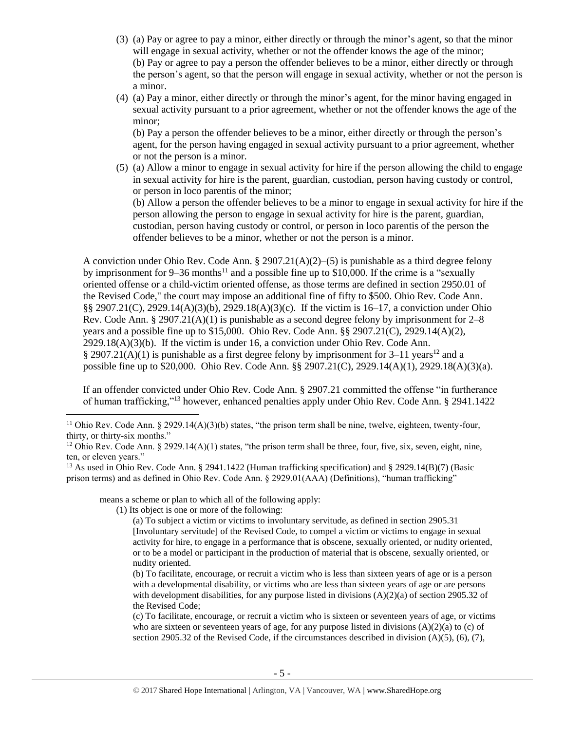(3) (a) Pay or agree to pay a minor, either directly or through the minor's agent, so that the minor will engage in sexual activity, whether or not the offender knows the age of the minor;
(b) Pay or agree to pay a person the offender believes to be a minor, either directly or through the person's agent, so that the person will engage in sexual activity, whether or not the person is a minor.

(4) (a) Pay a minor, either directly or through the minor's agent, for the minor having engaged in sexual activity pursuant to a prior agreement, whether or not the offender knows the age of the minor;
(b) Pay a person the offender believes to be a minor, either directly or through the person's agent, for the person having engaged in sexual activity pursuant to a prior agreement, whether or not the person is a minor.

(5) (a) Allow a minor to engage in sexual activity for hire if the person allowing the child to engage in sexual activity for hire is the parent, guardian, custodian, person having custody or control, or person in loco parentis of the minor;
(b) Allow a person the offender believes to be a minor to engage in sexual activity for hire if the person allowing the person to engage in sexual activity for hire is the parent, guardian, custodian, person having custody or control, or person in loco parentis of the person the offender believes to be a minor, whether or not the person is a minor.

A conviction under Ohio Rev. Code Ann. § 2907.21(A)(2)–(5) is punishable as a third degree felony by imprisonment for 9–36 months[11] and a possible fine up to $10,000. If the crime is a "sexually oriented offense or a child-victim oriented offense, as those terms are defined in section 2950.01 of the Revised Code," the court may impose an additional fine of fifty to $500. Ohio Rev. Code Ann. §§ 2907.21(C), 2929.14(A)(3)(b), 2929.18(A)(3)(c). If the victim is 16–17, a conviction under Ohio Rev. Code Ann. § 2907.21(A)(1) is punishable as a second degree felony by imprisonment for 2–8 years and a possible fine up to $15,000. Ohio Rev. Code Ann. §§ 2907.21(C), 2929.14(A)(2), 2929.18(A)(3)(b). If the victim is under 16, a conviction under Ohio Rev. Code Ann. § 2907.21(A)(1) is punishable as a first degree felony by imprisonment for 3–11 years[12] and a possible fine up to $20,000. Ohio Rev. Code Ann. §§ 2907.21(C), 2929.14(A)(1), 2929.18(A)(3)(a).

If an offender convicted under Ohio Rev. Code Ann. § 2907.21 committed the offense "in furtherance of human trafficking,"[13] however, enhanced penalties apply under Ohio Rev. Code Ann. § 2941.1422

---

[11] Ohio Rev. Code Ann. § 2929.14(A)(3)(b) states, "the prison term shall be nine, twelve, eighteen, twenty-four, thirty, or thirty-six months."

[12] Ohio Rev. Code Ann. § 2929.14(A)(1) states, "the prison term shall be three, four, five, six, seven, eight, nine, ten, or eleven years."

[13] As used in Ohio Rev. Code Ann. § 2941.1422 (Human trafficking specification) and § 2929.14(B)(7) (Basic prison terms) and as defined in Ohio Rev. Code Ann. § 2929.01(AAA) (Definitions), "human trafficking"

> means a scheme or plan to which all of the following apply:
> (1) Its object is one or more of the following:
> (a) To subject a victim or victims to involuntary servitude, as defined in section 2905.31 [Involuntary servitude] of the Revised Code, to compel a victim or victims to engage in sexual activity for hire, to engage in a performance that is obscene, sexually oriented, or nudity oriented, or to be a model or participant in the production of material that is obscene, sexually oriented, or nudity oriented.
> (b) To facilitate, encourage, or recruit a victim who is less than sixteen years of age or is a person with a developmental disability, or victims who are less than sixteen years of age or are persons with development disabilities, for any purpose listed in divisions (A)(2)(a) of section 2905.32 of the Revised Code;
> (c) To facilitate, encourage, or recruit a victim who is sixteen or seventeen years of age, or victims who are sixteen or seventeen years of age, for any purpose listed in divisions (A)(2)(a) to (c) of section 2905.32 of the Revised Code, if the circumstances described in division (A)(5), (6), (7),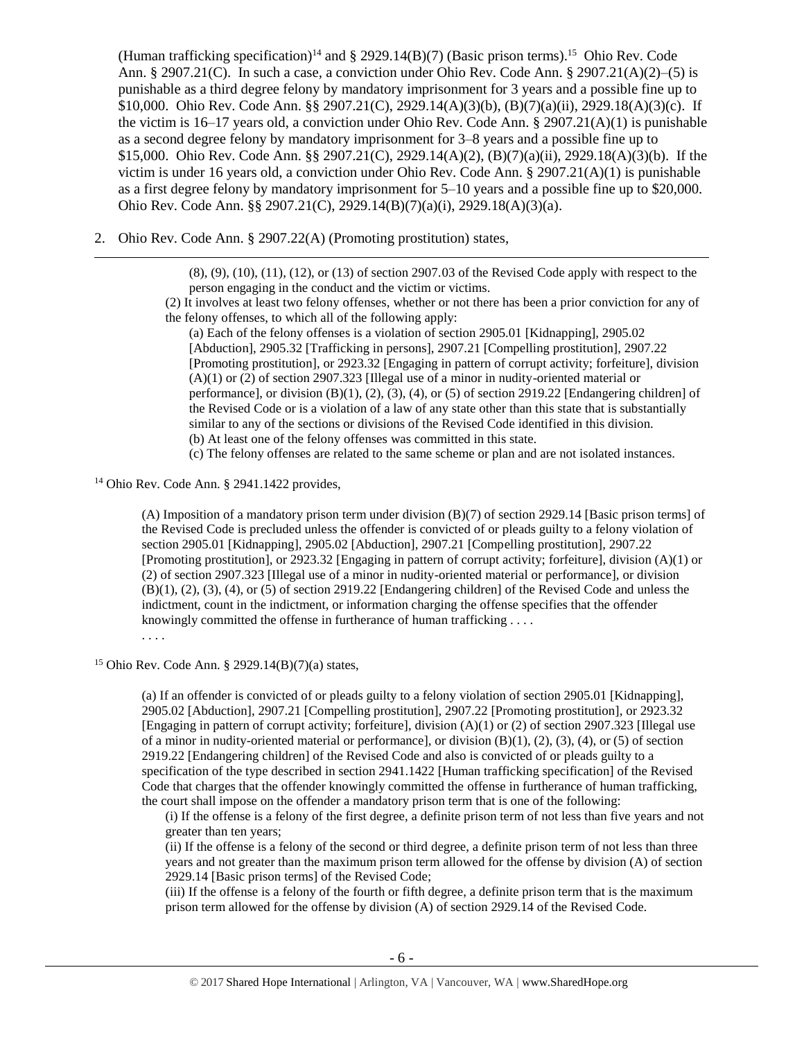(Human trafficking specification)[14] and § 2929.14(B)(7) (Basic prison terms).[15] Ohio Rev. Code Ann. § 2907.21(C). In such a case, a conviction under Ohio Rev. Code Ann. § 2907.21(A)(2)–(5) is punishable as a third degree felony by mandatory imprisonment for 3 years and a possible fine up to $10,000. Ohio Rev. Code Ann. §§ 2907.21(C), 2929.14(A)(3)(b), (B)(7)(a)(ii), 2929.18(A)(3)(c). If the victim is 16–17 years old, a conviction under Ohio Rev. Code Ann. § 2907.21(A)(1) is punishable as a second degree felony by mandatory imprisonment for 3–8 years and a possible fine up to $15,000. Ohio Rev. Code Ann. §§ 2907.21(C), 2929.14(A)(2), (B)(7)(a)(ii), 2929.18(A)(3)(b). If the victim is under 16 years old, a conviction under Ohio Rev. Code Ann. § 2907.21(A)(1) is punishable as a first degree felony by mandatory imprisonment for 5–10 years and a possible fine up to $20,000. Ohio Rev. Code Ann. §§ 2907.21(C), 2929.14(B)(7)(a)(i), 2929.18(A)(3)(a).

2. Ohio Rev. Code Ann. § 2907.22(A) (Promoting prostitution) states,

---

> (8), (9), (10), (11), (12), or (13) of section 2907.03 of the Revised Code apply with respect to the person engaging in the conduct and the victim or victims.
>
> (2) It involves at least two felony offenses, whether or not there has been a prior conviction for any of the felony offenses, to which all of the following apply:
>
> (a) Each of the felony offenses is a violation of section 2905.01 [Kidnapping], 2905.02 [Abduction], 2905.32 [Trafficking in persons], 2907.21 [Compelling prostitution], 2907.22 [Promoting prostitution], or 2923.32 [Engaging in pattern of corrupt activity; forfeiture], division (A)(1) or (2) of section 2907.323 [Illegal use of a minor in nudity-oriented material or performance], or division (B)(1), (2), (3), (4), or (5) of section 2919.22 [Endangering children] of the Revised Code or is a violation of a law of any state other than this state that is substantially similar to any of the sections or divisions of the Revised Code identified in this division.
>
> (b) At least one of the felony offenses was committed in this state.
>
> (c) The felony offenses are related to the same scheme or plan and are not isolated instances.

[14] Ohio Rev. Code Ann. § 2941.1422 provides,

> (A) Imposition of a mandatory prison term under division (B)(7) of section 2929.14 [Basic prison terms] of the Revised Code is precluded unless the offender is convicted of or pleads guilty to a felony violation of section 2905.01 [Kidnapping], 2905.02 [Abduction], 2907.21 [Compelling prostitution], 2907.22 [Promoting prostitution], or 2923.32 [Engaging in pattern of corrupt activity; forfeiture], division (A)(1) or (2) of section 2907.323 [Illegal use of a minor in nudity-oriented material or performance], or division (B)(1), (2), (3), (4), or (5) of section 2919.22 [Endangering children] of the Revised Code and unless the indictment, count in the indictment, or information charging the offense specifies that the offender knowingly committed the offense in furtherance of human trafficking . . . .
>
> . . . .

[15] Ohio Rev. Code Ann. § 2929.14(B)(7)(a) states,

> (a) If an offender is convicted of or pleads guilty to a felony violation of section 2905.01 [Kidnapping], 2905.02 [Abduction], 2907.21 [Compelling prostitution], 2907.22 [Promoting prostitution], or 2923.32 [Engaging in pattern of corrupt activity; forfeiture], division (A)(1) or (2) of section 2907.323 [Illegal use of a minor in nudity-oriented material or performance], or division (B)(1), (2), (3), (4), or (5) of section 2919.22 [Endangering children] of the Revised Code and also is convicted of or pleads guilty to a specification of the type described in section 2941.1422 [Human trafficking specification] of the Revised Code that charges that the offender knowingly committed the offense in furtherance of human trafficking, the court shall impose on the offender a mandatory prison term that is one of the following:
>
> (i) If the offense is a felony of the first degree, a definite prison term of not less than five years and not greater than ten years;
>
> (ii) If the offense is a felony of the second or third degree, a definite prison term of not less than three years and not greater than the maximum prison term allowed for the offense by division (A) of section 2929.14 [Basic prison terms] of the Revised Code;
>
> (iii) If the offense is a felony of the fourth or fifth degree, a definite prison term that is the maximum prison term allowed for the offense by division (A) of section 2929.14 of the Revised Code.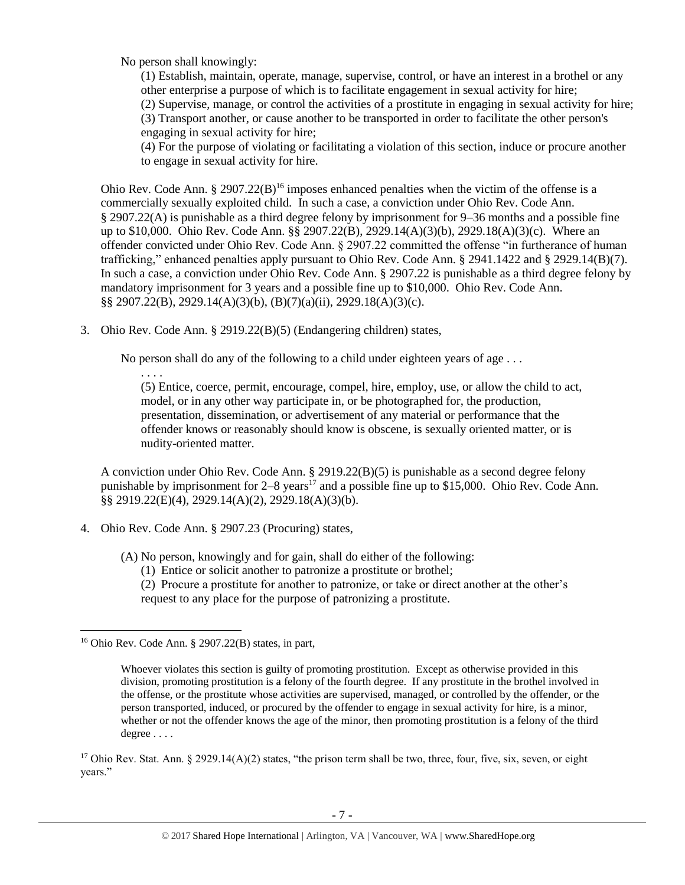No person shall knowingly:

(1) Establish, maintain, operate, manage, supervise, control, or have an interest in a brothel or any other enterprise a purpose of which is to facilitate engagement in sexual activity for hire;

(2) Supervise, manage, or control the activities of a prostitute in engaging in sexual activity for hire;

(3) Transport another, or cause another to be transported in order to facilitate the other person's engaging in sexual activity for hire;

(4) For the purpose of violating or facilitating a violation of this section, induce or procure another to engage in sexual activity for hire.

Ohio Rev. Code Ann. § 2907.22(B)[16] imposes enhanced penalties when the victim of the offense is a commercially sexually exploited child. In such a case, a conviction under Ohio Rev. Code Ann. § 2907.22(A) is punishable as a third degree felony by imprisonment for 9–36 months and a possible fine up to $10,000. Ohio Rev. Code Ann. §§ 2907.22(B), 2929.14(A)(3)(b), 2929.18(A)(3)(c). Where an offender convicted under Ohio Rev. Code Ann. § 2907.22 committed the offense "in furtherance of human trafficking," enhanced penalties apply pursuant to Ohio Rev. Code Ann. § 2941.1422 and § 2929.14(B)(7). In such a case, a conviction under Ohio Rev. Code Ann. § 2907.22 is punishable as a third degree felony by mandatory imprisonment for 3 years and a possible fine up to $10,000. Ohio Rev. Code Ann. §§ 2907.22(B), 2929.14(A)(3)(b), (B)(7)(a)(ii), 2929.18(A)(3)(c).

3. Ohio Rev. Code Ann. § 2919.22(B)(5) (Endangering children) states,

   No person shall do any of the following to a child under eighteen years of age . . .

   . . . .

   (5) Entice, coerce, permit, encourage, compel, hire, employ, use, or allow the child to act, model, or in any other way participate in, or be photographed for, the production, presentation, dissemination, or advertisement of any material or performance that the offender knows or reasonably should know is obscene, is sexually oriented matter, or is nudity-oriented matter.

   A conviction under Ohio Rev. Code Ann. § 2919.22(B)(5) is punishable as a second degree felony punishable by imprisonment for 2–8 years[17] and a possible fine up to $15,000. Ohio Rev. Code Ann. §§ 2919.22(E)(4), 2929.14(A)(2), 2929.18(A)(3)(b).

4. Ohio Rev. Code Ann. § 2907.23 (Procuring) states,

   (A) No person, knowingly and for gain, shall do either of the following:

   (1) Entice or solicit another to patronize a prostitute or brothel;

   (2) Procure a prostitute for another to patronize, or take or direct another at the other's request to any place for the purpose of patronizing a prostitute.

---

[16] Ohio Rev. Code Ann. § 2907.22(B) states, in part,

> Whoever violates this section is guilty of promoting prostitution. Except as otherwise provided in this division, promoting prostitution is a felony of the fourth degree. If any prostitute in the brothel involved in the offense, or the prostitute whose activities are supervised, managed, or controlled by the offender, or the person transported, induced, or procured by the offender to engage in sexual activity for hire, is a minor, whether or not the offender knows the age of the minor, then promoting prostitution is a felony of the third degree . . . .

[17] Ohio Rev. Stat. Ann. § 2929.14(A)(2) states, "the prison term shall be two, three, four, five, six, seven, or eight years."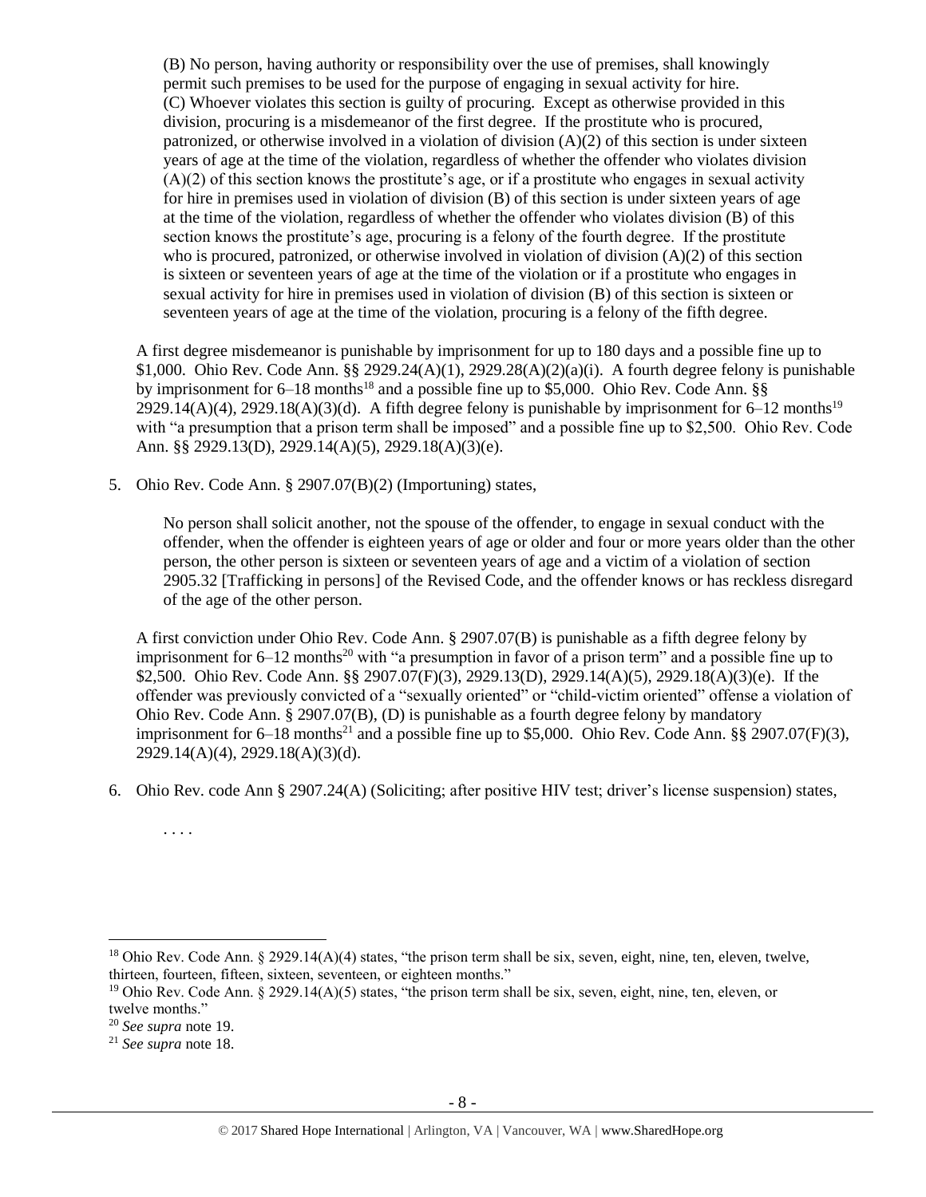> (B) No person, having authority or responsibility over the use of premises, shall knowingly permit such premises to be used for the purpose of engaging in sexual activity for hire.
> (C) Whoever violates this section is guilty of procuring. Except as otherwise provided in this division, procuring is a misdemeanor of the first degree. If the prostitute who is procured, patronized, or otherwise involved in a violation of division (A)(2) of this section is under sixteen years of age at the time of the violation, regardless of whether the offender who violates division (A)(2) of this section knows the prostitute's age, or if a prostitute who engages in sexual activity for hire in premises used in violation of division (B) of this section is under sixteen years of age at the time of the violation, regardless of whether the offender who violates division (B) of this section knows the prostitute's age, procuring is a felony of the fourth degree. If the prostitute who is procured, patronized, or otherwise involved in violation of division (A)(2) of this section is sixteen or seventeen years of age at the time of the violation or if a prostitute who engages in sexual activity for hire in premises used in violation of division (B) of this section is sixteen or seventeen years of age at the time of the violation, procuring is a felony of the fifth degree.

A first degree misdemeanor is punishable by imprisonment for up to 180 days and a possible fine up to $1,000. Ohio Rev. Code Ann. §§ 2929.24(A)(1), 2929.28(A)(2)(a)(i). A fourth degree felony is punishable by imprisonment for 6–18 months[18] and a possible fine up to $5,000. Ohio Rev. Code Ann. §§ 2929.14(A)(4), 2929.18(A)(3)(d). A fifth degree felony is punishable by imprisonment for 6–12 months[19] with "a presumption that a prison term shall be imposed" and a possible fine up to $2,500. Ohio Rev. Code Ann. §§ 2929.13(D), 2929.14(A)(5), 2929.18(A)(3)(e).

5. Ohio Rev. Code Ann. § 2907.07(B)(2) (Importuning) states,

> No person shall solicit another, not the spouse of the offender, to engage in sexual conduct with the offender, when the offender is eighteen years of age or older and four or more years older than the other person, the other person is sixteen or seventeen years of age and a victim of a violation of section 2905.32 [Trafficking in persons] of the Revised Code, and the offender knows or has reckless disregard of the age of the other person.

A first conviction under Ohio Rev. Code Ann. § 2907.07(B) is punishable as a fifth degree felony by imprisonment for 6–12 months[20] with "a presumption in favor of a prison term" and a possible fine up to $2,500. Ohio Rev. Code Ann. §§ 2907.07(F)(3), 2929.13(D), 2929.14(A)(5), 2929.18(A)(3)(e). If the offender was previously convicted of a "sexually oriented" or "child-victim oriented" offense a violation of Ohio Rev. Code Ann. § 2907.07(B), (D) is punishable as a fourth degree felony by mandatory imprisonment for 6–18 months[21] and a possible fine up to $5,000. Ohio Rev. Code Ann. §§ 2907.07(F)(3), 2929.14(A)(4), 2929.18(A)(3)(d).

6. Ohio Rev. code Ann § 2907.24(A) (Soliciting; after positive HIV test; driver's license suspension) states,

> . . . .

---

[18] Ohio Rev. Code Ann. § 2929.14(A)(4) states, "the prison term shall be six, seven, eight, nine, ten, eleven, twelve, thirteen, fourteen, fifteen, sixteen, seventeen, or eighteen months."

[19] Ohio Rev. Code Ann. § 2929.14(A)(5) states, "the prison term shall be six, seven, eight, nine, ten, eleven, or twelve months."

[20] *See supra* note 19.

[21] *See supra* note 18.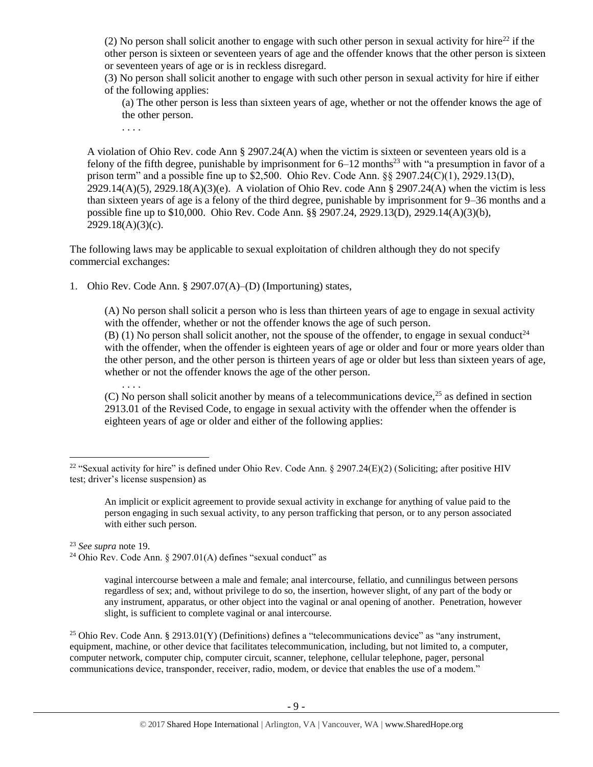> (2) No person shall solicit another to engage with such other person in sexual activity for hire[22] if the other person is sixteen or seventeen years of age and the offender knows that the other person is sixteen or seventeen years of age or is in reckless disregard.
>
> (3) No person shall solicit another to engage with such other person in sexual activity for hire if either of the following applies:
>
> > (a) The other person is less than sixteen years of age, whether or not the offender knows the age of the other person.
> >
> > . . . .

A violation of Ohio Rev. code Ann § 2907.24(A) when the victim is sixteen or seventeen years old is a felony of the fifth degree, punishable by imprisonment for 6–12 months[23] with "a presumption in favor of a prison term" and a possible fine up to $2,500. Ohio Rev. Code Ann. §§ 2907.24(C)(1), 2929.13(D), 2929.14(A)(5), 2929.18(A)(3)(e). A violation of Ohio Rev. code Ann § 2907.24(A) when the victim is less than sixteen years of age is a felony of the third degree, punishable by imprisonment for 9–36 months and a possible fine up to $10,000. Ohio Rev. Code Ann. §§ 2907.24, 2929.13(D), 2929.14(A)(3)(b), 2929.18(A)(3)(c).

The following laws may be applicable to sexual exploitation of children although they do not specify commercial exchanges:

1. Ohio Rev. Code Ann. § 2907.07(A)–(D) (Importuning) states,

> (A) No person shall solicit a person who is less than thirteen years of age to engage in sexual activity with the offender, whether or not the offender knows the age of such person.
>
> (B) (1) No person shall solicit another, not the spouse of the offender, to engage in sexual conduct[24] with the offender, when the offender is eighteen years of age or older and four or more years older than the other person, and the other person is thirteen years of age or older but less than sixteen years of age, whether or not the offender knows the age of the other person.
>
> > . . . .
>
> (C) No person shall solicit another by means of a telecommunications device,[25] as defined in section 2913.01 of the Revised Code, to engage in sexual activity with the offender when the offender is eighteen years of age or older and either of the following applies:

---

[22] "Sexual activity for hire" is defined under Ohio Rev. Code Ann. § 2907.24(E)(2) (Soliciting; after positive HIV test; driver's license suspension) as

> An implicit or explicit agreement to provide sexual activity in exchange for anything of value paid to the person engaging in such sexual activity, to any person trafficking that person, or to any person associated with either such person.

[23] *See supra* note 19.

[24] Ohio Rev. Code Ann. § 2907.01(A) defines "sexual conduct" as

> vaginal intercourse between a male and female; anal intercourse, fellatio, and cunnilingus between persons regardless of sex; and, without privilege to do so, the insertion, however slight, of any part of the body or any instrument, apparatus, or other object into the vaginal or anal opening of another. Penetration, however slight, is sufficient to complete vaginal or anal intercourse.

[25] Ohio Rev. Code Ann. § 2913.01(Y) (Definitions) defines a "telecommunications device" as "any instrument, equipment, machine, or other device that facilitates telecommunication, including, but not limited to, a computer, computer network, computer chip, computer circuit, scanner, telephone, cellular telephone, pager, personal communications device, transponder, receiver, radio, modem, or device that enables the use of a modem."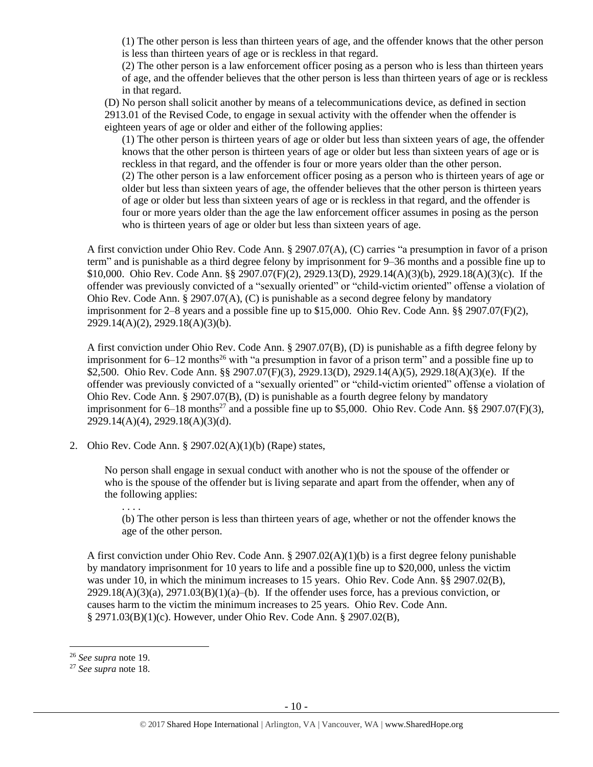(1) The other person is less than thirteen years of age, and the offender knows that the other person is less than thirteen years of age or is reckless in that regard.

(2) The other person is a law enforcement officer posing as a person who is less than thirteen years of age, and the offender believes that the other person is less than thirteen years of age or is reckless in that regard.

(D) No person shall solicit another by means of a telecommunications device, as defined in section 2913.01 of the Revised Code, to engage in sexual activity with the offender when the offender is eighteen years of age or older and either of the following applies:

(1) The other person is thirteen years of age or older but less than sixteen years of age, the offender knows that the other person is thirteen years of age or older but less than sixteen years of age or is reckless in that regard, and the offender is four or more years older than the other person.

(2) The other person is a law enforcement officer posing as a person who is thirteen years of age or older but less than sixteen years of age, the offender believes that the other person is thirteen years of age or older but less than sixteen years of age or is reckless in that regard, and the offender is four or more years older than the age the law enforcement officer assumes in posing as the person who is thirteen years of age or older but less than sixteen years of age.

A first conviction under Ohio Rev. Code Ann. § 2907.07(A), (C) carries "a presumption in favor of a prison term" and is punishable as a third degree felony by imprisonment for 9–36 months and a possible fine up to $10,000. Ohio Rev. Code Ann. §§ 2907.07(F)(2), 2929.13(D), 2929.14(A)(3)(b), 2929.18(A)(3)(c). If the offender was previously convicted of a "sexually oriented" or "child-victim oriented" offense a violation of Ohio Rev. Code Ann. § 2907.07(A), (C) is punishable as a second degree felony by mandatory imprisonment for 2–8 years and a possible fine up to $15,000. Ohio Rev. Code Ann. §§ 2907.07(F)(2), 2929.14(A)(2), 2929.18(A)(3)(b).

A first conviction under Ohio Rev. Code Ann. § 2907.07(B), (D) is punishable as a fifth degree felony by imprisonment for 6–12 months[26] with "a presumption in favor of a prison term" and a possible fine up to $2,500. Ohio Rev. Code Ann. §§ 2907.07(F)(3), 2929.13(D), 2929.14(A)(5), 2929.18(A)(3)(e). If the offender was previously convicted of a "sexually oriented" or "child-victim oriented" offense a violation of Ohio Rev. Code Ann. § 2907.07(B), (D) is punishable as a fourth degree felony by mandatory imprisonment for 6–18 months[27] and a possible fine up to $5,000. Ohio Rev. Code Ann. §§ 2907.07(F)(3), 2929.14(A)(4), 2929.18(A)(3)(d).

2. Ohio Rev. Code Ann. § 2907.02(A)(1)(b) (Rape) states,

No person shall engage in sexual conduct with another who is not the spouse of the offender or who is the spouse of the offender but is living separate and apart from the offender, when any of the following applies:

. . . .

(b) The other person is less than thirteen years of age, whether or not the offender knows the age of the other person.

A first conviction under Ohio Rev. Code Ann. § 2907.02(A)(1)(b) is a first degree felony punishable by mandatory imprisonment for 10 years to life and a possible fine up to $20,000, unless the victim was under 10, in which the minimum increases to 15 years. Ohio Rev. Code Ann. §§ 2907.02(B), 2929.18(A)(3)(a), 2971.03(B)(1)(a)–(b). If the offender uses force, has a previous conviction, or causes harm to the victim the minimum increases to 25 years. Ohio Rev. Code Ann. § 2971.03(B)(1)(c). However, under Ohio Rev. Code Ann. § 2907.02(B),

---

[26] *See supra* note 19.

[27] *See supra* note 18.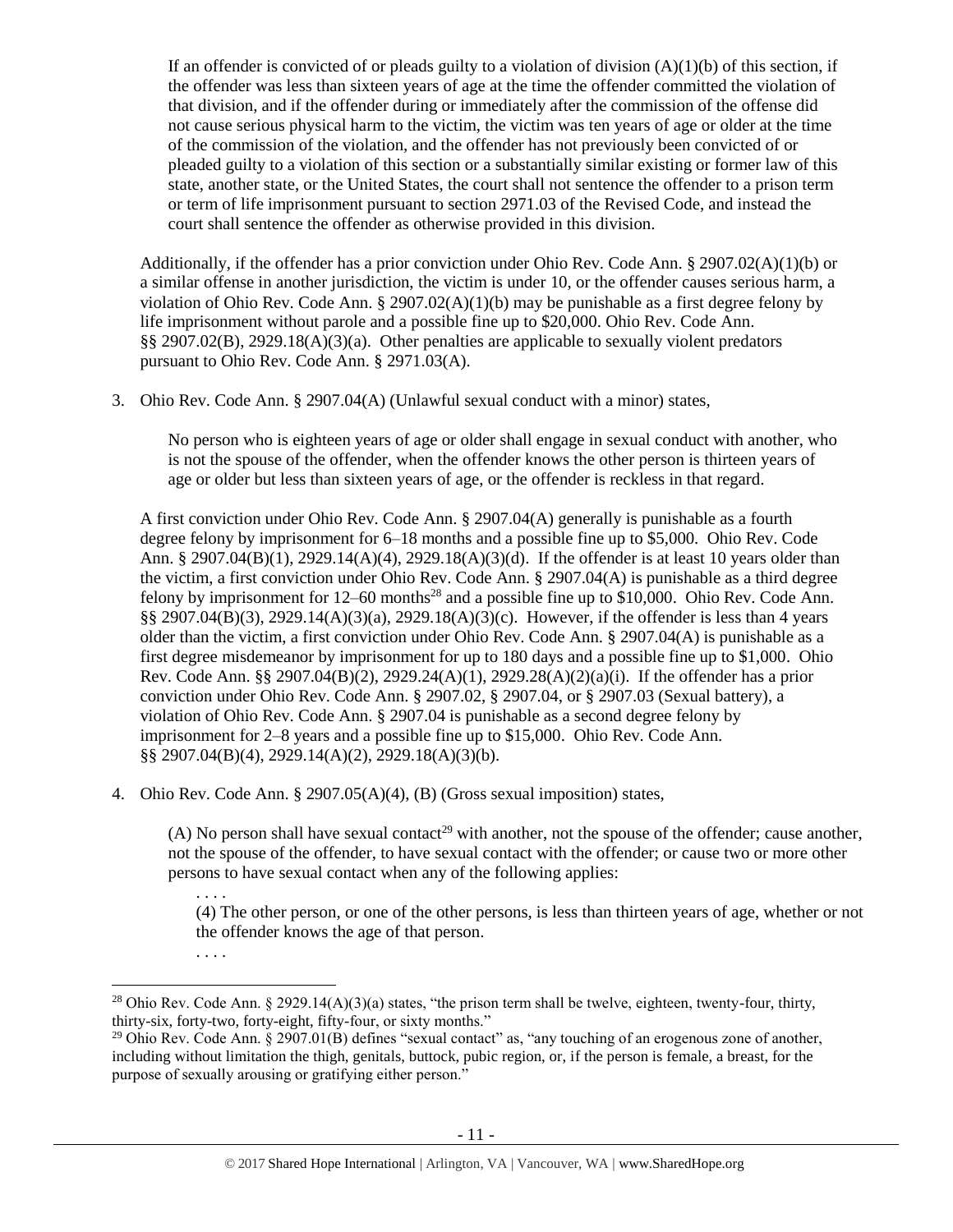> If an offender is convicted of or pleads guilty to a violation of division (A)(1)(b) of this section, if the offender was less than sixteen years of age at the time the offender committed the violation of that division, and if the offender during or immediately after the commission of the offense did not cause serious physical harm to the victim, the victim was ten years of age or older at the time of the commission of the violation, and the offender has not previously been convicted of or pleaded guilty to a violation of this section or a substantially similar existing or former law of this state, another state, or the United States, the court shall not sentence the offender to a prison term or term of life imprisonment pursuant to section 2971.03 of the Revised Code, and instead the court shall sentence the offender as otherwise provided in this division.

Additionally, if the offender has a prior conviction under Ohio Rev. Code Ann. § 2907.02(A)(1)(b) or a similar offense in another jurisdiction, the victim is under 10, or the offender causes serious harm, a violation of Ohio Rev. Code Ann. § 2907.02(A)(1)(b) may be punishable as a first degree felony by life imprisonment without parole and a possible fine up to $20,000. Ohio Rev. Code Ann. §§ 2907.02(B), 2929.18(A)(3)(a). Other penalties are applicable to sexually violent predators pursuant to Ohio Rev. Code Ann. § 2971.03(A).

3. Ohio Rev. Code Ann. § 2907.04(A) (Unlawful sexual conduct with a minor) states,

> No person who is eighteen years of age or older shall engage in sexual conduct with another, who is not the spouse of the offender, when the offender knows the other person is thirteen years of age or older but less than sixteen years of age, or the offender is reckless in that regard.

A first conviction under Ohio Rev. Code Ann. § 2907.04(A) generally is punishable as a fourth degree felony by imprisonment for 6–18 months and a possible fine up to $5,000. Ohio Rev. Code Ann. § 2907.04(B)(1), 2929.14(A)(4), 2929.18(A)(3)(d). If the offender is at least 10 years older than the victim, a first conviction under Ohio Rev. Code Ann. § 2907.04(A) is punishable as a third degree felony by imprisonment for 12–60 months[28] and a possible fine up to $10,000. Ohio Rev. Code Ann. §§ 2907.04(B)(3), 2929.14(A)(3)(a), 2929.18(A)(3)(c). However, if the offender is less than 4 years older than the victim, a first conviction under Ohio Rev. Code Ann. § 2907.04(A) is punishable as a first degree misdemeanor by imprisonment for up to 180 days and a possible fine up to $1,000. Ohio Rev. Code Ann. §§ 2907.04(B)(2), 2929.24(A)(1), 2929.28(A)(2)(a)(i). If the offender has a prior conviction under Ohio Rev. Code Ann. § 2907.02, § 2907.04, or § 2907.03 (Sexual battery), a violation of Ohio Rev. Code Ann. § 2907.04 is punishable as a second degree felony by imprisonment for 2–8 years and a possible fine up to $15,000. Ohio Rev. Code Ann. §§ 2907.04(B)(4), 2929.14(A)(2), 2929.18(A)(3)(b).

4. Ohio Rev. Code Ann. § 2907.05(A)(4), (B) (Gross sexual imposition) states,

> (A) No person shall have sexual contact[29] with another, not the spouse of the offender; cause another, not the spouse of the offender, to have sexual contact with the offender; or cause two or more other persons to have sexual contact when any of the following applies:
>
> . . . .
>
> (4) The other person, or one of the other persons, is less than thirteen years of age, whether or not the offender knows the age of that person.
>
> . . . .

---

[28] Ohio Rev. Code Ann. § 2929.14(A)(3)(a) states, "the prison term shall be twelve, eighteen, twenty-four, thirty, thirty-six, forty-two, forty-eight, fifty-four, or sixty months."

[29] Ohio Rev. Code Ann. § 2907.01(B) defines "sexual contact" as, "any touching of an erogenous zone of another, including without limitation the thigh, genitals, buttock, pubic region, or, if the person is female, a breast, for the purpose of sexually arousing or gratifying either person."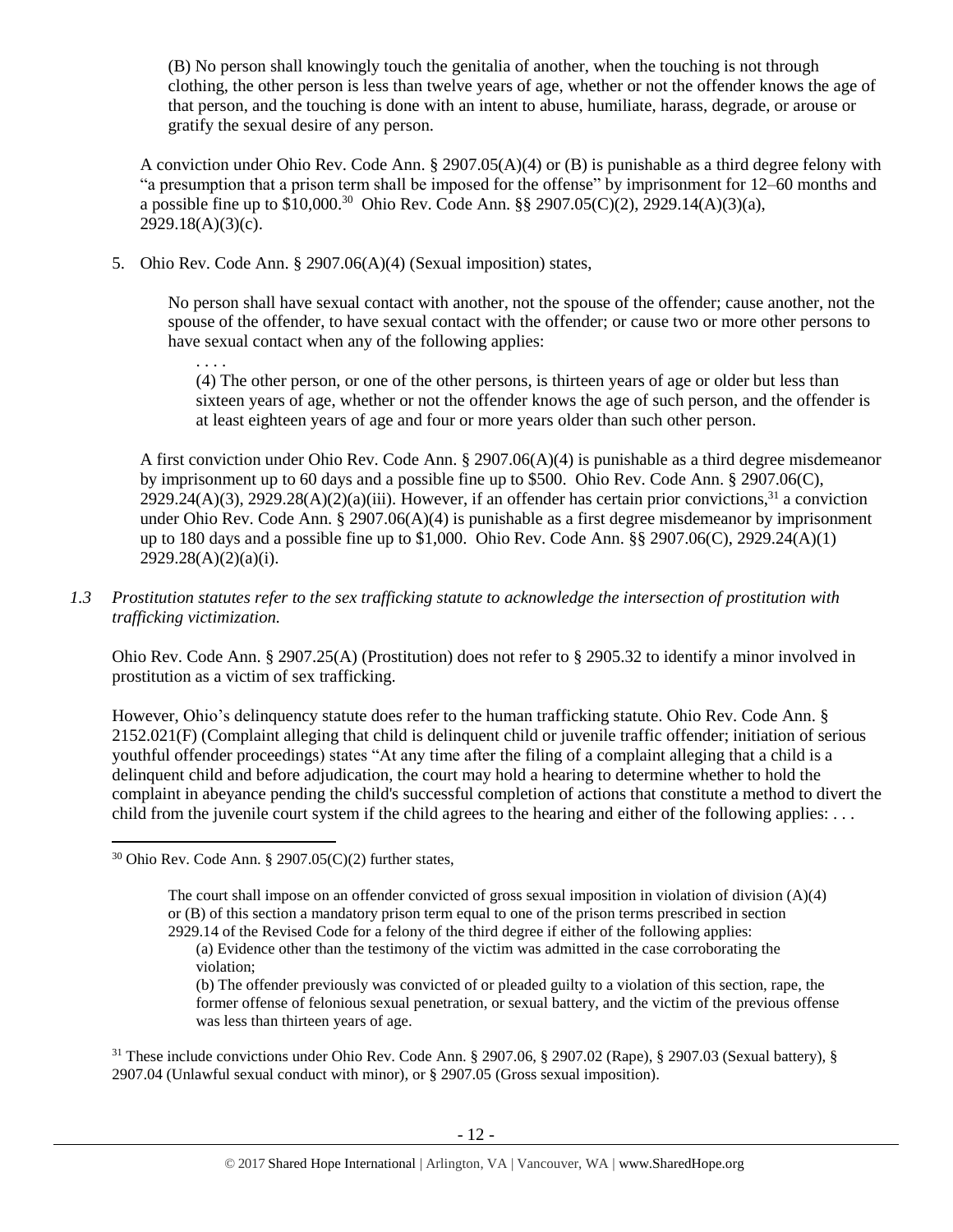(B) No person shall knowingly touch the genitalia of another, when the touching is not through clothing, the other person is less than twelve years of age, whether or not the offender knows the age of that person, and the touching is done with an intent to abuse, humiliate, harass, degrade, or arouse or gratify the sexual desire of any person.

A conviction under Ohio Rev. Code Ann. § 2907.05(A)(4) or (B) is punishable as a third degree felony with "a presumption that a prison term shall be imposed for the offense" by imprisonment for 12–60 months and a possible fine up to $10,000.[30] Ohio Rev. Code Ann. §§ 2907.05(C)(2), 2929.14(A)(3)(a), 2929.18(A)(3)(c).

5. Ohio Rev. Code Ann. § 2907.06(A)(4) (Sexual imposition) states,

   No person shall have sexual contact with another, not the spouse of the offender; cause another, not the spouse of the offender, to have sexual contact with the offender; or cause two or more other persons to have sexual contact when any of the following applies:

   . . . .

   (4) The other person, or one of the other persons, is thirteen years of age or older but less than sixteen years of age, whether or not the offender knows the age of such person, and the offender is at least eighteen years of age and four or more years older than such other person.

   A first conviction under Ohio Rev. Code Ann. § 2907.06(A)(4) is punishable as a third degree misdemeanor by imprisonment up to 60 days and a possible fine up to $500. Ohio Rev. Code Ann. § 2907.06(C), 2929.24(A)(3), 2929.28(A)(2)(a)(iii). However, if an offender has certain prior convictions,[31] a conviction under Ohio Rev. Code Ann. § 2907.06(A)(4) is punishable as a first degree misdemeanor by imprisonment up to 180 days and a possible fine up to $1,000. Ohio Rev. Code Ann. §§ 2907.06(C), 2929.24(A)(1) 2929.28(A)(2)(a)(i).

*1.3 Prostitution statutes refer to the sex trafficking statute to acknowledge the intersection of prostitution with trafficking victimization.*

Ohio Rev. Code Ann. § 2907.25(A) (Prostitution) does not refer to § 2905.32 to identify a minor involved in prostitution as a victim of sex trafficking.

However, Ohio's delinquency statute does refer to the human trafficking statute. Ohio Rev. Code Ann. § 2152.021(F) (Complaint alleging that child is delinquent child or juvenile traffic offender; initiation of serious youthful offender proceedings) states "At any time after the filing of a complaint alleging that a child is a delinquent child and before adjudication, the court may hold a hearing to determine whether to hold the complaint in abeyance pending the child's successful completion of actions that constitute a method to divert the child from the juvenile court system if the child agrees to the hearing and either of the following applies: . . .

---

[30] Ohio Rev. Code Ann. § 2907.05(C)(2) further states,

> The court shall impose on an offender convicted of gross sexual imposition in violation of division (A)(4) or (B) of this section a mandatory prison term equal to one of the prison terms prescribed in section 2929.14 of the Revised Code for a felony of the third degree if either of the following applies:
>
> (a) Evidence other than the testimony of the victim was admitted in the case corroborating the violation;
>
> (b) The offender previously was convicted of or pleaded guilty to a violation of this section, rape, the former offense of felonious sexual penetration, or sexual battery, and the victim of the previous offense was less than thirteen years of age.

[31] These include convictions under Ohio Rev. Code Ann. § 2907.06, § 2907.02 (Rape), § 2907.03 (Sexual battery), § 2907.04 (Unlawful sexual conduct with minor), or § 2907.05 (Gross sexual imposition).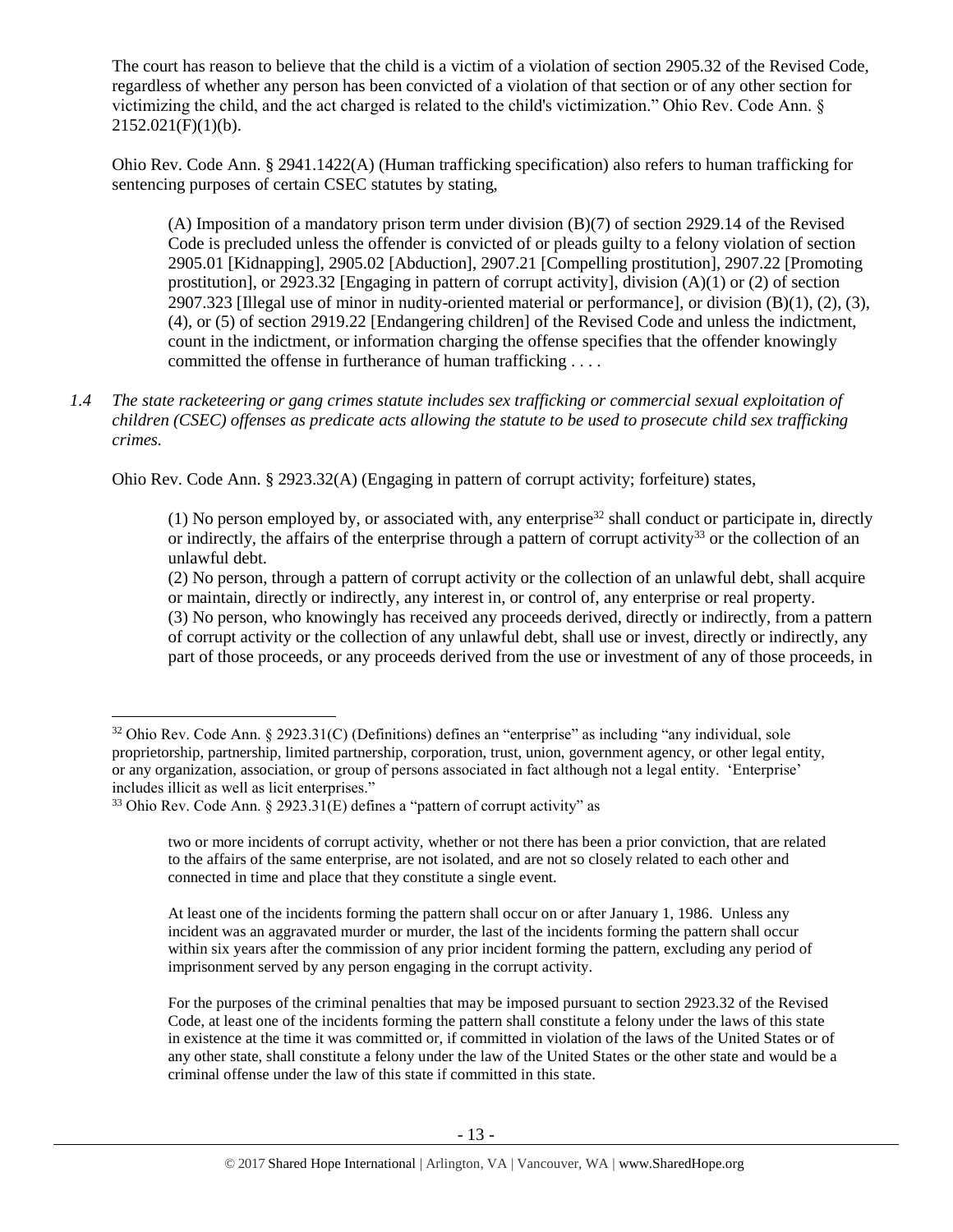The court has reason to believe that the child is a victim of a violation of section 2905.32 of the Revised Code, regardless of whether any person has been convicted of a violation of that section or of any other section for victimizing the child, and the act charged is related to the child's victimization." Ohio Rev. Code Ann. § 2152.021(F)(1)(b).

Ohio Rev. Code Ann. § 2941.1422(A) (Human trafficking specification) also refers to human trafficking for sentencing purposes of certain CSEC statutes by stating,

> (A) Imposition of a mandatory prison term under division (B)(7) of section 2929.14 of the Revised Code is precluded unless the offender is convicted of or pleads guilty to a felony violation of section 2905.01 [Kidnapping], 2905.02 [Abduction], 2907.21 [Compelling prostitution], 2907.22 [Promoting prostitution], or 2923.32 [Engaging in pattern of corrupt activity], division (A)(1) or (2) of section 2907.323 [Illegal use of minor in nudity-oriented material or performance], or division (B)(1), (2), (3), (4), or (5) of section 2919.22 [Endangering children] of the Revised Code and unless the indictment, count in the indictment, or information charging the offense specifies that the offender knowingly committed the offense in furtherance of human trafficking . . . .

*1.4 The state racketeering or gang crimes statute includes sex trafficking or commercial sexual exploitation of children (CSEC) offenses as predicate acts allowing the statute to be used to prosecute child sex trafficking crimes.*

Ohio Rev. Code Ann. § 2923.32(A) (Engaging in pattern of corrupt activity; forfeiture) states,

> (1) No person employed by, or associated with, any enterprise[32] shall conduct or participate in, directly or indirectly, the affairs of the enterprise through a pattern of corrupt activity[33] or the collection of an unlawful debt.
> (2) No person, through a pattern of corrupt activity or the collection of an unlawful debt, shall acquire or maintain, directly or indirectly, any interest in, or control of, any enterprise or real property.
> (3) No person, who knowingly has received any proceeds derived, directly or indirectly, from a pattern of corrupt activity or the collection of any unlawful debt, shall use or invest, directly or indirectly, any part of those proceeds, or any proceeds derived from the use or investment of any of those proceeds, in

---

[32] Ohio Rev. Code Ann. § 2923.31(C) (Definitions) defines an "enterprise" as including "any individual, sole proprietorship, partnership, limited partnership, corporation, trust, union, government agency, or other legal entity, or any organization, association, or group of persons associated in fact although not a legal entity. 'Enterprise' includes illicit as well as licit enterprises."

[33] Ohio Rev. Code Ann. § 2923.31(E) defines a "pattern of corrupt activity" as

> two or more incidents of corrupt activity, whether or not there has been a prior conviction, that are related to the affairs of the same enterprise, are not isolated, and are not so closely related to each other and connected in time and place that they constitute a single event.
>
> At least one of the incidents forming the pattern shall occur on or after January 1, 1986. Unless any incident was an aggravated murder or murder, the last of the incidents forming the pattern shall occur within six years after the commission of any prior incident forming the pattern, excluding any period of imprisonment served by any person engaging in the corrupt activity.
>
> For the purposes of the criminal penalties that may be imposed pursuant to section 2923.32 of the Revised Code, at least one of the incidents forming the pattern shall constitute a felony under the laws of this state in existence at the time it was committed or, if committed in violation of the laws of the United States or of any other state, shall constitute a felony under the law of the United States or the other state and would be a criminal offense under the law of this state if committed in this state.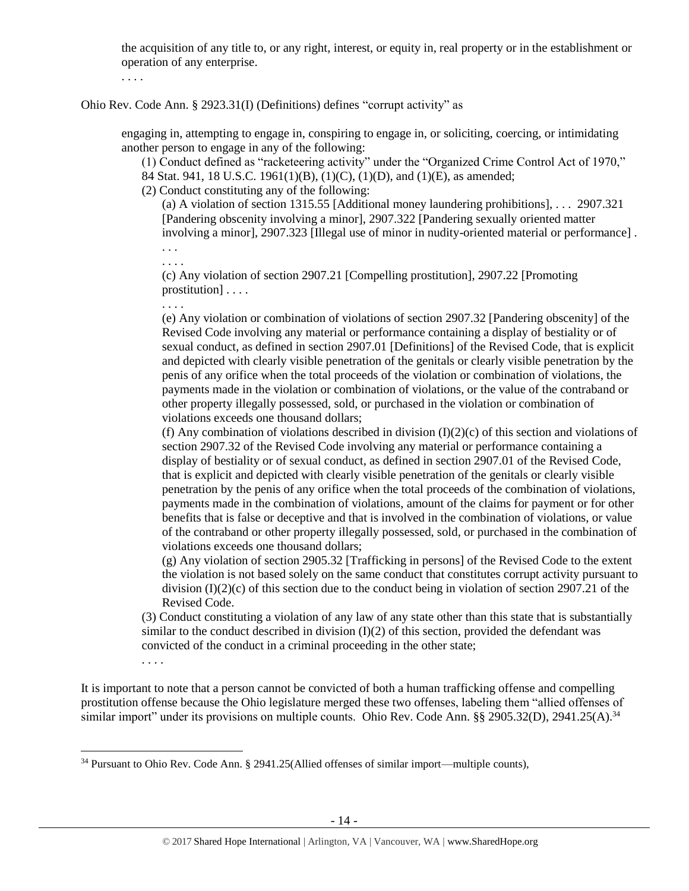the acquisition of any title to, or any right, interest, or equity in, real property or in the establishment or operation of any enterprise.

. . . .

Ohio Rev. Code Ann. § 2923.31(I) (Definitions) defines "corrupt activity" as

> engaging in, attempting to engage in, conspiring to engage in, or soliciting, coercing, or intimidating another person to engage in any of the following:
>
> (1) Conduct defined as "racketeering activity" under the "Organized Crime Control Act of 1970," 84 Stat. 941, 18 U.S.C. 1961(1)(B), (1)(C), (1)(D), and (1)(E), as amended;
>
> (2) Conduct constituting any of the following:
>
> (a) A violation of section 1315.55 [Additional money laundering prohibitions], . . . 2907.321 [Pandering obscenity involving a minor], 2907.322 [Pandering sexually oriented matter involving a minor], 2907.323 [Illegal use of minor in nudity-oriented material or performance] . . .
>
> . . . .
>
> (c) Any violation of section 2907.21 [Compelling prostitution], 2907.22 [Promoting prostitution] . . . .
>
> . . . .
>
> (e) Any violation or combination of violations of section 2907.32 [Pandering obscenity] of the Revised Code involving any material or performance containing a display of bestiality or of sexual conduct, as defined in section 2907.01 [Definitions] of the Revised Code, that is explicit and depicted with clearly visible penetration of the genitals or clearly visible penetration by the penis of any orifice when the total proceeds of the violation or combination of violations, the payments made in the violation or combination of violations, or the value of the contraband or other property illegally possessed, sold, or purchased in the violation or combination of violations exceeds one thousand dollars;
>
> (f) Any combination of violations described in division (I)(2)(c) of this section and violations of section 2907.32 of the Revised Code involving any material or performance containing a display of bestiality or of sexual conduct, as defined in section 2907.01 of the Revised Code, that is explicit and depicted with clearly visible penetration of the genitals or clearly visible penetration by the penis of any orifice when the total proceeds of the combination of violations, payments made in the combination of violations, amount of the claims for payment or for other benefits that is false or deceptive and that is involved in the combination of violations, or value of the contraband or other property illegally possessed, sold, or purchased in the combination of violations exceeds one thousand dollars;
>
> (g) Any violation of section 2905.32 [Trafficking in persons] of the Revised Code to the extent the violation is not based solely on the same conduct that constitutes corrupt activity pursuant to division (I)(2)(c) of this section due to the conduct being in violation of section 2907.21 of the Revised Code.
>
> (3) Conduct constituting a violation of any law of any state other than this state that is substantially similar to the conduct described in division (I)(2) of this section, provided the defendant was convicted of the conduct in a criminal proceeding in the other state;
>
> . . . .

It is important to note that a person cannot be convicted of both a human trafficking offense and compelling prostitution offense because the Ohio legislature merged these two offenses, labeling them "allied offenses of similar import" under its provisions on multiple counts. Ohio Rev. Code Ann. §§ 2905.32(D), 2941.25(A).[34]

[34] Pursuant to Ohio Rev. Code Ann. § 2941.25(Allied offenses of similar import—multiple counts),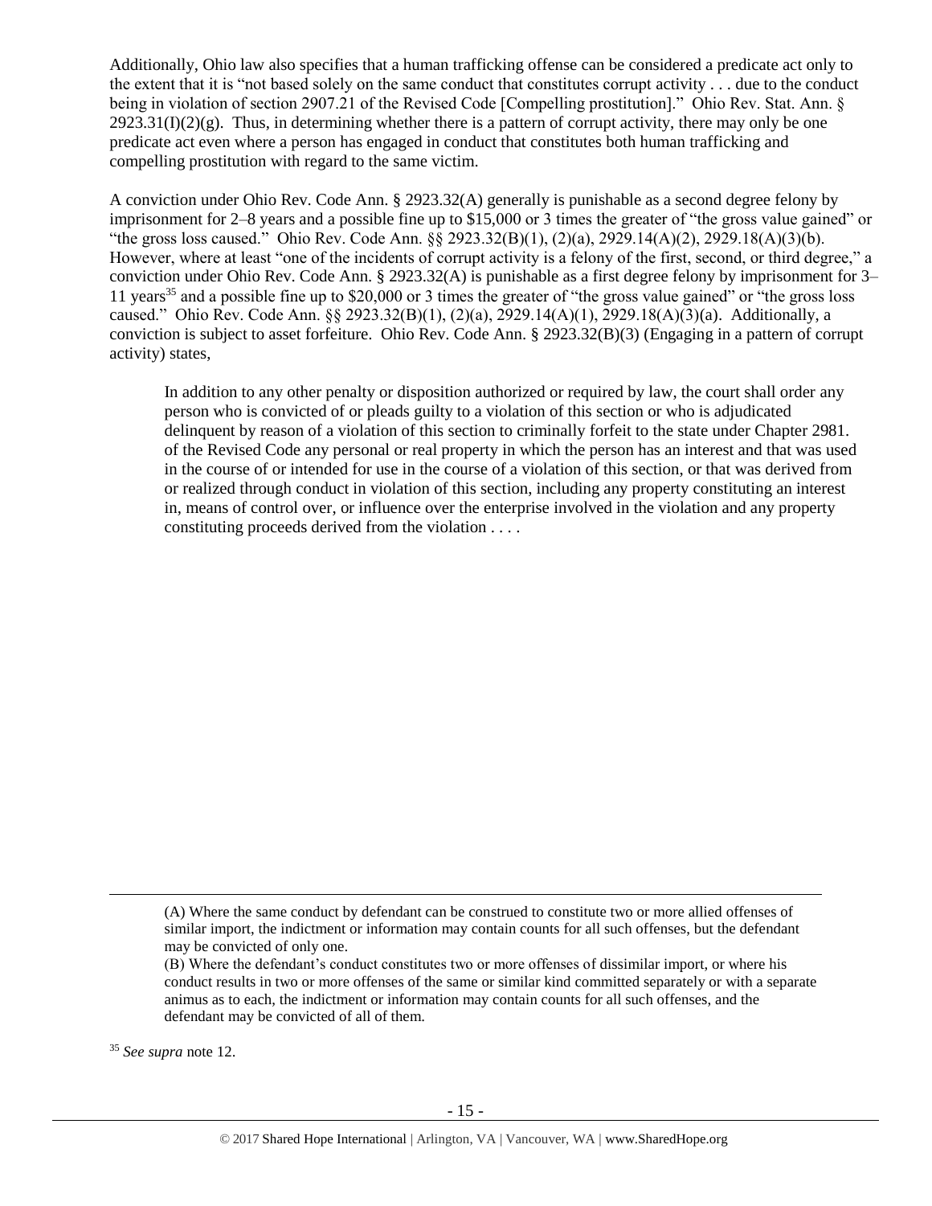Additionally, Ohio law also specifies that a human trafficking offense can be considered a predicate act only to the extent that it is "not based solely on the same conduct that constitutes corrupt activity . . . due to the conduct being in violation of section 2907.21 of the Revised Code [Compelling prostitution]." Ohio Rev. Stat. Ann. § 2923.31(I)(2)(g). Thus, in determining whether there is a pattern of corrupt activity, there may only be one predicate act even where a person has engaged in conduct that constitutes both human trafficking and compelling prostitution with regard to the same victim.

A conviction under Ohio Rev. Code Ann. § 2923.32(A) generally is punishable as a second degree felony by imprisonment for 2–8 years and a possible fine up to $15,000 or 3 times the greater of "the gross value gained" or "the gross loss caused." Ohio Rev. Code Ann. §§ 2923.32(B)(1), (2)(a), 2929.14(A)(2), 2929.18(A)(3)(b). However, where at least "one of the incidents of corrupt activity is a felony of the first, second, or third degree," a conviction under Ohio Rev. Code Ann. § 2923.32(A) is punishable as a first degree felony by imprisonment for 3–11 years[35] and a possible fine up to $20,000 or 3 times the greater of "the gross value gained" or "the gross loss caused." Ohio Rev. Code Ann. §§ 2923.32(B)(1), (2)(a), 2929.14(A)(1), 2929.18(A)(3)(a). Additionally, a conviction is subject to asset forfeiture. Ohio Rev. Code Ann. § 2923.32(B)(3) (Engaging in a pattern of corrupt activity) states,

> In addition to any other penalty or disposition authorized or required by law, the court shall order any person who is convicted of or pleads guilty to a violation of this section or who is adjudicated delinquent by reason of a violation of this section to criminally forfeit to the state under Chapter 2981. of the Revised Code any personal or real property in which the person has an interest and that was used in the course of or intended for use in the course of a violation of this section, or that was derived from or realized through conduct in violation of this section, including any property constituting an interest in, means of control over, or influence over the enterprise involved in the violation and any property constituting proceeds derived from the violation . . . .

---

> (A) Where the same conduct by defendant can be construed to constitute two or more allied offenses of similar import, the indictment or information may contain counts for all such offenses, but the defendant may be convicted of only one.
>
> (B) Where the defendant's conduct constitutes two or more offenses of dissimilar import, or where his conduct results in two or more offenses of the same or similar kind committed separately or with a separate animus as to each, the indictment or information may contain counts for all such offenses, and the defendant may be convicted of all of them.

[35] *See supra* note 12.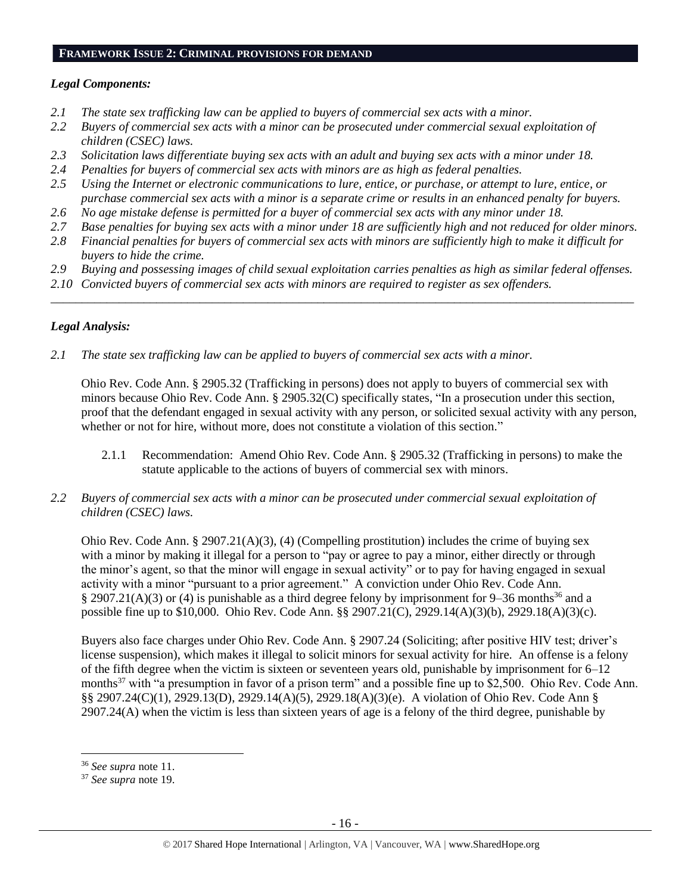## FRAMEWORK ISSUE 2: CRIMINAL PROVISIONS FOR DEMAND

### *Legal Components:*

*2.1 The state sex trafficking law can be applied to buyers of commercial sex acts with a minor.*
*2.2 Buyers of commercial sex acts with a minor can be prosecuted under commercial sexual exploitation of children (CSEC) laws.*
*2.3 Solicitation laws differentiate buying sex acts with an adult and buying sex acts with a minor under 18.*
*2.4 Penalties for buyers of commercial sex acts with minors are as high as federal penalties.*
*2.5 Using the Internet or electronic communications to lure, entice, or purchase, or attempt to lure, entice, or purchase commercial sex acts with a minor is a separate crime or results in an enhanced penalty for buyers.*
*2.6 No age mistake defense is permitted for a buyer of commercial sex acts with any minor under 18.*
*2.7 Base penalties for buying sex acts with a minor under 18 are sufficiently high and not reduced for older minors.*
*2.8 Financial penalties for buyers of commercial sex acts with minors are sufficiently high to make it difficult for buyers to hide the crime.*
*2.9 Buying and possessing images of child sexual exploitation carries penalties as high as similar federal offenses.*
*2.10 Convicted buyers of commercial sex acts with minors are required to register as sex offenders.*

---

### *Legal Analysis:*

*2.1 The state sex trafficking law can be applied to buyers of commercial sex acts with a minor.*

Ohio Rev. Code Ann. § 2905.32 (Trafficking in persons) does not apply to buyers of commercial sex with minors because Ohio Rev. Code Ann. § 2905.32(C) specifically states, "In a prosecution under this section, proof that the defendant engaged in sexual activity with any person, or solicited sexual activity with any person, whether or not for hire, without more, does not constitute a violation of this section."

2.1.1 Recommendation: Amend Ohio Rev. Code Ann. § 2905.32 (Trafficking in persons) to make the statute applicable to the actions of buyers of commercial sex with minors.

*2.2 Buyers of commercial sex acts with a minor can be prosecuted under commercial sexual exploitation of children (CSEC) laws.*

Ohio Rev. Code Ann. § 2907.21(A)(3), (4) (Compelling prostitution) includes the crime of buying sex with a minor by making it illegal for a person to "pay or agree to pay a minor, either directly or through the minor's agent, so that the minor will engage in sexual activity" or to pay for having engaged in sexual activity with a minor "pursuant to a prior agreement." A conviction under Ohio Rev. Code Ann. § 2907.21(A)(3) or (4) is punishable as a third degree felony by imprisonment for 9–36 months[36] and a possible fine up to $10,000. Ohio Rev. Code Ann. §§ 2907.21(C), 2929.14(A)(3)(b), 2929.18(A)(3)(c).

Buyers also face charges under Ohio Rev. Code Ann. § 2907.24 (Soliciting; after positive HIV test; driver's license suspension), which makes it illegal to solicit minors for sexual activity for hire. An offense is a felony of the fifth degree when the victim is sixteen or seventeen years old, punishable by imprisonment for 6–12 months[37] with "a presumption in favor of a prison term" and a possible fine up to $2,500. Ohio Rev. Code Ann. §§ 2907.24(C)(1), 2929.13(D), 2929.14(A)(5), 2929.18(A)(3)(e). A violation of Ohio Rev. Code Ann § 2907.24(A) when the victim is less than sixteen years of age is a felony of the third degree, punishable by

[36] *See supra* note 11.
[37] *See supra* note 19.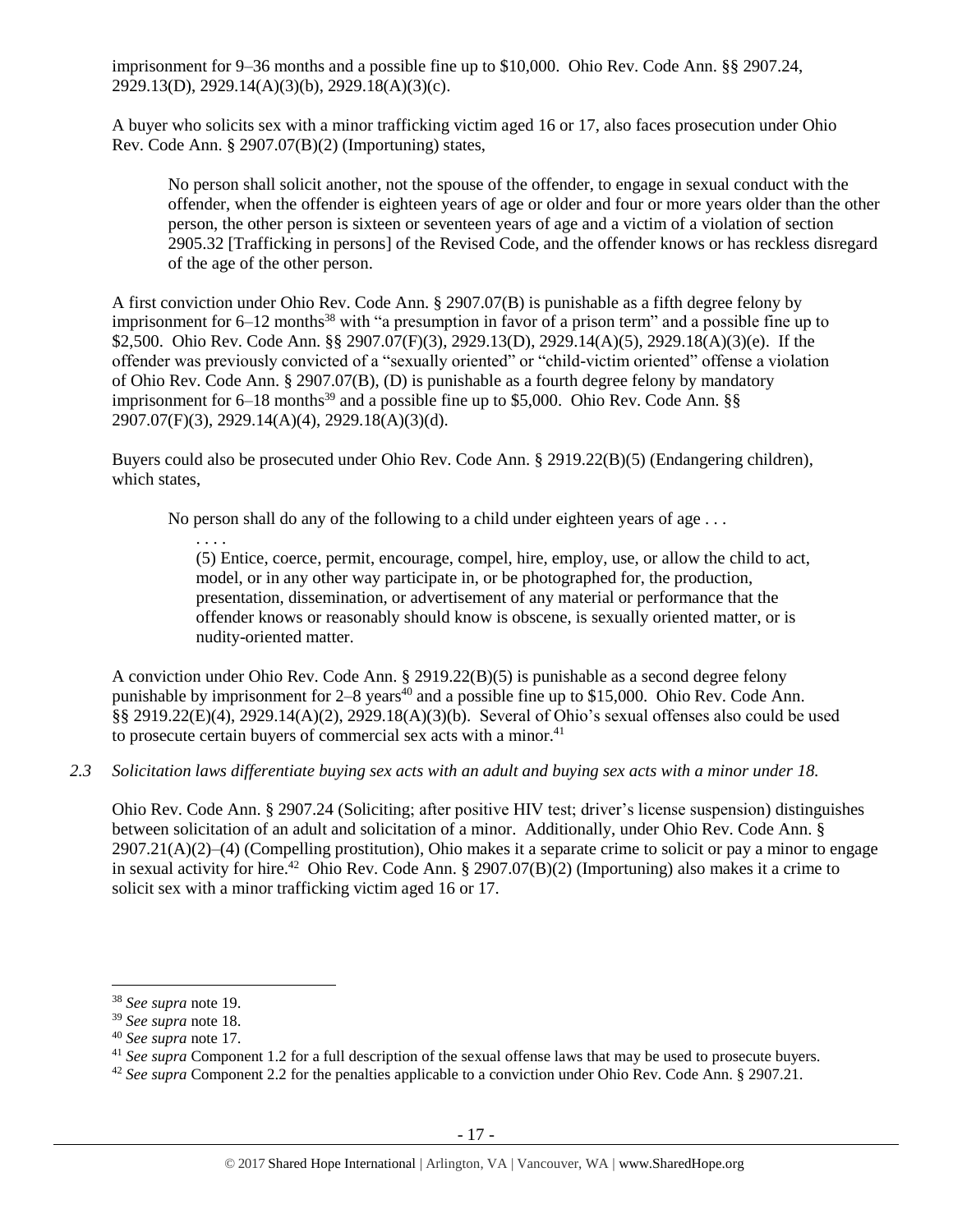imprisonment for 9–36 months and a possible fine up to $10,000. Ohio Rev. Code Ann. §§ 2907.24, 2929.13(D), 2929.14(A)(3)(b), 2929.18(A)(3)(c).

A buyer who solicits sex with a minor trafficking victim aged 16 or 17, also faces prosecution under Ohio Rev. Code Ann. § 2907.07(B)(2) (Importuning) states,

> No person shall solicit another, not the spouse of the offender, to engage in sexual conduct with the offender, when the offender is eighteen years of age or older and four or more years older than the other person, the other person is sixteen or seventeen years of age and a victim of a violation of section 2905.32 [Trafficking in persons] of the Revised Code, and the offender knows or has reckless disregard of the age of the other person.

A first conviction under Ohio Rev. Code Ann. § 2907.07(B) is punishable as a fifth degree felony by imprisonment for 6–12 months[38] with "a presumption in favor of a prison term" and a possible fine up to $2,500. Ohio Rev. Code Ann. §§ 2907.07(F)(3), 2929.13(D), 2929.14(A)(5), 2929.18(A)(3)(e). If the offender was previously convicted of a "sexually oriented" or "child-victim oriented" offense a violation of Ohio Rev. Code Ann. § 2907.07(B), (D) is punishable as a fourth degree felony by mandatory imprisonment for 6–18 months[39] and a possible fine up to $5,000. Ohio Rev. Code Ann. §§ 2907.07(F)(3), 2929.14(A)(4), 2929.18(A)(3)(d).

Buyers could also be prosecuted under Ohio Rev. Code Ann. § 2919.22(B)(5) (Endangering children), which states,

> No person shall do any of the following to a child under eighteen years of age . . .
>
> . . . .
>
> (5) Entice, coerce, permit, encourage, compel, hire, employ, use, or allow the child to act, model, or in any other way participate in, or be photographed for, the production, presentation, dissemination, or advertisement of any material or performance that the offender knows or reasonably should know is obscene, is sexually oriented matter, or is nudity-oriented matter.

A conviction under Ohio Rev. Code Ann. § 2919.22(B)(5) is punishable as a second degree felony punishable by imprisonment for 2–8 years[40] and a possible fine up to $15,000. Ohio Rev. Code Ann. §§ 2919.22(E)(4), 2929.14(A)(2), 2929.18(A)(3)(b). Several of Ohio's sexual offenses also could be used to prosecute certain buyers of commercial sex acts with a minor.[41]

*2.3 Solicitation laws differentiate buying sex acts with an adult and buying sex acts with a minor under 18.*

Ohio Rev. Code Ann. § 2907.24 (Soliciting; after positive HIV test; driver's license suspension) distinguishes between solicitation of an adult and solicitation of a minor. Additionally, under Ohio Rev. Code Ann. § 2907.21(A)(2)–(4) (Compelling prostitution), Ohio makes it a separate crime to solicit or pay a minor to engage in sexual activity for hire.[42] Ohio Rev. Code Ann. § 2907.07(B)(2) (Importuning) also makes it a crime to solicit sex with a minor trafficking victim aged 16 or 17.

---

[38] *See supra* note 19.

[39] *See supra* note 18.

[40] *See supra* note 17.

[41] *See supra* Component 1.2 for a full description of the sexual offense laws that may be used to prosecute buyers.

[42] *See supra* Component 2.2 for the penalties applicable to a conviction under Ohio Rev. Code Ann. § 2907.21.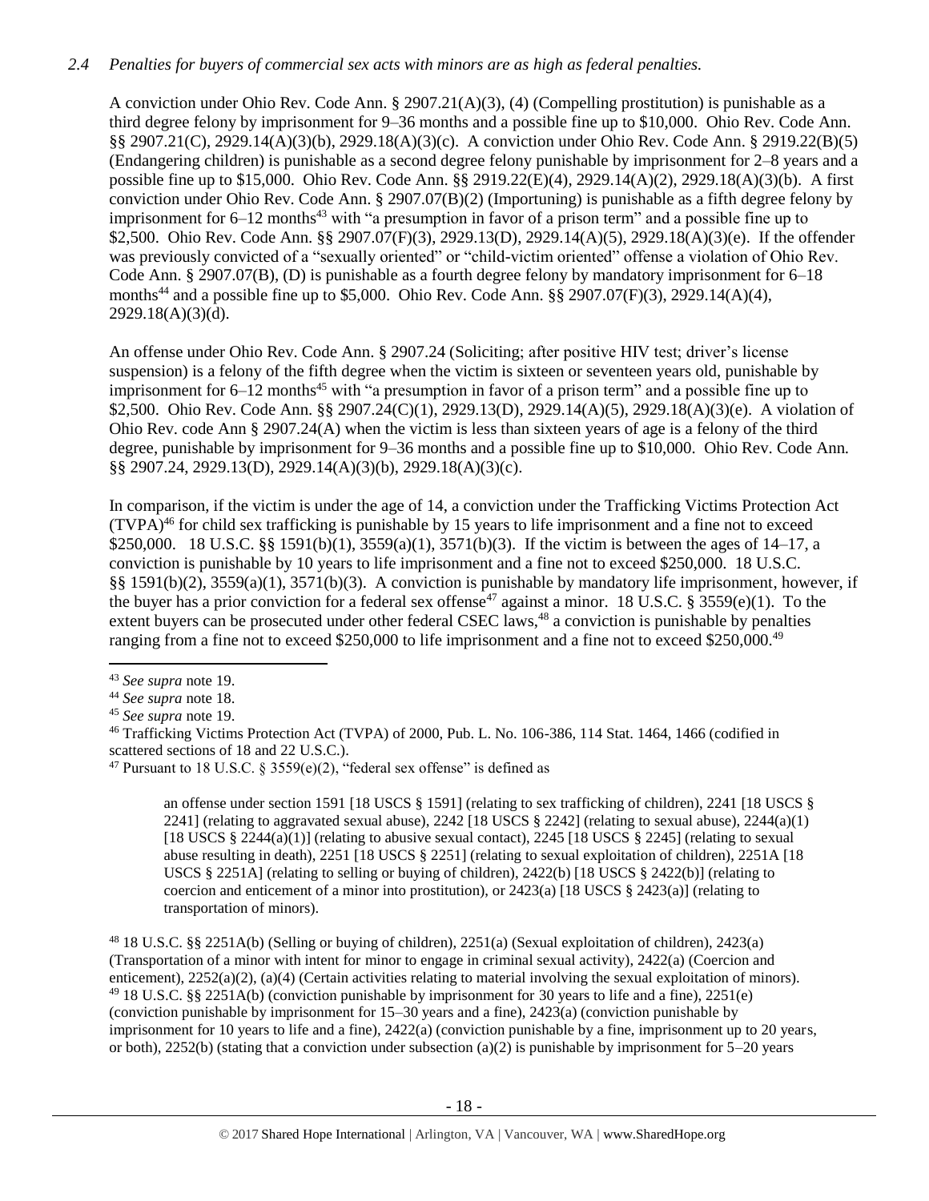*2.4 Penalties for buyers of commercial sex acts with minors are as high as federal penalties.*

A conviction under Ohio Rev. Code Ann. § 2907.21(A)(3), (4) (Compelling prostitution) is punishable as a third degree felony by imprisonment for 9–36 months and a possible fine up to $10,000. Ohio Rev. Code Ann. §§ 2907.21(C), 2929.14(A)(3)(b), 2929.18(A)(3)(c). A conviction under Ohio Rev. Code Ann. § 2919.22(B)(5) (Endangering children) is punishable as a second degree felony punishable by imprisonment for 2–8 years and a possible fine up to $15,000. Ohio Rev. Code Ann. §§ 2919.22(E)(4), 2929.14(A)(2), 2929.18(A)(3)(b). A first conviction under Ohio Rev. Code Ann. § 2907.07(B)(2) (Importuning) is punishable as a fifth degree felony by imprisonment for 6–12 months[43] with "a presumption in favor of a prison term" and a possible fine up to $2,500. Ohio Rev. Code Ann. §§ 2907.07(F)(3), 2929.13(D), 2929.14(A)(5), 2929.18(A)(3)(e). If the offender was previously convicted of a "sexually oriented" or "child-victim oriented" offense a violation of Ohio Rev. Code Ann. § 2907.07(B), (D) is punishable as a fourth degree felony by mandatory imprisonment for 6–18 months[44] and a possible fine up to $5,000. Ohio Rev. Code Ann. §§ 2907.07(F)(3), 2929.14(A)(4), 2929.18(A)(3)(d).

An offense under Ohio Rev. Code Ann. § 2907.24 (Soliciting; after positive HIV test; driver's license suspension) is a felony of the fifth degree when the victim is sixteen or seventeen years old, punishable by imprisonment for 6–12 months[45] with "a presumption in favor of a prison term" and a possible fine up to $2,500. Ohio Rev. Code Ann. §§ 2907.24(C)(1), 2929.13(D), 2929.14(A)(5), 2929.18(A)(3)(e). A violation of Ohio Rev. code Ann § 2907.24(A) when the victim is less than sixteen years of age is a felony of the third degree, punishable by imprisonment for 9–36 months and a possible fine up to $10,000. Ohio Rev. Code Ann. §§ 2907.24, 2929.13(D), 2929.14(A)(3)(b), 2929.18(A)(3)(c).

In comparison, if the victim is under the age of 14, a conviction under the Trafficking Victims Protection Act (TVPA)[46] for child sex trafficking is punishable by 15 years to life imprisonment and a fine not to exceed $250,000. 18 U.S.C. §§ 1591(b)(1), 3559(a)(1), 3571(b)(3). If the victim is between the ages of 14–17, a conviction is punishable by 10 years to life imprisonment and a fine not to exceed $250,000. 18 U.S.C. §§ 1591(b)(2), 3559(a)(1), 3571(b)(3). A conviction is punishable by mandatory life imprisonment, however, if the buyer has a prior conviction for a federal sex offense[47] against a minor. 18 U.S.C. § 3559(e)(1). To the extent buyers can be prosecuted under other federal CSEC laws,[48] a conviction is punishable by penalties ranging from a fine not to exceed $250,000 to life imprisonment and a fine not to exceed $250,000.[49]

---

[43] *See supra* note 19.

[44] *See supra* note 18.

[45] *See supra* note 19.

[46] Trafficking Victims Protection Act (TVPA) of 2000, Pub. L. No. 106-386, 114 Stat. 1464, 1466 (codified in scattered sections of 18 and 22 U.S.C.).

[47] Pursuant to 18 U.S.C. § 3559(e)(2), "federal sex offense" is defined as

> an offense under section 1591 [18 USCS § 1591] (relating to sex trafficking of children), 2241 [18 USCS § 2241] (relating to aggravated sexual abuse), 2242 [18 USCS § 2242] (relating to sexual abuse), 2244(a)(1) [18 USCS § 2244(a)(1)] (relating to abusive sexual contact), 2245 [18 USCS § 2245] (relating to sexual abuse resulting in death), 2251 [18 USCS § 2251] (relating to sexual exploitation of children), 2251A [18 USCS § 2251A] (relating to selling or buying of children), 2422(b) [18 USCS § 2422(b)] (relating to coercion and enticement of a minor into prostitution), or 2423(a) [18 USCS § 2423(a)] (relating to transportation of minors).

[48] 18 U.S.C. §§ 2251A(b) (Selling or buying of children), 2251(a) (Sexual exploitation of children), 2423(a) (Transportation of a minor with intent for minor to engage in criminal sexual activity), 2422(a) (Coercion and enticement), 2252(a)(2), (a)(4) (Certain activities relating to material involving the sexual exploitation of minors).

[49] 18 U.S.C. §§ 2251A(b) (conviction punishable by imprisonment for 30 years to life and a fine), 2251(e) (conviction punishable by imprisonment for 15–30 years and a fine), 2423(a) (conviction punishable by imprisonment for 10 years to life and a fine), 2422(a) (conviction punishable by a fine, imprisonment up to 20 years, or both), 2252(b) (stating that a conviction under subsection (a)(2) is punishable by imprisonment for 5–20 years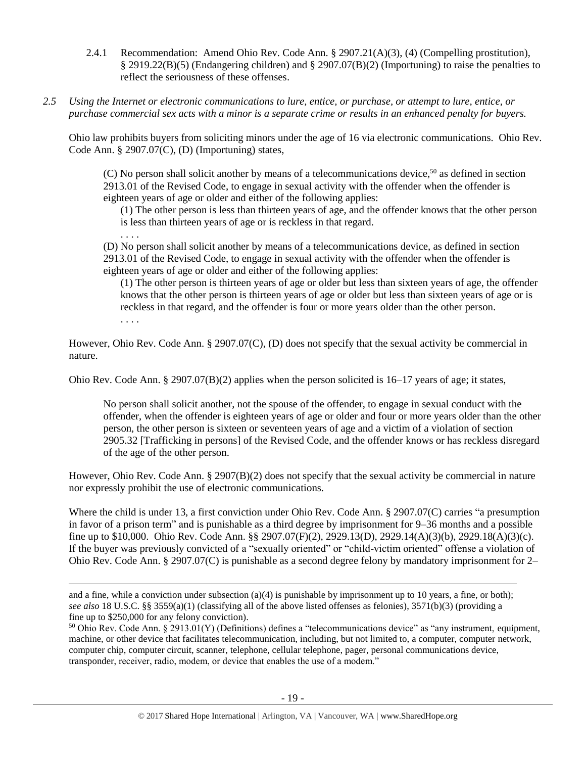2.4.1 Recommendation: Amend Ohio Rev. Code Ann. § 2907.21(A)(3), (4) (Compelling prostitution), § 2919.22(B)(5) (Endangering children) and § 2907.07(B)(2) (Importuning) to raise the penalties to reflect the seriousness of these offenses.

*2.5 Using the Internet or electronic communications to lure, entice, or purchase, or attempt to lure, entice, or purchase commercial sex acts with a minor is a separate crime or results in an enhanced penalty for buyers.*

Ohio law prohibits buyers from soliciting minors under the age of 16 via electronic communications. Ohio Rev. Code Ann. § 2907.07(C), (D) (Importuning) states,

> (C) No person shall solicit another by means of a telecommunications device,[50] as defined in section 2913.01 of the Revised Code, to engage in sexual activity with the offender when the offender is eighteen years of age or older and either of the following applies:
>
> (1) The other person is less than thirteen years of age, and the offender knows that the other person is less than thirteen years of age or is reckless in that regard.
>
> . . . .
>
> (D) No person shall solicit another by means of a telecommunications device, as defined in section 2913.01 of the Revised Code, to engage in sexual activity with the offender when the offender is eighteen years of age or older and either of the following applies:
>
> (1) The other person is thirteen years of age or older but less than sixteen years of age, the offender knows that the other person is thirteen years of age or older but less than sixteen years of age or is reckless in that regard, and the offender is four or more years older than the other person.
>
> . . . .

However, Ohio Rev. Code Ann. § 2907.07(C), (D) does not specify that the sexual activity be commercial in nature.

Ohio Rev. Code Ann. § 2907.07(B)(2) applies when the person solicited is 16–17 years of age; it states,

> No person shall solicit another, not the spouse of the offender, to engage in sexual conduct with the offender, when the offender is eighteen years of age or older and four or more years older than the other person, the other person is sixteen or seventeen years of age and a victim of a violation of section 2905.32 [Trafficking in persons] of the Revised Code, and the offender knows or has reckless disregard of the age of the other person.

However, Ohio Rev. Code Ann. § 2907(B)(2) does not specify that the sexual activity be commercial in nature nor expressly prohibit the use of electronic communications.

Where the child is under 13, a first conviction under Ohio Rev. Code Ann. § 2907.07(C) carries "a presumption in favor of a prison term" and is punishable as a third degree by imprisonment for 9–36 months and a possible fine up to $10,000. Ohio Rev. Code Ann. §§ 2907.07(F)(2), 2929.13(D), 2929.14(A)(3)(b), 2929.18(A)(3)(c). If the buyer was previously convicted of a "sexually oriented" or "child-victim oriented" offense a violation of Ohio Rev. Code Ann. § 2907.07(C) is punishable as a second degree felony by mandatory imprisonment for 2–

---

and a fine, while a conviction under subsection (a)(4) is punishable by imprisonment up to 10 years, a fine, or both); *see also* 18 U.S.C. §§ 3559(a)(1) (classifying all of the above listed offenses as felonies), 3571(b)(3) (providing a fine up to $250,000 for any felony conviction).

[50] Ohio Rev. Code Ann. § 2913.01(Y) (Definitions) defines a "telecommunications device" as "any instrument, equipment, machine, or other device that facilitates telecommunication, including, but not limited to, a computer, computer network, computer chip, computer circuit, scanner, telephone, cellular telephone, pager, personal communications device, transponder, receiver, radio, modem, or device that enables the use of a modem."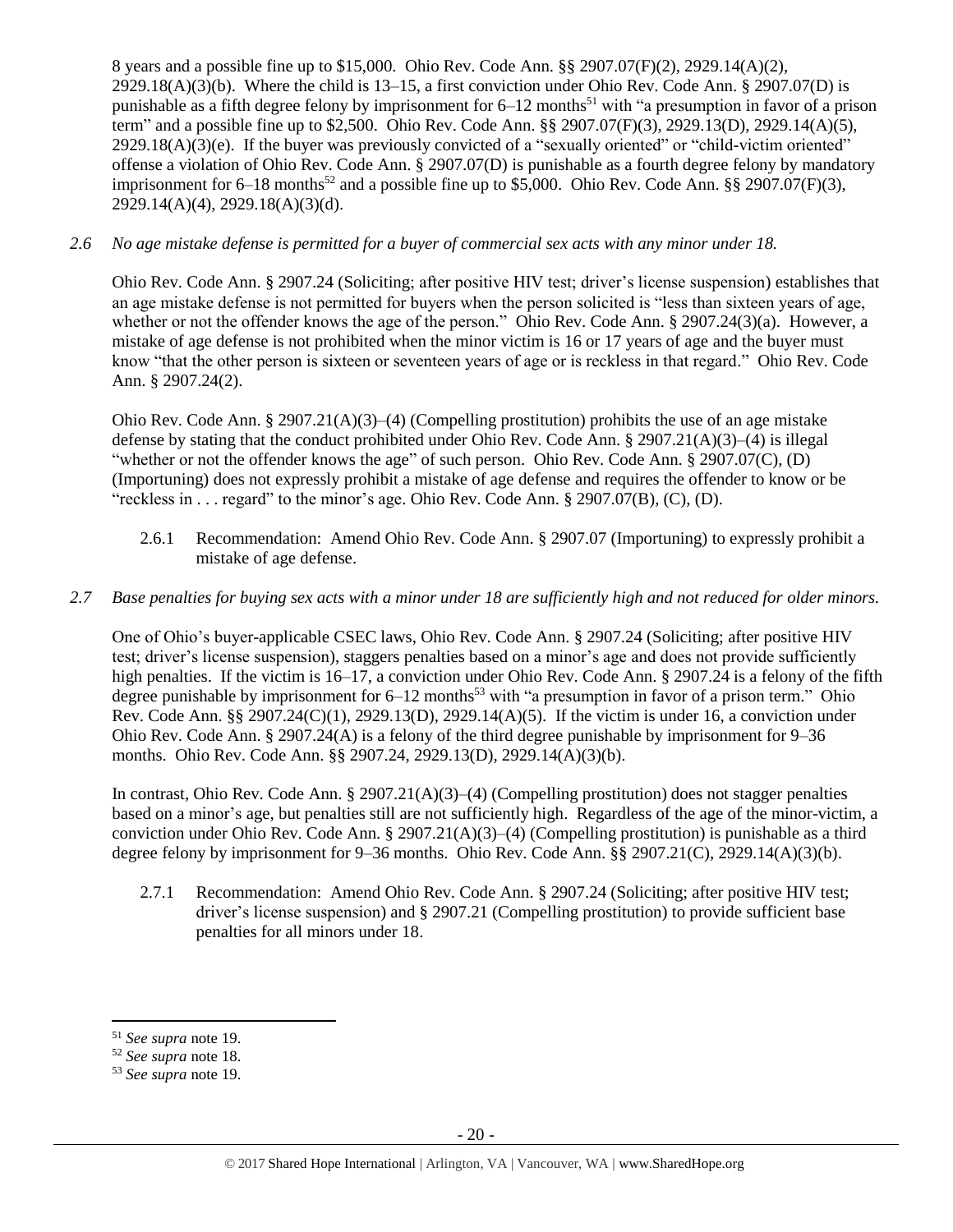8 years and a possible fine up to $15,000. Ohio Rev. Code Ann. §§ 2907.07(F)(2), 2929.14(A)(2), 2929.18(A)(3)(b). Where the child is 13–15, a first conviction under Ohio Rev. Code Ann. § 2907.07(D) is punishable as a fifth degree felony by imprisonment for 6–12 months[51] with "a presumption in favor of a prison term" and a possible fine up to $2,500. Ohio Rev. Code Ann. §§ 2907.07(F)(3), 2929.13(D), 2929.14(A)(5), 2929.18(A)(3)(e). If the buyer was previously convicted of a "sexually oriented" or "child-victim oriented" offense a violation of Ohio Rev. Code Ann. § 2907.07(D) is punishable as a fourth degree felony by mandatory imprisonment for 6–18 months[52] and a possible fine up to $5,000. Ohio Rev. Code Ann. §§ 2907.07(F)(3), 2929.14(A)(4), 2929.18(A)(3)(d).

*2.6 No age mistake defense is permitted for a buyer of commercial sex acts with any minor under 18.*

Ohio Rev. Code Ann. § 2907.24 (Soliciting; after positive HIV test; driver's license suspension) establishes that an age mistake defense is not permitted for buyers when the person solicited is "less than sixteen years of age, whether or not the offender knows the age of the person." Ohio Rev. Code Ann. § 2907.24(3)(a). However, a mistake of age defense is not prohibited when the minor victim is 16 or 17 years of age and the buyer must know "that the other person is sixteen or seventeen years of age or is reckless in that regard." Ohio Rev. Code Ann. § 2907.24(2).

Ohio Rev. Code Ann. § 2907.21(A)(3)–(4) (Compelling prostitution) prohibits the use of an age mistake defense by stating that the conduct prohibited under Ohio Rev. Code Ann. § 2907.21(A)(3)–(4) is illegal "whether or not the offender knows the age" of such person. Ohio Rev. Code Ann. § 2907.07(C), (D) (Importuning) does not expressly prohibit a mistake of age defense and requires the offender to know or be "reckless in . . . regard" to the minor's age. Ohio Rev. Code Ann. § 2907.07(B), (C), (D).

2.6.1 Recommendation: Amend Ohio Rev. Code Ann. § 2907.07 (Importuning) to expressly prohibit a mistake of age defense.

*2.7 Base penalties for buying sex acts with a minor under 18 are sufficiently high and not reduced for older minors.*

One of Ohio's buyer-applicable CSEC laws, Ohio Rev. Code Ann. § 2907.24 (Soliciting; after positive HIV test; driver's license suspension), staggers penalties based on a minor's age and does not provide sufficiently high penalties. If the victim is 16–17, a conviction under Ohio Rev. Code Ann. § 2907.24 is a felony of the fifth degree punishable by imprisonment for 6–12 months[53] with "a presumption in favor of a prison term." Ohio Rev. Code Ann. §§ 2907.24(C)(1), 2929.13(D), 2929.14(A)(5). If the victim is under 16, a conviction under Ohio Rev. Code Ann. § 2907.24(A) is a felony of the third degree punishable by imprisonment for 9–36 months. Ohio Rev. Code Ann. §§ 2907.24, 2929.13(D), 2929.14(A)(3)(b).

In contrast, Ohio Rev. Code Ann. § 2907.21(A)(3)–(4) (Compelling prostitution) does not stagger penalties based on a minor's age, but penalties still are not sufficiently high. Regardless of the age of the minor-victim, a conviction under Ohio Rev. Code Ann. § 2907.21(A)(3)–(4) (Compelling prostitution) is punishable as a third degree felony by imprisonment for 9–36 months. Ohio Rev. Code Ann. §§ 2907.21(C), 2929.14(A)(3)(b).

2.7.1 Recommendation: Amend Ohio Rev. Code Ann. § 2907.24 (Soliciting; after positive HIV test; driver's license suspension) and § 2907.21 (Compelling prostitution) to provide sufficient base penalties for all minors under 18.

---

[51] *See supra* note 19.

[52] *See supra* note 18.

[53] *See supra* note 19.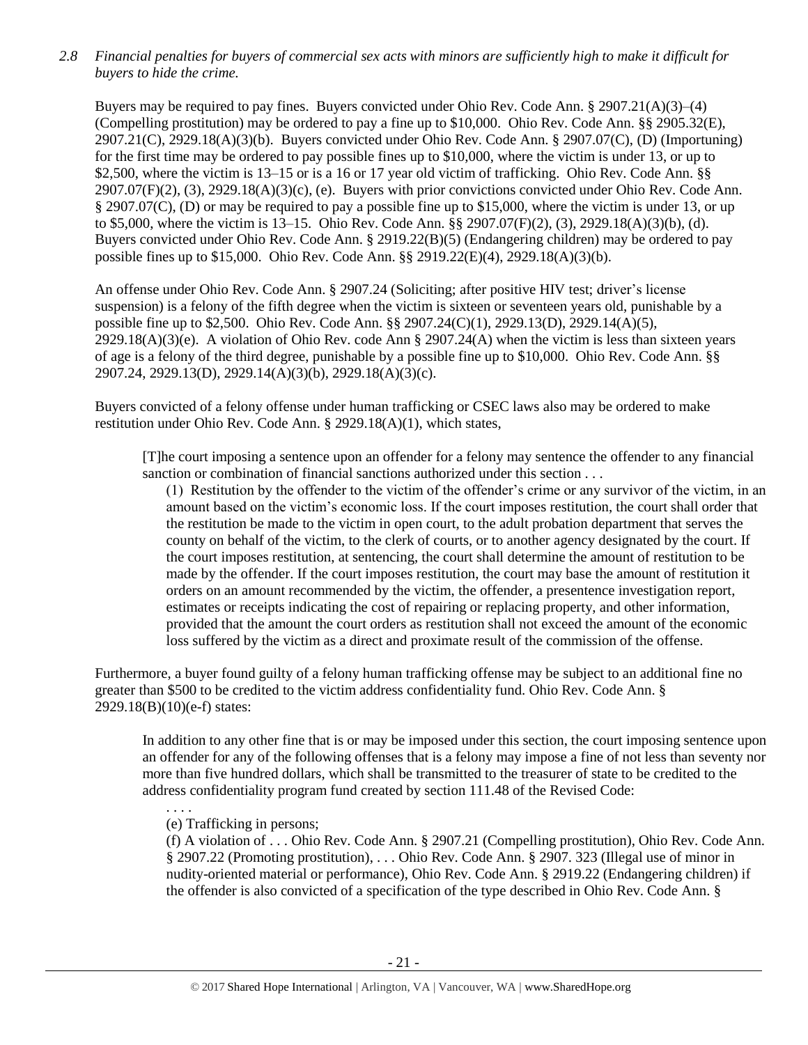*2.8 Financial penalties for buyers of commercial sex acts with minors are sufficiently high to make it difficult for buyers to hide the crime.*

Buyers may be required to pay fines. Buyers convicted under Ohio Rev. Code Ann. § 2907.21(A)(3)–(4) (Compelling prostitution) may be ordered to pay a fine up to $10,000. Ohio Rev. Code Ann. §§ 2905.32(E), 2907.21(C), 2929.18(A)(3)(b). Buyers convicted under Ohio Rev. Code Ann. § 2907.07(C), (D) (Importuning) for the first time may be ordered to pay possible fines up to $10,000, where the victim is under 13, or up to $2,500, where the victim is 13–15 or is a 16 or 17 year old victim of trafficking. Ohio Rev. Code Ann. §§ 2907.07(F)(2), (3), 2929.18(A)(3)(c), (e). Buyers with prior convictions convicted under Ohio Rev. Code Ann. § 2907.07(C), (D) or may be required to pay a possible fine up to $15,000, where the victim is under 13, or up to $5,000, where the victim is 13–15. Ohio Rev. Code Ann. §§ 2907.07(F)(2), (3), 2929.18(A)(3)(b), (d). Buyers convicted under Ohio Rev. Code Ann. § 2919.22(B)(5) (Endangering children) may be ordered to pay possible fines up to $15,000. Ohio Rev. Code Ann. §§ 2919.22(E)(4), 2929.18(A)(3)(b).

An offense under Ohio Rev. Code Ann. § 2907.24 (Soliciting; after positive HIV test; driver's license suspension) is a felony of the fifth degree when the victim is sixteen or seventeen years old, punishable by a possible fine up to $2,500. Ohio Rev. Code Ann. §§ 2907.24(C)(1), 2929.13(D), 2929.14(A)(5), 2929.18(A)(3)(e). A violation of Ohio Rev. code Ann § 2907.24(A) when the victim is less than sixteen years of age is a felony of the third degree, punishable by a possible fine up to $10,000. Ohio Rev. Code Ann. §§ 2907.24, 2929.13(D), 2929.14(A)(3)(b), 2929.18(A)(3)(c).

Buyers convicted of a felony offense under human trafficking or CSEC laws also may be ordered to make restitution under Ohio Rev. Code Ann. § 2929.18(A)(1), which states,

> [T]he court imposing a sentence upon an offender for a felony may sentence the offender to any financial sanction or combination of financial sanctions authorized under this section . . .
>
> (1) Restitution by the offender to the victim of the offender's crime or any survivor of the victim, in an amount based on the victim's economic loss. If the court imposes restitution, the court shall order that the restitution be made to the victim in open court, to the adult probation department that serves the county on behalf of the victim, to the clerk of courts, or to another agency designated by the court. If the court imposes restitution, at sentencing, the court shall determine the amount of restitution to be made by the offender. If the court imposes restitution, the court may base the amount of restitution it orders on an amount recommended by the victim, the offender, a presentence investigation report, estimates or receipts indicating the cost of repairing or replacing property, and other information, provided that the amount the court orders as restitution shall not exceed the amount of the economic loss suffered by the victim as a direct and proximate result of the commission of the offense.

Furthermore, a buyer found guilty of a felony human trafficking offense may be subject to an additional fine no greater than $500 to be credited to the victim address confidentiality fund. Ohio Rev. Code Ann. § 2929.18(B)(10)(e-f) states:

> In addition to any other fine that is or may be imposed under this section, the court imposing sentence upon an offender for any of the following offenses that is a felony may impose a fine of not less than seventy nor more than five hundred dollars, which shall be transmitted to the treasurer of state to be credited to the address confidentiality program fund created by section 111.48 of the Revised Code:
>
> . . . .
>
> (e) Trafficking in persons;
>
> (f) A violation of . . . Ohio Rev. Code Ann. § 2907.21 (Compelling prostitution), Ohio Rev. Code Ann. § 2907.22 (Promoting prostitution), . . . Ohio Rev. Code Ann. § 2907. 323 (Illegal use of minor in nudity-oriented material or performance), Ohio Rev. Code Ann. § 2919.22 (Endangering children) if the offender is also convicted of a specification of the type described in Ohio Rev. Code Ann. §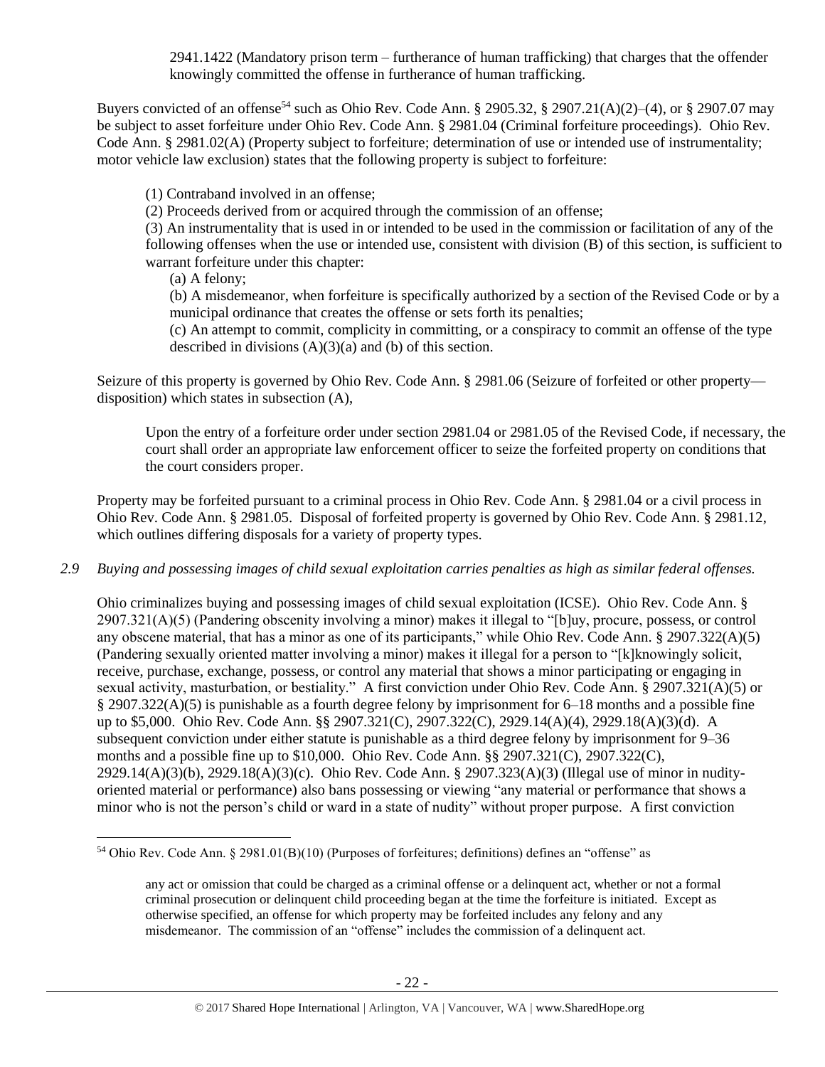2941.1422 (Mandatory prison term – furtherance of human trafficking) that charges that the offender knowingly committed the offense in furtherance of human trafficking.

Buyers convicted of an offense[54] such as Ohio Rev. Code Ann. § 2905.32, § 2907.21(A)(2)–(4), or § 2907.07 may be subject to asset forfeiture under Ohio Rev. Code Ann. § 2981.04 (Criminal forfeiture proceedings). Ohio Rev. Code Ann. § 2981.02(A) (Property subject to forfeiture; determination of use or intended use of instrumentality; motor vehicle law exclusion) states that the following property is subject to forfeiture:

> (1) Contraband involved in an offense;
>
> (2) Proceeds derived from or acquired through the commission of an offense;
>
> (3) An instrumentality that is used in or intended to be used in the commission or facilitation of any of the following offenses when the use or intended use, consistent with division (B) of this section, is sufficient to warrant forfeiture under this chapter:
>
> > (a) A felony;
> >
> > (b) A misdemeanor, when forfeiture is specifically authorized by a section of the Revised Code or by a municipal ordinance that creates the offense or sets forth its penalties;
> >
> > (c) An attempt to commit, complicity in committing, or a conspiracy to commit an offense of the type described in divisions (A)(3)(a) and (b) of this section.

Seizure of this property is governed by Ohio Rev. Code Ann. § 2981.06 (Seizure of forfeited or other property—disposition) which states in subsection (A),

> Upon the entry of a forfeiture order under section 2981.04 or 2981.05 of the Revised Code, if necessary, the court shall order an appropriate law enforcement officer to seize the forfeited property on conditions that the court considers proper.

Property may be forfeited pursuant to a criminal process in Ohio Rev. Code Ann. § 2981.04 or a civil process in Ohio Rev. Code Ann. § 2981.05. Disposal of forfeited property is governed by Ohio Rev. Code Ann. § 2981.12, which outlines differing disposals for a variety of property types.

*2.9 Buying and possessing images of child sexual exploitation carries penalties as high as similar federal offenses.*

Ohio criminalizes buying and possessing images of child sexual exploitation (ICSE). Ohio Rev. Code Ann. § 2907.321(A)(5) (Pandering obscenity involving a minor) makes it illegal to "[b]uy, procure, possess, or control any obscene material, that has a minor as one of its participants," while Ohio Rev. Code Ann. § 2907.322(A)(5) (Pandering sexually oriented matter involving a minor) makes it illegal for a person to "[k]knowingly solicit, receive, purchase, exchange, possess, or control any material that shows a minor participating or engaging in sexual activity, masturbation, or bestiality." A first conviction under Ohio Rev. Code Ann. § 2907.321(A)(5) or § 2907.322(A)(5) is punishable as a fourth degree felony by imprisonment for 6–18 months and a possible fine up to $5,000. Ohio Rev. Code Ann. §§ 2907.321(C), 2907.322(C), 2929.14(A)(4), 2929.18(A)(3)(d). A subsequent conviction under either statute is punishable as a third degree felony by imprisonment for 9–36 months and a possible fine up to $10,000. Ohio Rev. Code Ann. §§ 2907.321(C), 2907.322(C), 2929.14(A)(3)(b), 2929.18(A)(3)(c). Ohio Rev. Code Ann. § 2907.323(A)(3) (Illegal use of minor in nudity-oriented material or performance) also bans possessing or viewing "any material or performance that shows a minor who is not the person's child or ward in a state of nudity" without proper purpose. A first conviction

---

[54] Ohio Rev. Code Ann. § 2981.01(B)(10) (Purposes of forfeitures; definitions) defines an "offense" as

> any act or omission that could be charged as a criminal offense or a delinquent act, whether or not a formal criminal prosecution or delinquent child proceeding began at the time the forfeiture is initiated. Except as otherwise specified, an offense for which property may be forfeited includes any felony and any misdemeanor. The commission of an "offense" includes the commission of a delinquent act.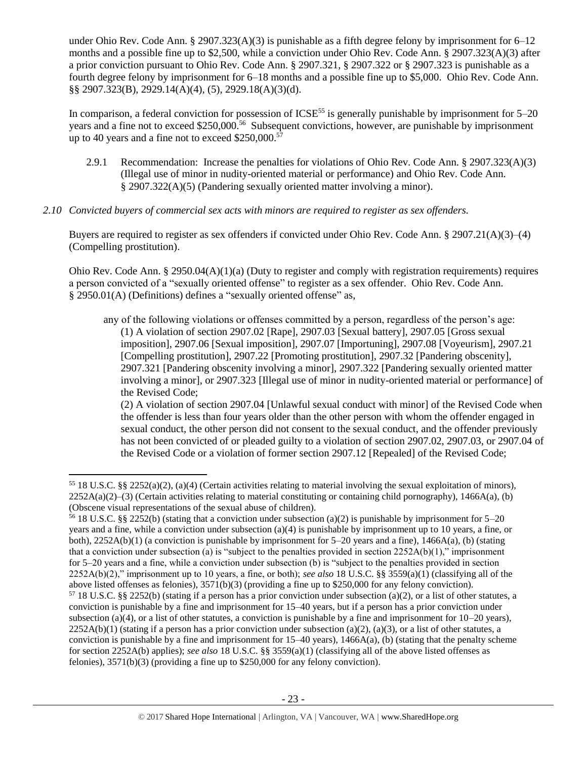under Ohio Rev. Code Ann. § 2907.323(A)(3) is punishable as a fifth degree felony by imprisonment for 6–12 months and a possible fine up to $2,500, while a conviction under Ohio Rev. Code Ann. § 2907.323(A)(3) after a prior conviction pursuant to Ohio Rev. Code Ann. § 2907.321, § 2907.322 or § 2907.323 is punishable as a fourth degree felony by imprisonment for 6–18 months and a possible fine up to $5,000. Ohio Rev. Code Ann. §§ 2907.323(B), 2929.14(A)(4), (5), 2929.18(A)(3)(d).

In comparison, a federal conviction for possession of ICSE[55] is generally punishable by imprisonment for 5–20 years and a fine not to exceed $250,000.[56] Subsequent convictions, however, are punishable by imprisonment up to 40 years and a fine not to exceed $250,000.[57]

2.9.1 Recommendation: Increase the penalties for violations of Ohio Rev. Code Ann. § 2907.323(A)(3) (Illegal use of minor in nudity-oriented material or performance) and Ohio Rev. Code Ann. § 2907.322(A)(5) (Pandering sexually oriented matter involving a minor).

*2.10 Convicted buyers of commercial sex acts with minors are required to register as sex offenders.*

Buyers are required to register as sex offenders if convicted under Ohio Rev. Code Ann. § 2907.21(A)(3)–(4) (Compelling prostitution).

Ohio Rev. Code Ann. § 2950.04(A)(1)(a) (Duty to register and comply with registration requirements) requires a person convicted of a "sexually oriented offense" to register as a sex offender. Ohio Rev. Code Ann. § 2950.01(A) (Definitions) defines a "sexually oriented offense" as,

> any of the following violations or offenses committed by a person, regardless of the person's age:
>
> (1) A violation of section 2907.02 [Rape], 2907.03 [Sexual battery], 2907.05 [Gross sexual imposition], 2907.06 [Sexual imposition], 2907.07 [Importuning], 2907.08 [Voyeurism], 2907.21 [Compelling prostitution], 2907.22 [Promoting prostitution], 2907.32 [Pandering obscenity], 2907.321 [Pandering obscenity involving a minor], 2907.322 [Pandering sexually oriented matter involving a minor], or 2907.323 [Illegal use of minor in nudity-oriented material or performance] of the Revised Code;
>
> (2) A violation of section 2907.04 [Unlawful sexual conduct with minor] of the Revised Code when the offender is less than four years older than the other person with whom the offender engaged in sexual conduct, the other person did not consent to the sexual conduct, and the offender previously has not been convicted of or pleaded guilty to a violation of section 2907.02, 2907.03, or 2907.04 of the Revised Code or a violation of former section 2907.12 [Repealed] of the Revised Code;

---

[55] 18 U.S.C. §§ 2252(a)(2), (a)(4) (Certain activities relating to material involving the sexual exploitation of minors), 2252A(a)(2)–(3) (Certain activities relating to material constituting or containing child pornography), 1466A(a), (b) (Obscene visual representations of the sexual abuse of children).

[56] 18 U.S.C. §§ 2252(b) (stating that a conviction under subsection (a)(2) is punishable by imprisonment for 5–20 years and a fine, while a conviction under subsection (a)(4) is punishable by imprisonment up to 10 years, a fine, or both), 2252A(b)(1) (a conviction is punishable by imprisonment for 5–20 years and a fine), 1466A(a), (b) (stating that a conviction under subsection (a) is "subject to the penalties provided in section 2252A(b)(1)," imprisonment for 5–20 years and a fine, while a conviction under subsection (b) is "subject to the penalties provided in section 2252A(b)(2)," imprisonment up to 10 years, a fine, or both); *see also* 18 U.S.C. §§ 3559(a)(1) (classifying all of the above listed offenses as felonies), 3571(b)(3) (providing a fine up to $250,000 for any felony conviction).

[57] 18 U.S.C. §§ 2252(b) (stating if a person has a prior conviction under subsection (a)(2), or a list of other statutes, a conviction is punishable by a fine and imprisonment for 15–40 years, but if a person has a prior conviction under subsection (a)(4), or a list of other statutes, a conviction is punishable by a fine and imprisonment for 10–20 years), 2252A(b)(1) (stating if a person has a prior conviction under subsection (a)(2), (a)(3), or a list of other statutes, a conviction is punishable by a fine and imprisonment for 15–40 years), 1466A(a), (b) (stating that the penalty scheme for section 2252A(b) applies); *see also* 18 U.S.C. §§ 3559(a)(1) (classifying all of the above listed offenses as felonies), 3571(b)(3) (providing a fine up to $250,000 for any felony conviction).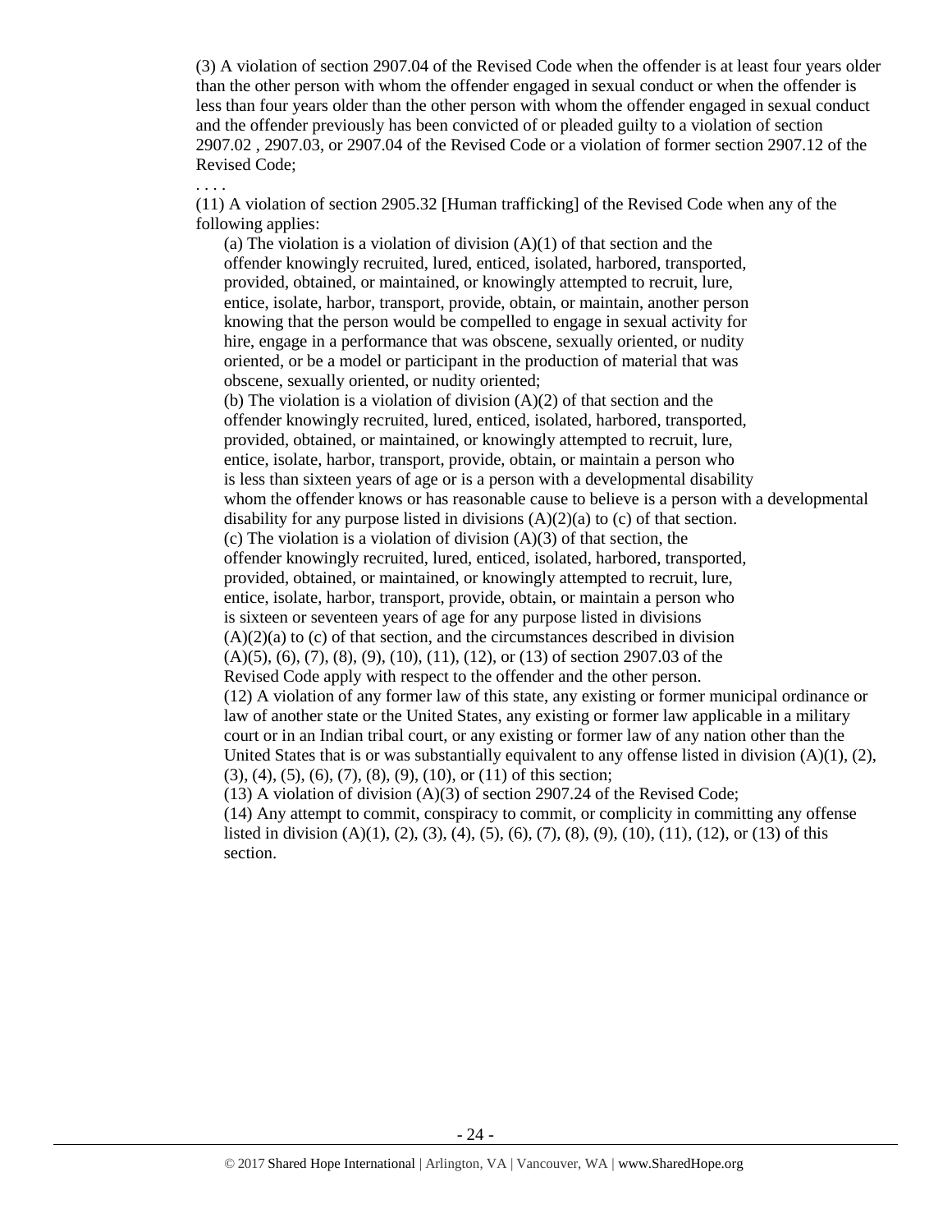(3) A violation of section 2907.04 of the Revised Code when the offender is at least four years older than the other person with whom the offender engaged in sexual conduct or when the offender is less than four years older than the other person with whom the offender engaged in sexual conduct and the offender previously has been convicted of or pleaded guilty to a violation of section 2907.02 , 2907.03, or 2907.04 of the Revised Code or a violation of former section 2907.12 of the Revised Code;

. . . .

(11) A violation of section 2905.32 [Human trafficking] of the Revised Code when any of the following applies:

> (a) The violation is a violation of division (A)(1) of that section and the offender knowingly recruited, lured, enticed, isolated, harbored, transported, provided, obtained, or maintained, or knowingly attempted to recruit, lure, entice, isolate, harbor, transport, provide, obtain, or maintain, another person knowing that the person would be compelled to engage in sexual activity for hire, engage in a performance that was obscene, sexually oriented, or nudity oriented, or be a model or participant in the production of material that was obscene, sexually oriented, or nudity oriented;
>
> (b) The violation is a violation of division (A)(2) of that section and the offender knowingly recruited, lured, enticed, isolated, harbored, transported, provided, obtained, or maintained, or knowingly attempted to recruit, lure, entice, isolate, harbor, transport, provide, obtain, or maintain a person who is less than sixteen years of age or is a person with a developmental disability whom the offender knows or has reasonable cause to believe is a person with a developmental disability for any purpose listed in divisions (A)(2)(a) to (c) of that section.
>
> (c) The violation is a violation of division (A)(3) of that section, the offender knowingly recruited, lured, enticed, isolated, harbored, transported, provided, obtained, or maintained, or knowingly attempted to recruit, lure, entice, isolate, harbor, transport, provide, obtain, or maintain a person who is sixteen or seventeen years of age for any purpose listed in divisions (A)(2)(a) to (c) of that section, and the circumstances described in division (A)(5), (6), (7), (8), (9), (10), (11), (12), or (13) of section 2907.03 of the Revised Code apply with respect to the offender and the other person.
>
> (12) A violation of any former law of this state, any existing or former municipal ordinance or law of another state or the United States, any existing or former law applicable in a military court or in an Indian tribal court, or any existing or former law of any nation other than the United States that is or was substantially equivalent to any offense listed in division (A)(1), (2), (3), (4), (5), (6), (7), (8), (9), (10), or (11) of this section;
>
> (13) A violation of division (A)(3) of section 2907.24 of the Revised Code;
>
> (14) Any attempt to commit, conspiracy to commit, or complicity in committing any offense listed in division (A)(1), (2), (3), (4), (5), (6), (7), (8), (9), (10), (11), (12), or (13) of this section.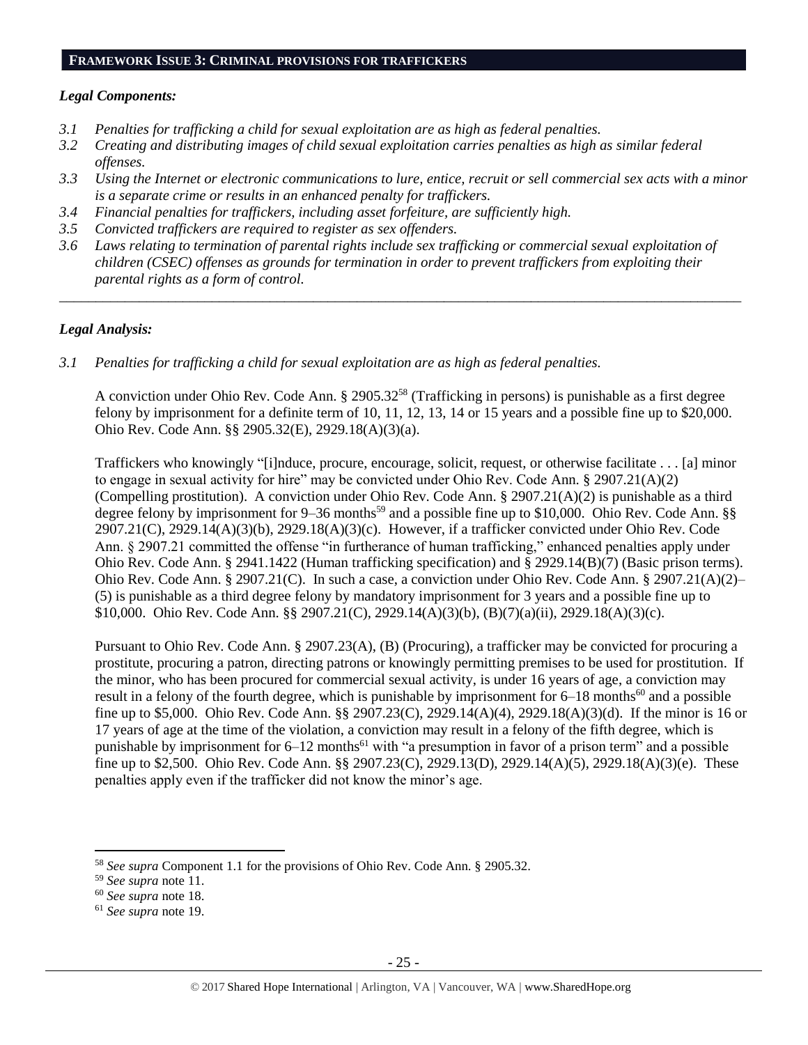## FRAMEWORK ISSUE 3: CRIMINAL PROVISIONS FOR TRAFFICKERS

### *Legal Components:*

*3.1 Penalties for trafficking a child for sexual exploitation are as high as federal penalties.*

*3.2 Creating and distributing images of child sexual exploitation carries penalties as high as similar federal offenses.*

*3.3 Using the Internet or electronic communications to lure, entice, recruit or sell commercial sex acts with a minor is a separate crime or results in an enhanced penalty for traffickers.*

*3.4 Financial penalties for traffickers, including asset forfeiture, are sufficiently high.*

*3.5 Convicted traffickers are required to register as sex offenders.*

*3.6 Laws relating to termination of parental rights include sex trafficking or commercial sexual exploitation of children (CSEC) offenses as grounds for termination in order to prevent traffickers from exploiting their parental rights as a form of control.*

---

### *Legal Analysis:*

*3.1 Penalties for trafficking a child for sexual exploitation are as high as federal penalties.*

A conviction under Ohio Rev. Code Ann. § 2905.32[58] (Trafficking in persons) is punishable as a first degree felony by imprisonment for a definite term of 10, 11, 12, 13, 14 or 15 years and a possible fine up to $20,000. Ohio Rev. Code Ann. §§ 2905.32(E), 2929.18(A)(3)(a).

Traffickers who knowingly "[i]nduce, procure, encourage, solicit, request, or otherwise facilitate . . . [a] minor to engage in sexual activity for hire" may be convicted under Ohio Rev. Code Ann. § 2907.21(A)(2) (Compelling prostitution). A conviction under Ohio Rev. Code Ann. § 2907.21(A)(2) is punishable as a third degree felony by imprisonment for 9–36 months[59] and a possible fine up to $10,000. Ohio Rev. Code Ann. §§ 2907.21(C), 2929.14(A)(3)(b), 2929.18(A)(3)(c). However, if a trafficker convicted under Ohio Rev. Code Ann. § 2907.21 committed the offense "in furtherance of human trafficking," enhanced penalties apply under Ohio Rev. Code Ann. § 2941.1422 (Human trafficking specification) and § 2929.14(B)(7) (Basic prison terms). Ohio Rev. Code Ann. § 2907.21(C). In such a case, a conviction under Ohio Rev. Code Ann. § 2907.21(A)(2)–(5) is punishable as a third degree felony by mandatory imprisonment for 3 years and a possible fine up to $10,000. Ohio Rev. Code Ann. §§ 2907.21(C), 2929.14(A)(3)(b), (B)(7)(a)(ii), 2929.18(A)(3)(c).

Pursuant to Ohio Rev. Code Ann. § 2907.23(A), (B) (Procuring), a trafficker may be convicted for procuring a prostitute, procuring a patron, directing patrons or knowingly permitting premises to be used for prostitution. If the minor, who has been procured for commercial sexual activity, is under 16 years of age, a conviction may result in a felony of the fourth degree, which is punishable by imprisonment for 6–18 months[60] and a possible fine up to $5,000. Ohio Rev. Code Ann. §§ 2907.23(C), 2929.14(A)(4), 2929.18(A)(3)(d). If the minor is 16 or 17 years of age at the time of the violation, a conviction may result in a felony of the fifth degree, which is punishable by imprisonment for 6–12 months[61] with "a presumption in favor of a prison term" and a possible fine up to $2,500. Ohio Rev. Code Ann. §§ 2907.23(C), 2929.13(D), 2929.14(A)(5), 2929.18(A)(3)(e). These penalties apply even if the trafficker did not know the minor's age.

---

[58] *See supra* Component 1.1 for the provisions of Ohio Rev. Code Ann. § 2905.32.

[59] *See supra* note 11.

[60] *See supra* note 18.

[61] *See supra* note 19.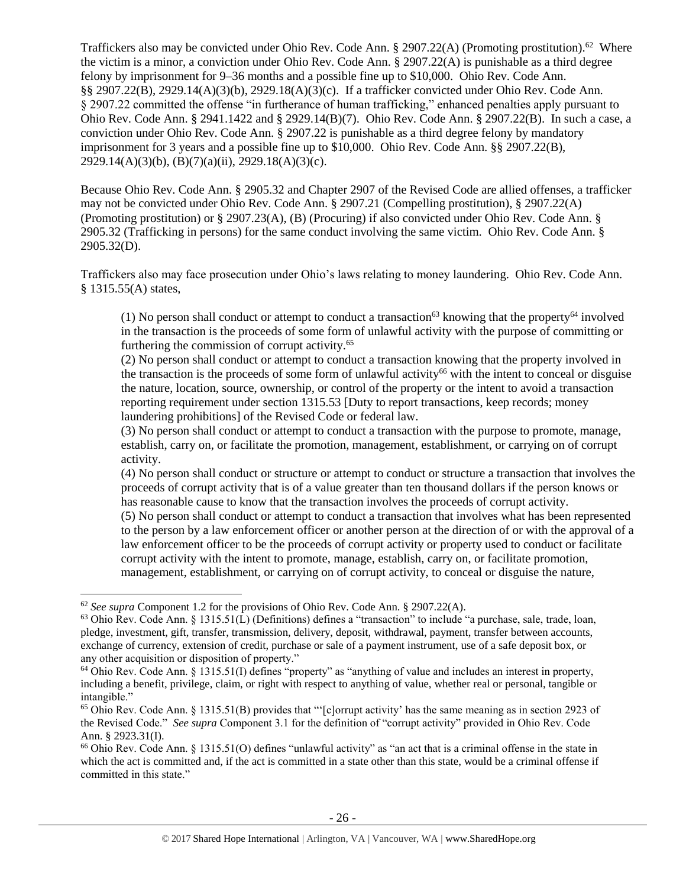Traffickers also may be convicted under Ohio Rev. Code Ann. § 2907.22(A) (Promoting prostitution).[62] Where the victim is a minor, a conviction under Ohio Rev. Code Ann. § 2907.22(A) is punishable as a third degree felony by imprisonment for 9–36 months and a possible fine up to $10,000. Ohio Rev. Code Ann. §§ 2907.22(B), 2929.14(A)(3)(b), 2929.18(A)(3)(c). If a trafficker convicted under Ohio Rev. Code Ann. § 2907.22 committed the offense "in furtherance of human trafficking," enhanced penalties apply pursuant to Ohio Rev. Code Ann. § 2941.1422 and § 2929.14(B)(7). Ohio Rev. Code Ann. § 2907.22(B). In such a case, a conviction under Ohio Rev. Code Ann. § 2907.22 is punishable as a third degree felony by mandatory imprisonment for 3 years and a possible fine up to $10,000. Ohio Rev. Code Ann. §§ 2907.22(B), 2929.14(A)(3)(b), (B)(7)(a)(ii), 2929.18(A)(3)(c).

Because Ohio Rev. Code Ann. § 2905.32 and Chapter 2907 of the Revised Code are allied offenses, a trafficker may not be convicted under Ohio Rev. Code Ann. § 2907.21 (Compelling prostitution), § 2907.22(A) (Promoting prostitution) or § 2907.23(A), (B) (Procuring) if also convicted under Ohio Rev. Code Ann. § 2905.32 (Trafficking in persons) for the same conduct involving the same victim. Ohio Rev. Code Ann. § 2905.32(D).

Traffickers also may face prosecution under Ohio's laws relating to money laundering. Ohio Rev. Code Ann. § 1315.55(A) states,

> (1) No person shall conduct or attempt to conduct a transaction[63] knowing that the property[64] involved in the transaction is the proceeds of some form of unlawful activity with the purpose of committing or furthering the commission of corrupt activity.[65]
>
> (2) No person shall conduct or attempt to conduct a transaction knowing that the property involved in the transaction is the proceeds of some form of unlawful activity[66] with the intent to conceal or disguise the nature, location, source, ownership, or control of the property or the intent to avoid a transaction reporting requirement under section 1315.53 [Duty to report transactions, keep records; money laundering prohibitions] of the Revised Code or federal law.
>
> (3) No person shall conduct or attempt to conduct a transaction with the purpose to promote, manage, establish, carry on, or facilitate the promotion, management, establishment, or carrying on of corrupt activity.
>
> (4) No person shall conduct or structure or attempt to conduct or structure a transaction that involves the proceeds of corrupt activity that is of a value greater than ten thousand dollars if the person knows or has reasonable cause to know that the transaction involves the proceeds of corrupt activity.
>
> (5) No person shall conduct or attempt to conduct a transaction that involves what has been represented to the person by a law enforcement officer or another person at the direction of or with the approval of a law enforcement officer to be the proceeds of corrupt activity or property used to conduct or facilitate corrupt activity with the intent to promote, manage, establish, carry on, or facilitate promotion, management, establishment, or carrying on of corrupt activity, to conceal or disguise the nature,

---

[62] *See supra* Component 1.2 for the provisions of Ohio Rev. Code Ann. § 2907.22(A).

[63] Ohio Rev. Code Ann. § 1315.51(L) (Definitions) defines a "transaction" to include "a purchase, sale, trade, loan, pledge, investment, gift, transfer, transmission, delivery, deposit, withdrawal, payment, transfer between accounts, exchange of currency, extension of credit, purchase or sale of a payment instrument, use of a safe deposit box, or any other acquisition or disposition of property."

[64] Ohio Rev. Code Ann. § 1315.51(I) defines "property" as "anything of value and includes an interest in property, including a benefit, privilege, claim, or right with respect to anything of value, whether real or personal, tangible or intangible."

[65] Ohio Rev. Code Ann. § 1315.51(B) provides that "'[c]orrupt activity' has the same meaning as in section 2923 of the Revised Code." *See supra* Component 3.1 for the definition of "corrupt activity" provided in Ohio Rev. Code Ann. § 2923.31(I).

[66] Ohio Rev. Code Ann. § 1315.51(O) defines "unlawful activity" as "an act that is a criminal offense in the state in which the act is committed and, if the act is committed in a state other than this state, would be a criminal offense if committed in this state."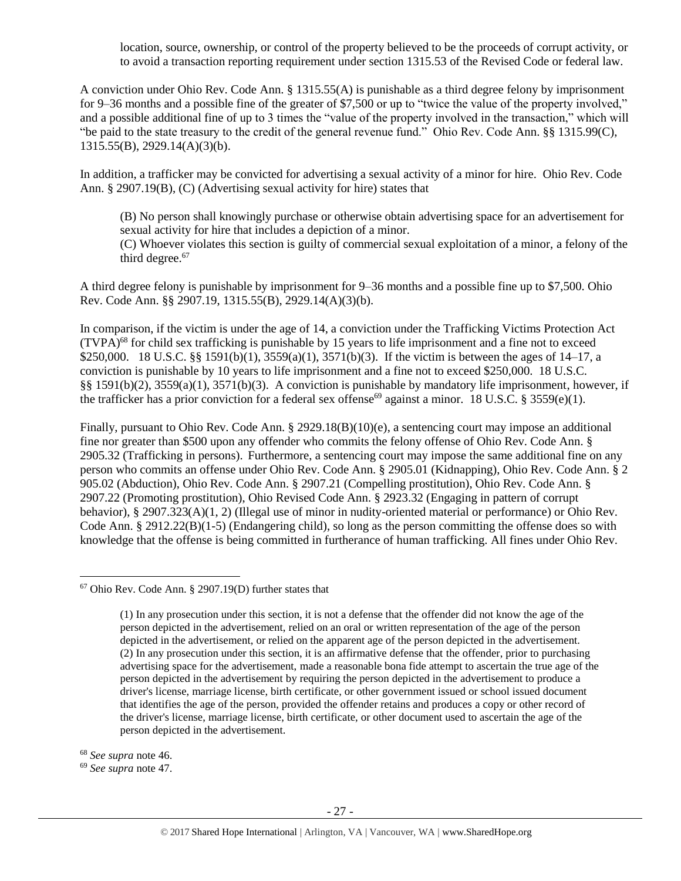location, source, ownership, or control of the property believed to be the proceeds of corrupt activity, or to avoid a transaction reporting requirement under section 1315.53 of the Revised Code or federal law.

A conviction under Ohio Rev. Code Ann. § 1315.55(A) is punishable as a third degree felony by imprisonment for 9–36 months and a possible fine of the greater of $7,500 or up to "twice the value of the property involved," and a possible additional fine of up to 3 times the "value of the property involved in the transaction," which will "be paid to the state treasury to the credit of the general revenue fund." Ohio Rev. Code Ann. §§ 1315.99(C), 1315.55(B), 2929.14(A)(3)(b).

In addition, a trafficker may be convicted for advertising a sexual activity of a minor for hire. Ohio Rev. Code Ann. § 2907.19(B), (C) (Advertising sexual activity for hire) states that

> (B) No person shall knowingly purchase or otherwise obtain advertising space for an advertisement for sexual activity for hire that includes a depiction of a minor.
> (C) Whoever violates this section is guilty of commercial sexual exploitation of a minor, a felony of the third degree.[67]

A third degree felony is punishable by imprisonment for 9–36 months and a possible fine up to $7,500. Ohio Rev. Code Ann. §§ 2907.19, 1315.55(B), 2929.14(A)(3)(b).

In comparison, if the victim is under the age of 14, a conviction under the Trafficking Victims Protection Act (TVPA)[68] for child sex trafficking is punishable by 15 years to life imprisonment and a fine not to exceed $250,000. 18 U.S.C. §§ 1591(b)(1), 3559(a)(1), 3571(b)(3). If the victim is between the ages of 14–17, a conviction is punishable by 10 years to life imprisonment and a fine not to exceed $250,000. 18 U.S.C. §§ 1591(b)(2), 3559(a)(1), 3571(b)(3). A conviction is punishable by mandatory life imprisonment, however, if the trafficker has a prior conviction for a federal sex offense[69] against a minor. 18 U.S.C. § 3559(e)(1).

Finally, pursuant to Ohio Rev. Code Ann. § 2929.18(B)(10)(e), a sentencing court may impose an additional fine nor greater than $500 upon any offender who commits the felony offense of Ohio Rev. Code Ann. § 2905.32 (Trafficking in persons). Furthermore, a sentencing court may impose the same additional fine on any person who commits an offense under Ohio Rev. Code Ann. § 2905.01 (Kidnapping), Ohio Rev. Code Ann. § 2 905.02 (Abduction), Ohio Rev. Code Ann. § 2907.21 (Compelling prostitution), Ohio Rev. Code Ann. § 2907.22 (Promoting prostitution), Ohio Revised Code Ann. § 2923.32 (Engaging in pattern of corrupt behavior), § 2907.323(A)(1, 2) (Illegal use of minor in nudity-oriented material or performance) or Ohio Rev. Code Ann. § 2912.22(B)(1-5) (Endangering child), so long as the person committing the offense does so with knowledge that the offense is being committed in furtherance of human trafficking. All fines under Ohio Rev.

---

[67] Ohio Rev. Code Ann. § 2907.19(D) further states that

> (1) In any prosecution under this section, it is not a defense that the offender did not know the age of the person depicted in the advertisement, relied on an oral or written representation of the age of the person depicted in the advertisement, or relied on the apparent age of the person depicted in the advertisement.
> (2) In any prosecution under this section, it is an affirmative defense that the offender, prior to purchasing advertising space for the advertisement, made a reasonable bona fide attempt to ascertain the true age of the person depicted in the advertisement by requiring the person depicted in the advertisement to produce a driver's license, marriage license, birth certificate, or other government issued or school issued document that identifies the age of the person, provided the offender retains and produces a copy or other record of the driver's license, marriage license, birth certificate, or other document used to ascertain the age of the person depicted in the advertisement.

[68] *See supra* note 46.

[69] *See supra* note 47.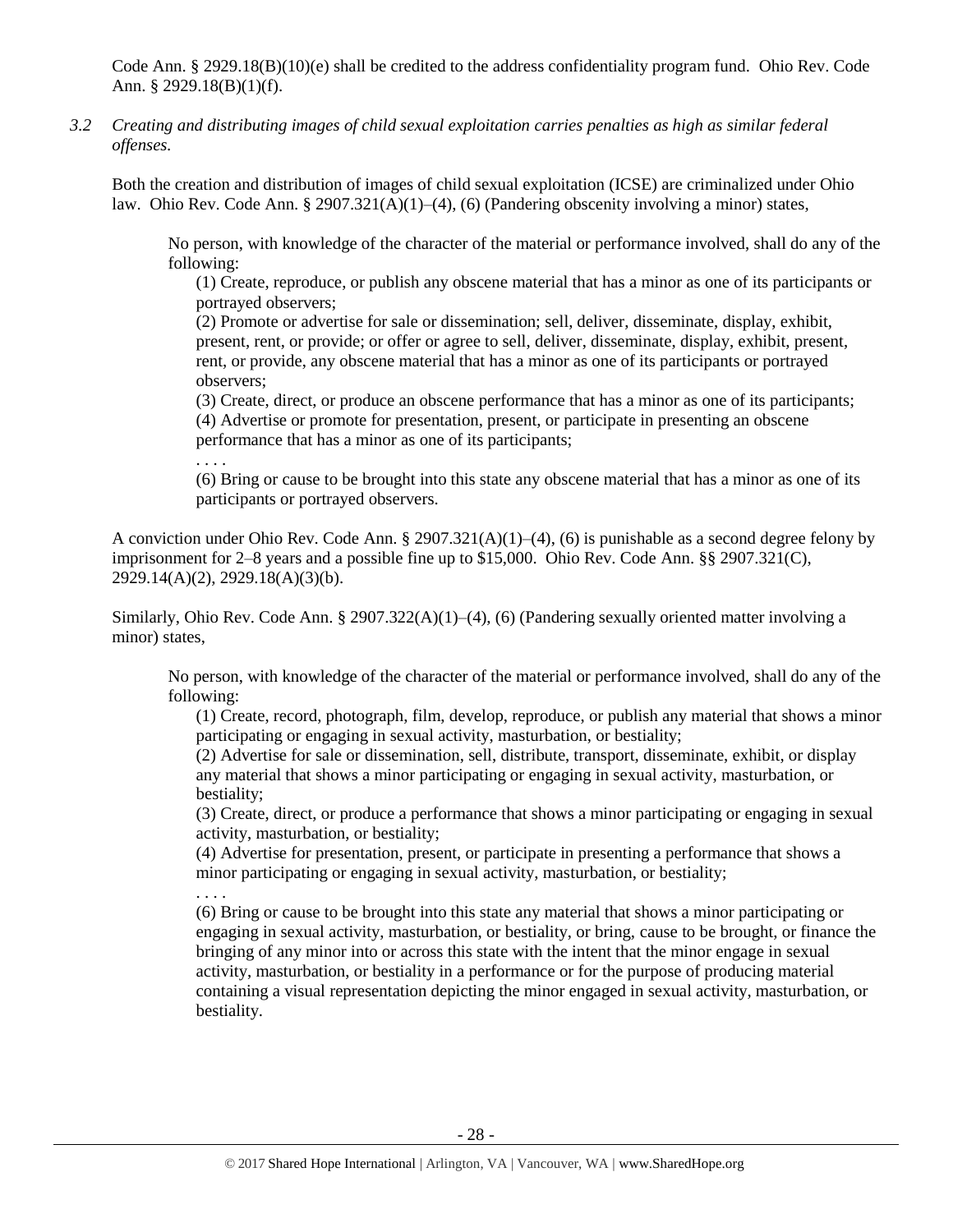Code Ann. § 2929.18(B)(10)(e) shall be credited to the address confidentiality program fund. Ohio Rev. Code Ann. § 2929.18(B)(1)(f).

*3.2 Creating and distributing images of child sexual exploitation carries penalties as high as similar federal offenses.*

Both the creation and distribution of images of child sexual exploitation (ICSE) are criminalized under Ohio law. Ohio Rev. Code Ann. § 2907.321(A)(1)–(4), (6) (Pandering obscenity involving a minor) states,

> No person, with knowledge of the character of the material or performance involved, shall do any of the following:
>
> (1) Create, reproduce, or publish any obscene material that has a minor as one of its participants or portrayed observers;
>
> (2) Promote or advertise for sale or dissemination; sell, deliver, disseminate, display, exhibit, present, rent, or provide; or offer or agree to sell, deliver, disseminate, display, exhibit, present, rent, or provide, any obscene material that has a minor as one of its participants or portrayed observers;
>
> (3) Create, direct, or produce an obscene performance that has a minor as one of its participants;
>
> (4) Advertise or promote for presentation, present, or participate in presenting an obscene performance that has a minor as one of its participants;
>
> . . . .
>
> (6) Bring or cause to be brought into this state any obscene material that has a minor as one of its participants or portrayed observers.

A conviction under Ohio Rev. Code Ann. § 2907.321(A)(1)–(4), (6) is punishable as a second degree felony by imprisonment for 2–8 years and a possible fine up to $15,000. Ohio Rev. Code Ann. §§ 2907.321(C), 2929.14(A)(2), 2929.18(A)(3)(b).

Similarly, Ohio Rev. Code Ann. § 2907.322(A)(1)–(4), (6) (Pandering sexually oriented matter involving a minor) states,

> No person, with knowledge of the character of the material or performance involved, shall do any of the following:
>
> (1) Create, record, photograph, film, develop, reproduce, or publish any material that shows a minor participating or engaging in sexual activity, masturbation, or bestiality;
>
> (2) Advertise for sale or dissemination, sell, distribute, transport, disseminate, exhibit, or display any material that shows a minor participating or engaging in sexual activity, masturbation, or bestiality;
>
> (3) Create, direct, or produce a performance that shows a minor participating or engaging in sexual activity, masturbation, or bestiality;
>
> (4) Advertise for presentation, present, or participate in presenting a performance that shows a minor participating or engaging in sexual activity, masturbation, or bestiality;
>
> . . . .
>
> (6) Bring or cause to be brought into this state any material that shows a minor participating or engaging in sexual activity, masturbation, or bestiality, or bring, cause to be brought, or finance the bringing of any minor into or across this state with the intent that the minor engage in sexual activity, masturbation, or bestiality in a performance or for the purpose of producing material containing a visual representation depicting the minor engaged in sexual activity, masturbation, or bestiality.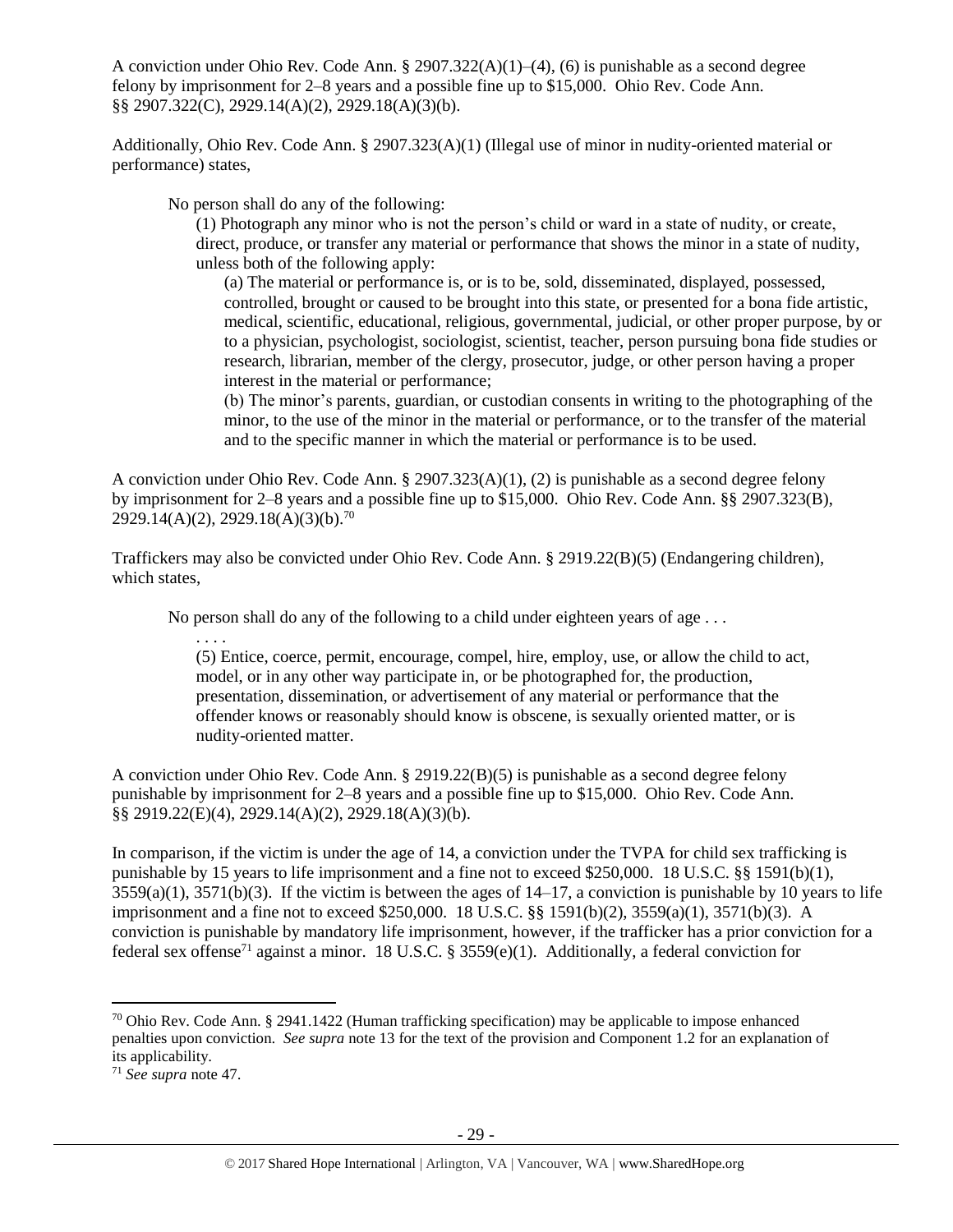A conviction under Ohio Rev. Code Ann. § 2907.322(A)(1)–(4), (6) is punishable as a second degree felony by imprisonment for 2–8 years and a possible fine up to $15,000. Ohio Rev. Code Ann. §§ 2907.322(C), 2929.14(A)(2), 2929.18(A)(3)(b).

Additionally, Ohio Rev. Code Ann. § 2907.323(A)(1) (Illegal use of minor in nudity-oriented material or performance) states,

> No person shall do any of the following:
>
> (1) Photograph any minor who is not the person's child or ward in a state of nudity, or create, direct, produce, or transfer any material or performance that shows the minor in a state of nudity, unless both of the following apply:
>
> (a) The material or performance is, or is to be, sold, disseminated, displayed, possessed, controlled, brought or caused to be brought into this state, or presented for a bona fide artistic, medical, scientific, educational, religious, governmental, judicial, or other proper purpose, by or to a physician, psychologist, sociologist, scientist, teacher, person pursuing bona fide studies or research, librarian, member of the clergy, prosecutor, judge, or other person having a proper interest in the material or performance;
>
> (b) The minor's parents, guardian, or custodian consents in writing to the photographing of the minor, to the use of the minor in the material or performance, or to the transfer of the material and to the specific manner in which the material or performance is to be used.

A conviction under Ohio Rev. Code Ann. § 2907.323(A)(1), (2) is punishable as a second degree felony by imprisonment for 2–8 years and a possible fine up to $15,000. Ohio Rev. Code Ann. §§ 2907.323(B), 2929.14(A)(2), 2929.18(A)(3)(b).[70]

Traffickers may also be convicted under Ohio Rev. Code Ann. § 2919.22(B)(5) (Endangering children), which states,

> No person shall do any of the following to a child under eighteen years of age . . .
>
> . . . .
>
> (5) Entice, coerce, permit, encourage, compel, hire, employ, use, or allow the child to act, model, or in any other way participate in, or be photographed for, the production, presentation, dissemination, or advertisement of any material or performance that the offender knows or reasonably should know is obscene, is sexually oriented matter, or is nudity-oriented matter.

A conviction under Ohio Rev. Code Ann. § 2919.22(B)(5) is punishable as a second degree felony punishable by imprisonment for 2–8 years and a possible fine up to $15,000. Ohio Rev. Code Ann. §§ 2919.22(E)(4), 2929.14(A)(2), 2929.18(A)(3)(b).

In comparison, if the victim is under the age of 14, a conviction under the TVPA for child sex trafficking is punishable by 15 years to life imprisonment and a fine not to exceed $250,000. 18 U.S.C. §§ 1591(b)(1), 3559(a)(1), 3571(b)(3). If the victim is between the ages of 14–17, a conviction is punishable by 10 years to life imprisonment and a fine not to exceed $250,000. 18 U.S.C. §§ 1591(b)(2), 3559(a)(1), 3571(b)(3). A conviction is punishable by mandatory life imprisonment, however, if the trafficker has a prior conviction for a federal sex offense[71] against a minor. 18 U.S.C. § 3559(e)(1). Additionally, a federal conviction for

---

[70] Ohio Rev. Code Ann. § 2941.1422 (Human trafficking specification) may be applicable to impose enhanced penalties upon conviction. *See supra* note 13 for the text of the provision and Component 1.2 for an explanation of its applicability.

[71] *See supra* note 47.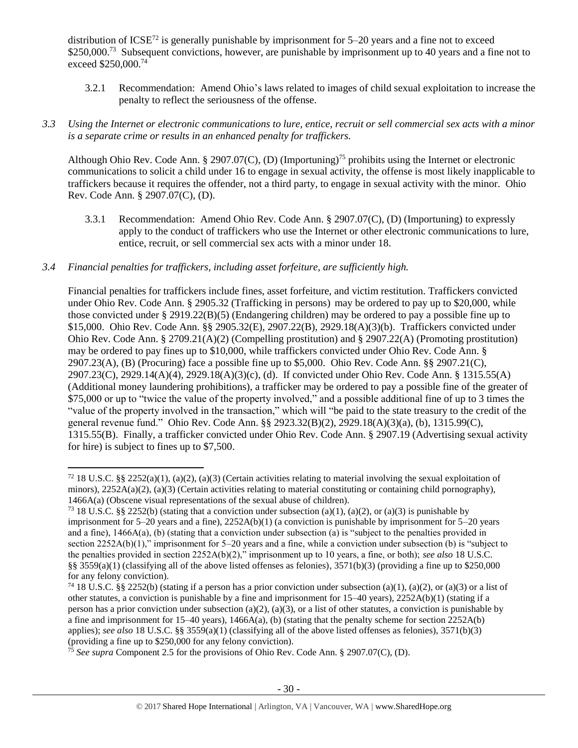distribution of ICSE[72] is generally punishable by imprisonment for 5–20 years and a fine not to exceed \$250,000.[73] Subsequent convictions, however, are punishable by imprisonment up to 40 years and a fine not to exceed \$250,000.[74]

3.2.1 Recommendation: Amend Ohio's laws related to images of child sexual exploitation to increase the penalty to reflect the seriousness of the offense.

*3.3 Using the Internet or electronic communications to lure, entice, recruit or sell commercial sex acts with a minor is a separate crime or results in an enhanced penalty for traffickers.*

Although Ohio Rev. Code Ann. § 2907.07(C), (D) (Importuning)[75] prohibits using the Internet or electronic communications to solicit a child under 16 to engage in sexual activity, the offense is most likely inapplicable to traffickers because it requires the offender, not a third party, to engage in sexual activity with the minor. Ohio Rev. Code Ann. § 2907.07(C), (D).

3.3.1 Recommendation: Amend Ohio Rev. Code Ann. § 2907.07(C), (D) (Importuning) to expressly apply to the conduct of traffickers who use the Internet or other electronic communications to lure, entice, recruit, or sell commercial sex acts with a minor under 18.

*3.4 Financial penalties for traffickers, including asset forfeiture, are sufficiently high.*

Financial penalties for traffickers include fines, asset forfeiture, and victim restitution. Traffickers convicted under Ohio Rev. Code Ann. § 2905.32 (Trafficking in persons) may be ordered to pay up to \$20,000, while those convicted under § 2919.22(B)(5) (Endangering children) may be ordered to pay a possible fine up to \$15,000. Ohio Rev. Code Ann. §§ 2905.32(E), 2907.22(B), 2929.18(A)(3)(b). Traffickers convicted under Ohio Rev. Code Ann. § 2709.21(A)(2) (Compelling prostitution) and § 2907.22(A) (Promoting prostitution) may be ordered to pay fines up to \$10,000, while traffickers convicted under Ohio Rev. Code Ann. § 2907.23(A), (B) (Procuring) face a possible fine up to \$5,000. Ohio Rev. Code Ann. §§ 2907.21(C), 2907.23(C), 2929.14(A)(4), 2929.18(A)(3)(c), (d). If convicted under Ohio Rev. Code Ann. § 1315.55(A) (Additional money laundering prohibitions), a trafficker may be ordered to pay a possible fine of the greater of \$75,000 or up to "twice the value of the property involved," and a possible additional fine of up to 3 times the "value of the property involved in the transaction," which will "be paid to the state treasury to the credit of the general revenue fund." Ohio Rev. Code Ann. §§ 2923.32(B)(2), 2929.18(A)(3)(a), (b), 1315.99(C), 1315.55(B). Finally, a trafficker convicted under Ohio Rev. Code Ann. § 2907.19 (Advertising sexual activity for hire) is subject to fines up to \$7,500.

---

[72] 18 U.S.C. §§ 2252(a)(1), (a)(2), (a)(3) (Certain activities relating to material involving the sexual exploitation of minors), 2252A(a)(2), (a)(3) (Certain activities relating to material constituting or containing child pornography), 1466A(a) (Obscene visual representations of the sexual abuse of children).

[73] 18 U.S.C. §§ 2252(b) (stating that a conviction under subsection (a)(1), (a)(2), or (a)(3) is punishable by imprisonment for 5–20 years and a fine), 2252A(b)(1) (a conviction is punishable by imprisonment for 5–20 years and a fine), 1466A(a), (b) (stating that a conviction under subsection (a) is "subject to the penalties provided in section 2252A(b)(1)," imprisonment for 5–20 years and a fine, while a conviction under subsection (b) is "subject to the penalties provided in section 2252A(b)(2)," imprisonment up to 10 years, a fine, or both); *see also* 18 U.S.C. §§ 3559(a)(1) (classifying all of the above listed offenses as felonies), 3571(b)(3) (providing a fine up to \$250,000 for any felony conviction).

[74] 18 U.S.C. §§ 2252(b) (stating if a person has a prior conviction under subsection (a)(1), (a)(2), or (a)(3) or a list of other statutes, a conviction is punishable by a fine and imprisonment for 15–40 years), 2252A(b)(1) (stating if a person has a prior conviction under subsection (a)(2), (a)(3), or a list of other statutes, a conviction is punishable by a fine and imprisonment for 15–40 years), 1466A(a), (b) (stating that the penalty scheme for section 2252A(b) applies); *see also* 18 U.S.C. §§ 3559(a)(1) (classifying all of the above listed offenses as felonies), 3571(b)(3) (providing a fine up to \$250,000 for any felony conviction).

[75] *See supra* Component 2.5 for the provisions of Ohio Rev. Code Ann. § 2907.07(C), (D).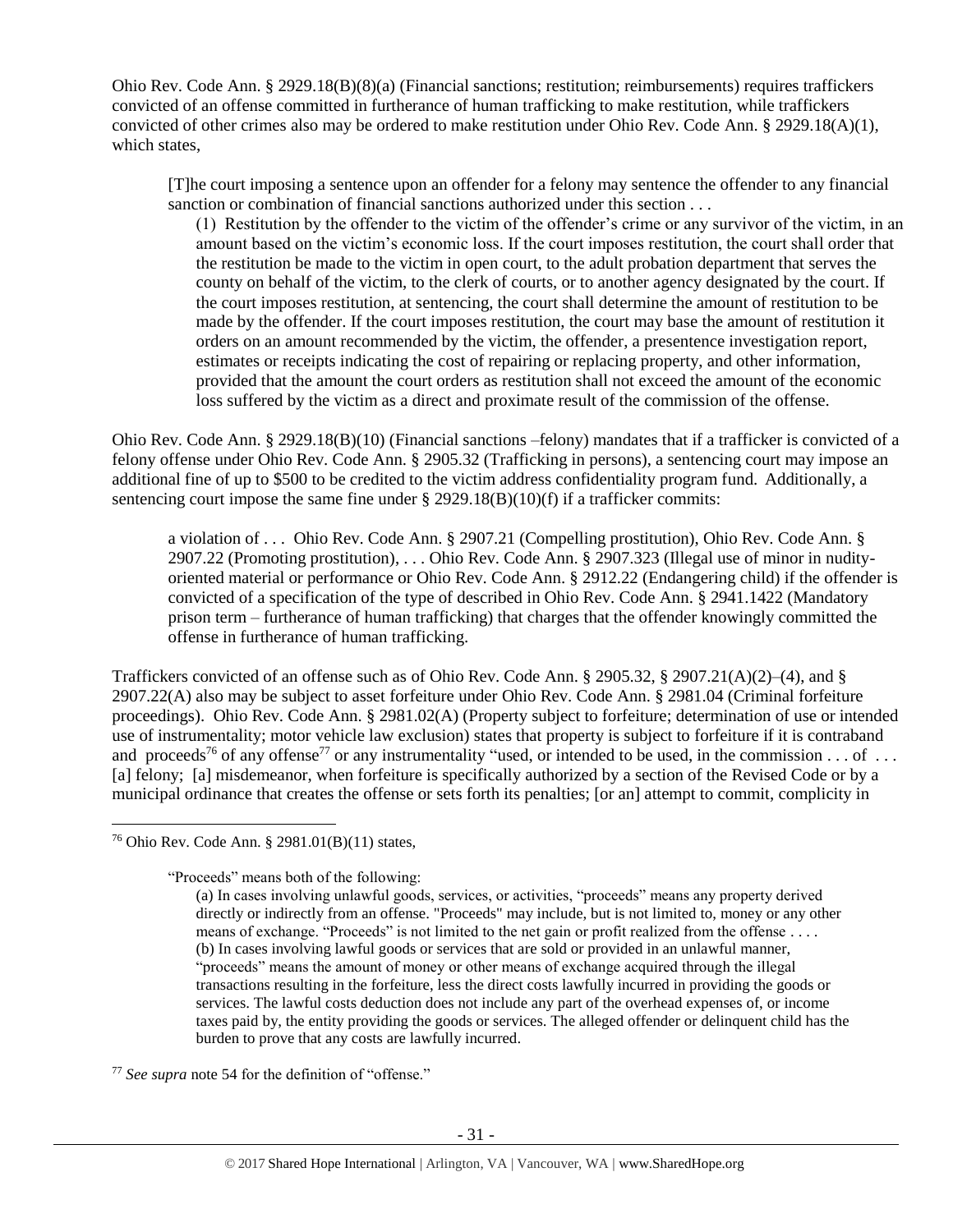Ohio Rev. Code Ann. § 2929.18(B)(8)(a) (Financial sanctions; restitution; reimbursements) requires traffickers convicted of an offense committed in furtherance of human trafficking to make restitution, while traffickers convicted of other crimes also may be ordered to make restitution under Ohio Rev. Code Ann. § 2929.18(A)(1), which states,

> [T]he court imposing a sentence upon an offender for a felony may sentence the offender to any financial sanction or combination of financial sanctions authorized under this section . . .
>
> (1) Restitution by the offender to the victim of the offender's crime or any survivor of the victim, in an amount based on the victim's economic loss. If the court imposes restitution, the court shall order that the restitution be made to the victim in open court, to the adult probation department that serves the county on behalf of the victim, to the clerk of courts, or to another agency designated by the court. If the court imposes restitution, at sentencing, the court shall determine the amount of restitution to be made by the offender. If the court imposes restitution, the court may base the amount of restitution it orders on an amount recommended by the victim, the offender, a presentence investigation report, estimates or receipts indicating the cost of repairing or replacing property, and other information, provided that the amount the court orders as restitution shall not exceed the amount of the economic loss suffered by the victim as a direct and proximate result of the commission of the offense.

Ohio Rev. Code Ann. § 2929.18(B)(10) (Financial sanctions –felony) mandates that if a trafficker is convicted of a felony offense under Ohio Rev. Code Ann. § 2905.32 (Trafficking in persons), a sentencing court may impose an additional fine of up to $500 to be credited to the victim address confidentiality program fund. Additionally, a sentencing court impose the same fine under § 2929.18(B)(10)(f) if a trafficker commits:

> a violation of . . . Ohio Rev. Code Ann. § 2907.21 (Compelling prostitution), Ohio Rev. Code Ann. § 2907.22 (Promoting prostitution), . . . Ohio Rev. Code Ann. § 2907.323 (Illegal use of minor in nudity-oriented material or performance or Ohio Rev. Code Ann. § 2912.22 (Endangering child) if the offender is convicted of a specification of the type of described in Ohio Rev. Code Ann. § 2941.1422 (Mandatory prison term – furtherance of human trafficking) that charges that the offender knowingly committed the offense in furtherance of human trafficking.

Traffickers convicted of an offense such as of Ohio Rev. Code Ann. § 2905.32, § 2907.21(A)(2)–(4), and § 2907.22(A) also may be subject to asset forfeiture under Ohio Rev. Code Ann. § 2981.04 (Criminal forfeiture proceedings). Ohio Rev. Code Ann. § 2981.02(A) (Property subject to forfeiture; determination of use or intended use of instrumentality; motor vehicle law exclusion) states that property is subject to forfeiture if it is contraband and proceeds[76] of any offense[77] or any instrumentality "used, or intended to be used, in the commission . . . of . . . [a] felony; [a] misdemeanor, when forfeiture is specifically authorized by a section of the Revised Code or by a municipal ordinance that creates the offense or sets forth its penalties; [or an] attempt to commit, complicity in

---

[76] Ohio Rev. Code Ann. § 2981.01(B)(11) states,

> "Proceeds" means both of the following:
>
> (a) In cases involving unlawful goods, services, or activities, "proceeds" means any property derived directly or indirectly from an offense. "Proceeds" may include, but is not limited to, money or any other means of exchange. "Proceeds" is not limited to the net gain or profit realized from the offense . . . .
> (b) In cases involving lawful goods or services that are sold or provided in an unlawful manner, "proceeds" means the amount of money or other means of exchange acquired through the illegal transactions resulting in the forfeiture, less the direct costs lawfully incurred in providing the goods or services. The lawful costs deduction does not include any part of the overhead expenses of, or income taxes paid by, the entity providing the goods or services. The alleged offender or delinquent child has the burden to prove that any costs are lawfully incurred.

[77] *See supra* note 54 for the definition of "offense."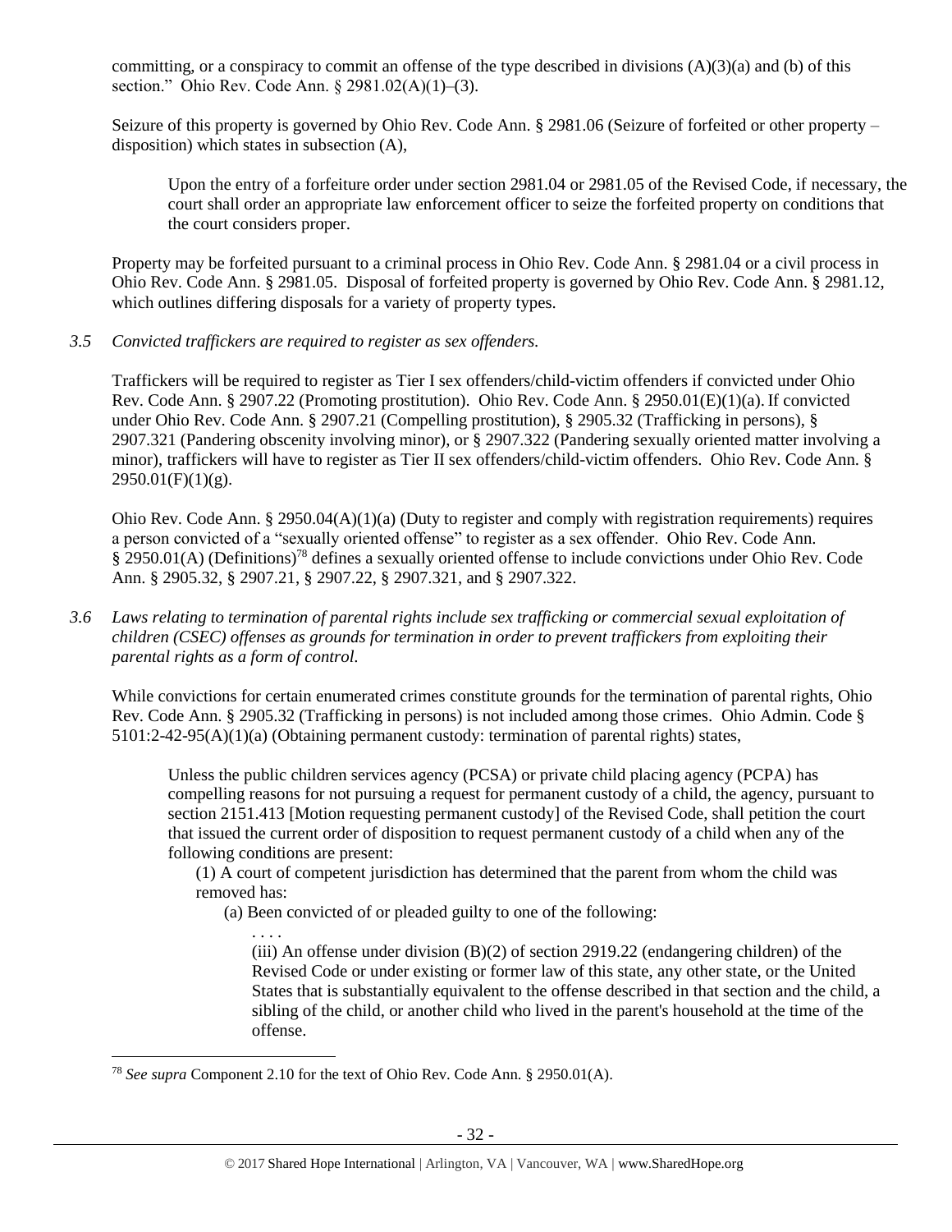committing, or a conspiracy to commit an offense of the type described in divisions (A)(3)(a) and (b) of this section." Ohio Rev. Code Ann. § 2981.02(A)(1)–(3).

Seizure of this property is governed by Ohio Rev. Code Ann. § 2981.06 (Seizure of forfeited or other property – disposition) which states in subsection (A),

> Upon the entry of a forfeiture order under section 2981.04 or 2981.05 of the Revised Code, if necessary, the court shall order an appropriate law enforcement officer to seize the forfeited property on conditions that the court considers proper.

Property may be forfeited pursuant to a criminal process in Ohio Rev. Code Ann. § 2981.04 or a civil process in Ohio Rev. Code Ann. § 2981.05. Disposal of forfeited property is governed by Ohio Rev. Code Ann. § 2981.12, which outlines differing disposals for a variety of property types.

*3.5 Convicted traffickers are required to register as sex offenders.*

Traffickers will be required to register as Tier I sex offenders/child-victim offenders if convicted under Ohio Rev. Code Ann. § 2907.22 (Promoting prostitution). Ohio Rev. Code Ann. § 2950.01(E)(1)(a). If convicted under Ohio Rev. Code Ann. § 2907.21 (Compelling prostitution), § 2905.32 (Trafficking in persons), § 2907.321 (Pandering obscenity involving minor), or § 2907.322 (Pandering sexually oriented matter involving a minor), traffickers will have to register as Tier II sex offenders/child-victim offenders. Ohio Rev. Code Ann. § 2950.01(F)(1)(g).

Ohio Rev. Code Ann. § 2950.04(A)(1)(a) (Duty to register and comply with registration requirements) requires a person convicted of a "sexually oriented offense" to register as a sex offender. Ohio Rev. Code Ann. § 2950.01(A) (Definitions)[78] defines a sexually oriented offense to include convictions under Ohio Rev. Code Ann. § 2905.32, § 2907.21, § 2907.22, § 2907.321, and § 2907.322.

*3.6 Laws relating to termination of parental rights include sex trafficking or commercial sexual exploitation of children (CSEC) offenses as grounds for termination in order to prevent traffickers from exploiting their parental rights as a form of control.*

While convictions for certain enumerated crimes constitute grounds for the termination of parental rights, Ohio Rev. Code Ann. § 2905.32 (Trafficking in persons) is not included among those crimes. Ohio Admin. Code § 5101:2-42-95(A)(1)(a) (Obtaining permanent custody: termination of parental rights) states,

> Unless the public children services agency (PCSA) or private child placing agency (PCPA) has compelling reasons for not pursuing a request for permanent custody of a child, the agency, pursuant to section 2151.413 [Motion requesting permanent custody] of the Revised Code, shall petition the court that issued the current order of disposition to request permanent custody of a child when any of the following conditions are present:
>
> (1) A court of competent jurisdiction has determined that the parent from whom the child was removed has:
>
> (a) Been convicted of or pleaded guilty to one of the following:
>
> . . . .
>
> (iii) An offense under division (B)(2) of section 2919.22 (endangering children) of the Revised Code or under existing or former law of this state, any other state, or the United States that is substantially equivalent to the offense described in that section and the child, a sibling of the child, or another child who lived in the parent's household at the time of the offense.

---

[78] *See supra* Component 2.10 for the text of Ohio Rev. Code Ann. § 2950.01(A).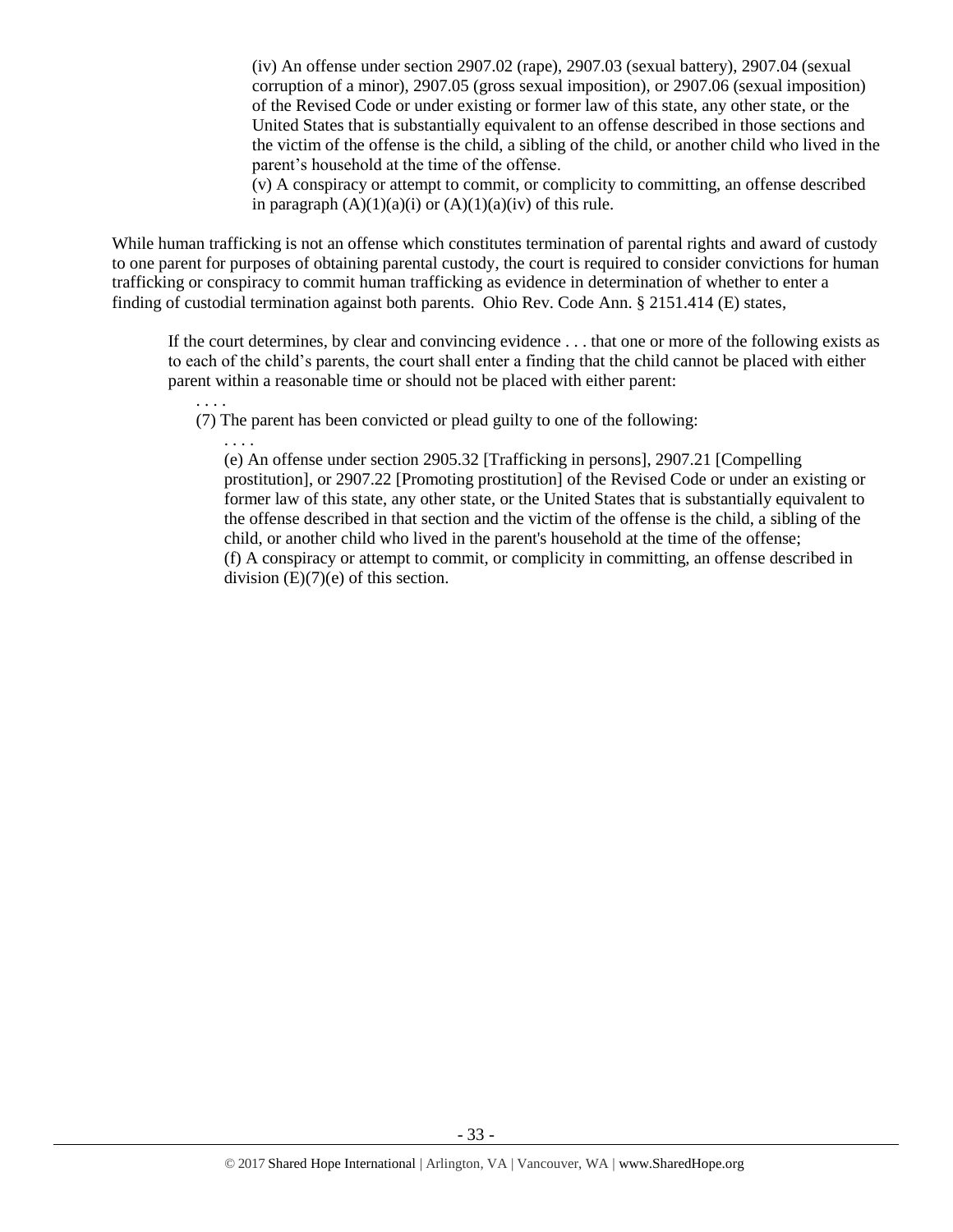> (iv) An offense under section 2907.02 (rape), 2907.03 (sexual battery), 2907.04 (sexual corruption of a minor), 2907.05 (gross sexual imposition), or 2907.06 (sexual imposition) of the Revised Code or under existing or former law of this state, any other state, or the United States that is substantially equivalent to an offense described in those sections and the victim of the offense is the child, a sibling of the child, or another child who lived in the parent's household at the time of the offense.
>
> (v) A conspiracy or attempt to commit, or complicity to committing, an offense described in paragraph (A)(1)(a)(i) or (A)(1)(a)(iv) of this rule.

While human trafficking is not an offense which constitutes termination of parental rights and award of custody to one parent for purposes of obtaining parental custody, the court is required to consider convictions for human trafficking or conspiracy to commit human trafficking as evidence in determination of whether to enter a finding of custodial termination against both parents. Ohio Rev. Code Ann. § 2151.414 (E) states,

> If the court determines, by clear and convincing evidence . . . that one or more of the following exists as to each of the child's parents, the court shall enter a finding that the child cannot be placed with either parent within a reasonable time or should not be placed with either parent:
>
> . . . .
>
> (7) The parent has been convicted or plead guilty to one of the following:
>
> . . . .
>
> (e) An offense under section 2905.32 [Trafficking in persons], 2907.21 [Compelling prostitution], or 2907.22 [Promoting prostitution] of the Revised Code or under an existing or former law of this state, any other state, or the United States that is substantially equivalent to the offense described in that section and the victim of the offense is the child, a sibling of the child, or another child who lived in the parent's household at the time of the offense;
>
> (f) A conspiracy or attempt to commit, or complicity in committing, an offense described in division (E)(7)(e) of this section.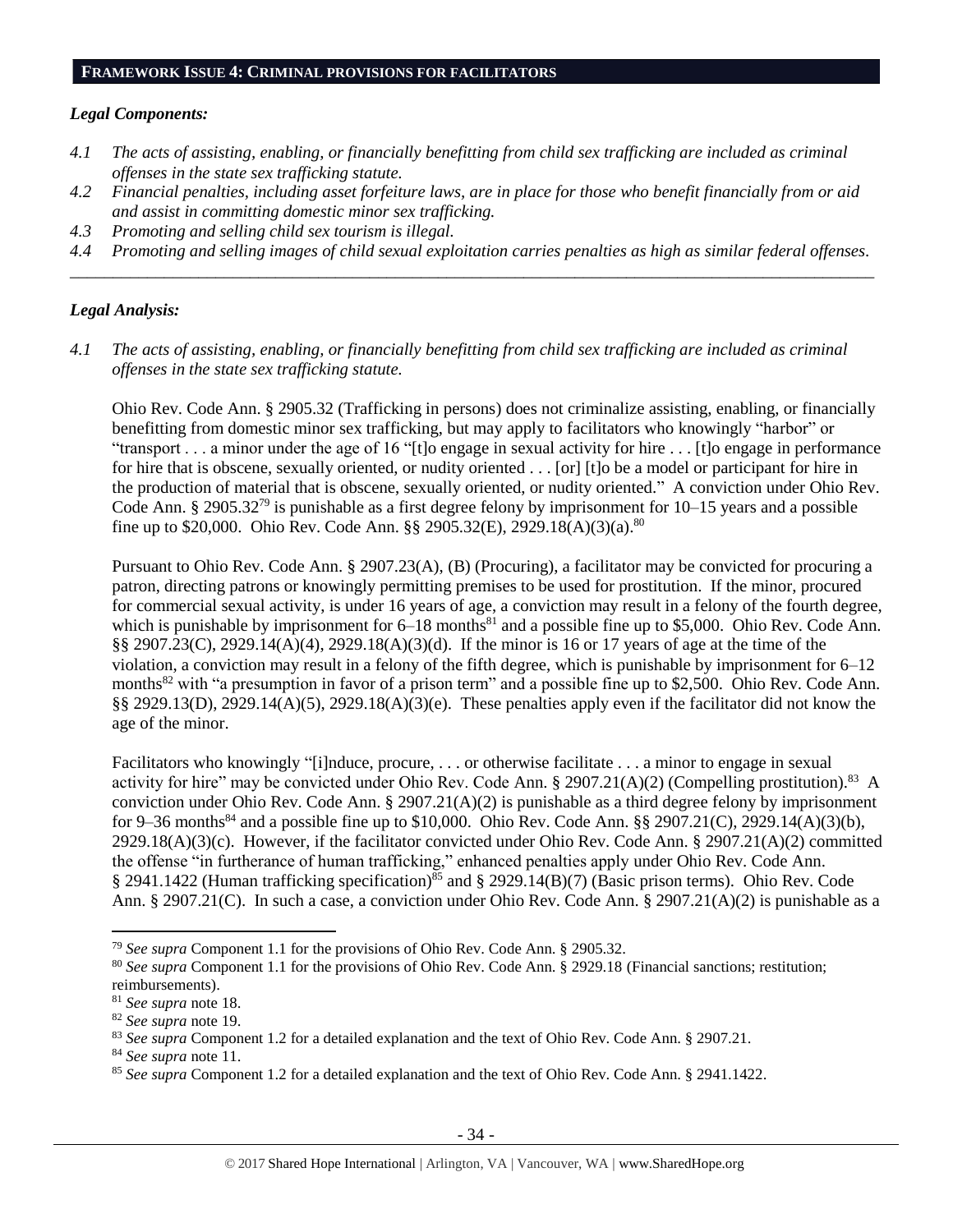## FRAMEWORK ISSUE 4: CRIMINAL PROVISIONS FOR FACILITATORS

### *Legal Components:*

*4.1 The acts of assisting, enabling, or financially benefitting from child sex trafficking are included as criminal offenses in the state sex trafficking statute.*

*4.2 Financial penalties, including asset forfeiture laws, are in place for those who benefit financially from or aid and assist in committing domestic minor sex trafficking.*

*4.3 Promoting and selling child sex tourism is illegal.*

*4.4 Promoting and selling images of child sexual exploitation carries penalties as high as similar federal offenses.*

---

### *Legal Analysis:*

*4.1 The acts of assisting, enabling, or financially benefitting from child sex trafficking are included as criminal offenses in the state sex trafficking statute.*

Ohio Rev. Code Ann. § 2905.32 (Trafficking in persons) does not criminalize assisting, enabling, or financially benefitting from domestic minor sex trafficking, but may apply to facilitators who knowingly "harbor" or "transport . . . a minor under the age of 16 "[t]o engage in sexual activity for hire . . . [t]o engage in performance for hire that is obscene, sexually oriented, or nudity oriented . . . [or] [t]o be a model or participant for hire in the production of material that is obscene, sexually oriented, or nudity oriented." A conviction under Ohio Rev. Code Ann. § 2905.32[79] is punishable as a first degree felony by imprisonment for 10–15 years and a possible fine up to $20,000. Ohio Rev. Code Ann. §§ 2905.32(E), 2929.18(A)(3)(a).[80]

Pursuant to Ohio Rev. Code Ann. § 2907.23(A), (B) (Procuring), a facilitator may be convicted for procuring a patron, directing patrons or knowingly permitting premises to be used for prostitution. If the minor, procured for commercial sexual activity, is under 16 years of age, a conviction may result in a felony of the fourth degree, which is punishable by imprisonment for 6–18 months[81] and a possible fine up to $5,000. Ohio Rev. Code Ann. §§ 2907.23(C), 2929.14(A)(4), 2929.18(A)(3)(d). If the minor is 16 or 17 years of age at the time of the violation, a conviction may result in a felony of the fifth degree, which is punishable by imprisonment for 6–12 months[82] with "a presumption in favor of a prison term" and a possible fine up to $2,500. Ohio Rev. Code Ann. §§ 2929.13(D), 2929.14(A)(5), 2929.18(A)(3)(e). These penalties apply even if the facilitator did not know the age of the minor.

Facilitators who knowingly "[i]nduce, procure, . . . or otherwise facilitate . . . a minor to engage in sexual activity for hire" may be convicted under Ohio Rev. Code Ann. § 2907.21(A)(2) (Compelling prostitution).[83] A conviction under Ohio Rev. Code Ann. § 2907.21(A)(2) is punishable as a third degree felony by imprisonment for 9–36 months[84] and a possible fine up to $10,000. Ohio Rev. Code Ann. §§ 2907.21(C), 2929.14(A)(3)(b), 2929.18(A)(3)(c). However, if the facilitator convicted under Ohio Rev. Code Ann. § 2907.21(A)(2) committed the offense "in furtherance of human trafficking," enhanced penalties apply under Ohio Rev. Code Ann. § 2941.1422 (Human trafficking specification)[85] and § 2929.14(B)(7) (Basic prison terms). Ohio Rev. Code Ann. § 2907.21(C). In such a case, a conviction under Ohio Rev. Code Ann. § 2907.21(A)(2) is punishable as a

---

[79] *See supra* Component 1.1 for the provisions of Ohio Rev. Code Ann. § 2905.32.

[80] *See supra* Component 1.1 for the provisions of Ohio Rev. Code Ann. § 2929.18 (Financial sanctions; restitution; reimbursements).

[81] *See supra* note 18.

[82] *See supra* note 19.

[83] *See supra* Component 1.2 for a detailed explanation and the text of Ohio Rev. Code Ann. § 2907.21.

[84] *See supra* note 11.

[85] *See supra* Component 1.2 for a detailed explanation and the text of Ohio Rev. Code Ann. § 2941.1422.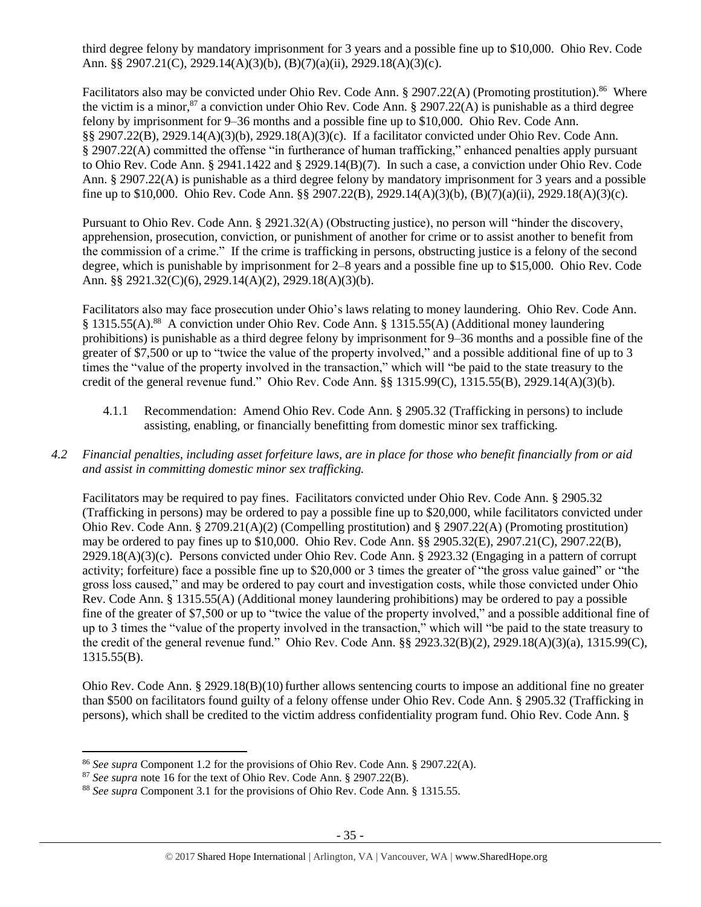third degree felony by mandatory imprisonment for 3 years and a possible fine up to $10,000. Ohio Rev. Code Ann. §§ 2907.21(C), 2929.14(A)(3)(b), (B)(7)(a)(ii), 2929.18(A)(3)(c).

Facilitators also may be convicted under Ohio Rev. Code Ann. § 2907.22(A) (Promoting prostitution).[86] Where the victim is a minor,[87] a conviction under Ohio Rev. Code Ann. § 2907.22(A) is punishable as a third degree felony by imprisonment for 9–36 months and a possible fine up to $10,000. Ohio Rev. Code Ann. §§ 2907.22(B), 2929.14(A)(3)(b), 2929.18(A)(3)(c). If a facilitator convicted under Ohio Rev. Code Ann. § 2907.22(A) committed the offense "in furtherance of human trafficking," enhanced penalties apply pursuant to Ohio Rev. Code Ann. § 2941.1422 and § 2929.14(B)(7). In such a case, a conviction under Ohio Rev. Code Ann. § 2907.22(A) is punishable as a third degree felony by mandatory imprisonment for 3 years and a possible fine up to $10,000. Ohio Rev. Code Ann. §§ 2907.22(B), 2929.14(A)(3)(b), (B)(7)(a)(ii), 2929.18(A)(3)(c).

Pursuant to Ohio Rev. Code Ann. § 2921.32(A) (Obstructing justice), no person will "hinder the discovery, apprehension, prosecution, conviction, or punishment of another for crime or to assist another to benefit from the commission of a crime." If the crime is trafficking in persons, obstructing justice is a felony of the second degree, which is punishable by imprisonment for 2–8 years and a possible fine up to $15,000. Ohio Rev. Code Ann. §§ 2921.32(C)(6), 2929.14(A)(2), 2929.18(A)(3)(b).

Facilitators also may face prosecution under Ohio's laws relating to money laundering. Ohio Rev. Code Ann. § 1315.55(A).[88] A conviction under Ohio Rev. Code Ann. § 1315.55(A) (Additional money laundering prohibitions) is punishable as a third degree felony by imprisonment for 9–36 months and a possible fine of the greater of $7,500 or up to "twice the value of the property involved," and a possible additional fine of up to 3 times the "value of the property involved in the transaction," which will "be paid to the state treasury to the credit of the general revenue fund." Ohio Rev. Code Ann. §§ 1315.99(C), 1315.55(B), 2929.14(A)(3)(b).

4.1.1 Recommendation: Amend Ohio Rev. Code Ann. § 2905.32 (Trafficking in persons) to include assisting, enabling, or financially benefitting from domestic minor sex trafficking.

*4.2 Financial penalties, including asset forfeiture laws, are in place for those who benefit financially from or aid and assist in committing domestic minor sex trafficking.*

Facilitators may be required to pay fines. Facilitators convicted under Ohio Rev. Code Ann. § 2905.32 (Trafficking in persons) may be ordered to pay a possible fine up to $20,000, while facilitators convicted under Ohio Rev. Code Ann. § 2709.21(A)(2) (Compelling prostitution) and § 2907.22(A) (Promoting prostitution) may be ordered to pay fines up to $10,000. Ohio Rev. Code Ann. §§ 2905.32(E), 2907.21(C), 2907.22(B), 2929.18(A)(3)(c). Persons convicted under Ohio Rev. Code Ann. § 2923.32 (Engaging in a pattern of corrupt activity; forfeiture) face a possible fine up to $20,000 or 3 times the greater of "the gross value gained" or "the gross loss caused," and may be ordered to pay court and investigation costs, while those convicted under Ohio Rev. Code Ann. § 1315.55(A) (Additional money laundering prohibitions) may be ordered to pay a possible fine of the greater of $7,500 or up to "twice the value of the property involved," and a possible additional fine of up to 3 times the "value of the property involved in the transaction," which will "be paid to the state treasury to the credit of the general revenue fund." Ohio Rev. Code Ann. §§ 2923.32(B)(2), 2929.18(A)(3)(a), 1315.99(C), 1315.55(B).

Ohio Rev. Code Ann. § 2929.18(B)(10) further allows sentencing courts to impose an additional fine no greater than $500 on facilitators found guilty of a felony offense under Ohio Rev. Code Ann. § 2905.32 (Trafficking in persons), which shall be credited to the victim address confidentiality program fund. Ohio Rev. Code Ann. §

[86] *See supra* Component 1.2 for the provisions of Ohio Rev. Code Ann. § 2907.22(A).
[87] *See supra* note 16 for the text of Ohio Rev. Code Ann. § 2907.22(B).
[88] *See supra* Component 3.1 for the provisions of Ohio Rev. Code Ann. § 1315.55.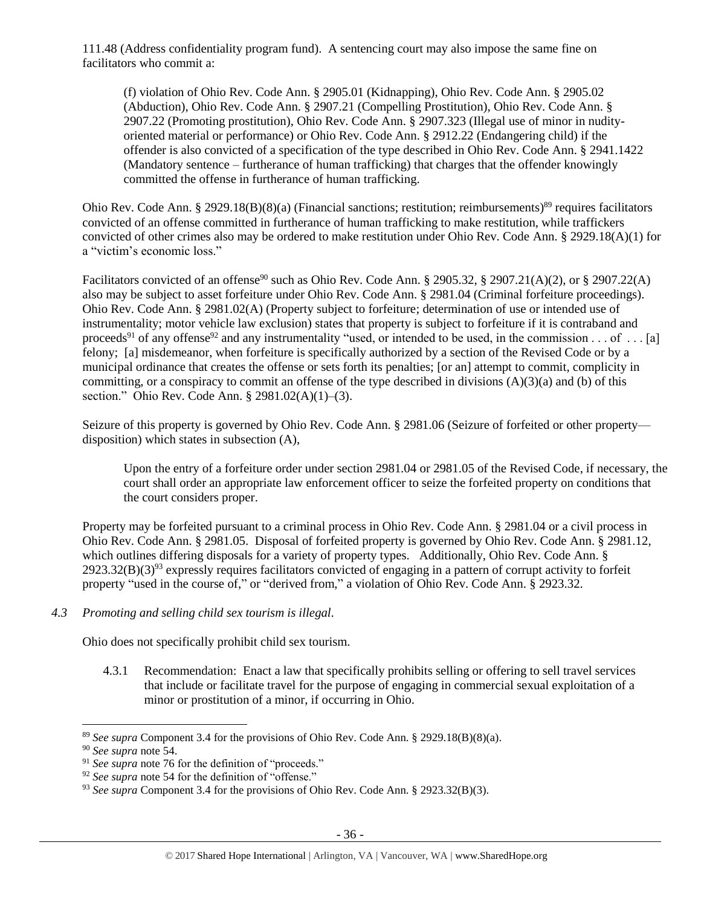111.48 (Address confidentiality program fund). A sentencing court may also impose the same fine on facilitators who commit a:

> (f) violation of Ohio Rev. Code Ann. § 2905.01 (Kidnapping), Ohio Rev. Code Ann. § 2905.02 (Abduction), Ohio Rev. Code Ann. § 2907.21 (Compelling Prostitution), Ohio Rev. Code Ann. § 2907.22 (Promoting prostitution), Ohio Rev. Code Ann. § 2907.323 (Illegal use of minor in nudity-oriented material or performance) or Ohio Rev. Code Ann. § 2912.22 (Endangering child) if the offender is also convicted of a specification of the type described in Ohio Rev. Code Ann. § 2941.1422 (Mandatory sentence – furtherance of human trafficking) that charges that the offender knowingly committed the offense in furtherance of human trafficking.

Ohio Rev. Code Ann. § 2929.18(B)(8)(a) (Financial sanctions; restitution; reimbursements)[89] requires facilitators convicted of an offense committed in furtherance of human trafficking to make restitution, while traffickers convicted of other crimes also may be ordered to make restitution under Ohio Rev. Code Ann. § 2929.18(A)(1) for a "victim's economic loss."

Facilitators convicted of an offense[90] such as Ohio Rev. Code Ann. § 2905.32, § 2907.21(A)(2), or § 2907.22(A) also may be subject to asset forfeiture under Ohio Rev. Code Ann. § 2981.04 (Criminal forfeiture proceedings). Ohio Rev. Code Ann. § 2981.02(A) (Property subject to forfeiture; determination of use or intended use of instrumentality; motor vehicle law exclusion) states that property is subject to forfeiture if it is contraband and proceeds[91] of any offense[92] and any instrumentality "used, or intended to be used, in the commission . . . of . . . [a] felony; [a] misdemeanor, when forfeiture is specifically authorized by a section of the Revised Code or by a municipal ordinance that creates the offense or sets forth its penalties; [or an] attempt to commit, complicity in committing, or a conspiracy to commit an offense of the type described in divisions (A)(3)(a) and (b) of this section." Ohio Rev. Code Ann. § 2981.02(A)(1)–(3).

Seizure of this property is governed by Ohio Rev. Code Ann. § 2981.06 (Seizure of forfeited or other property—disposition) which states in subsection (A),

> Upon the entry of a forfeiture order under section 2981.04 or 2981.05 of the Revised Code, if necessary, the court shall order an appropriate law enforcement officer to seize the forfeited property on conditions that the court considers proper.

Property may be forfeited pursuant to a criminal process in Ohio Rev. Code Ann. § 2981.04 or a civil process in Ohio Rev. Code Ann. § 2981.05. Disposal of forfeited property is governed by Ohio Rev. Code Ann. § 2981.12, which outlines differing disposals for a variety of property types. Additionally, Ohio Rev. Code Ann. § 2923.32(B)(3)[93] expressly requires facilitators convicted of engaging in a pattern of corrupt activity to forfeit property "used in the course of," or "derived from," a violation of Ohio Rev. Code Ann. § 2923.32.

*4.3 Promoting and selling child sex tourism is illegal.*

Ohio does not specifically prohibit child sex tourism.

4.3.1 Recommendation: Enact a law that specifically prohibits selling or offering to sell travel services that include or facilitate travel for the purpose of engaging in commercial sexual exploitation of a minor or prostitution of a minor, if occurring in Ohio.

---

[89] *See supra* Component 3.4 for the provisions of Ohio Rev. Code Ann. § 2929.18(B)(8)(a).

[90] *See supra* note 54.

[91] *See supra* note 76 for the definition of "proceeds."

[92] *See supra* note 54 for the definition of "offense."

[93] *See supra* Component 3.4 for the provisions of Ohio Rev. Code Ann. § 2923.32(B)(3).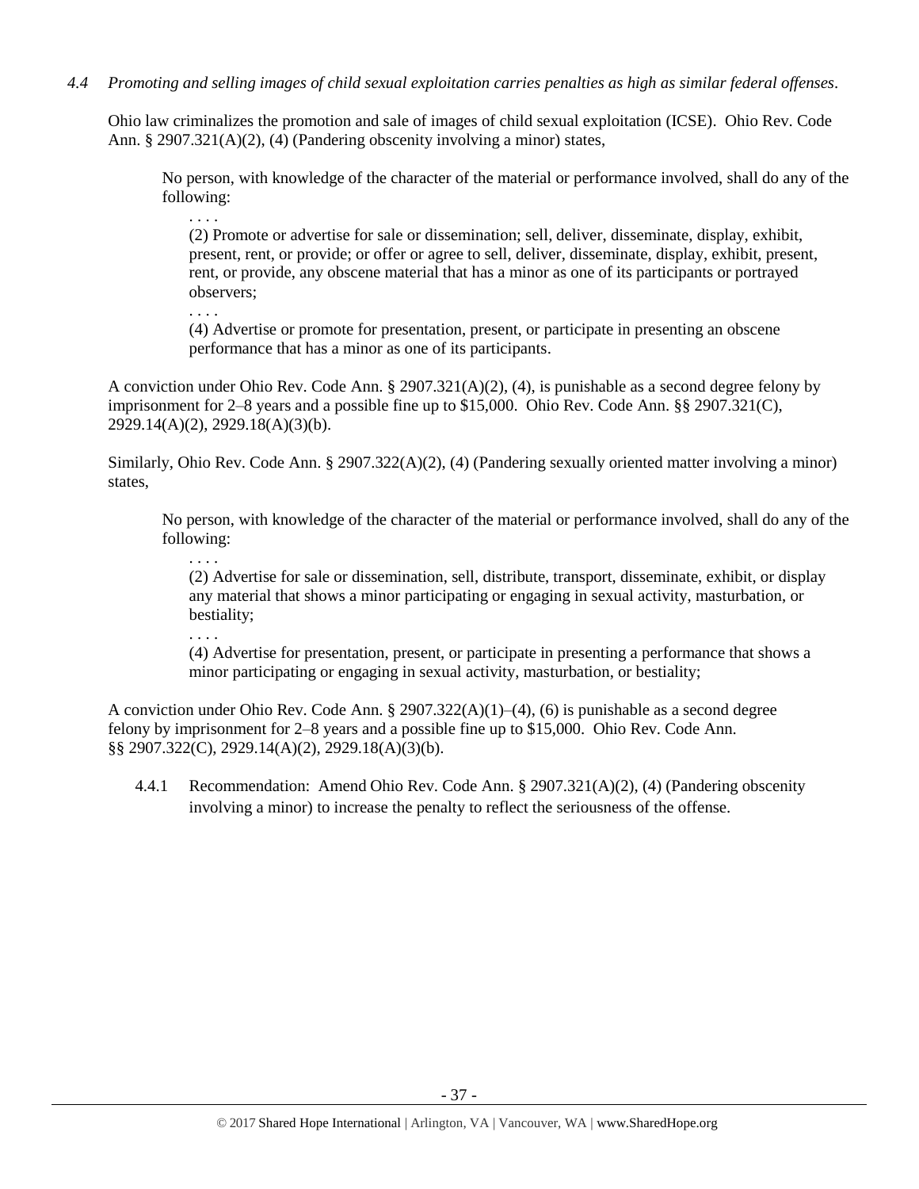*4.4 Promoting and selling images of child sexual exploitation carries penalties as high as similar federal offenses.*

Ohio law criminalizes the promotion and sale of images of child sexual exploitation (ICSE). Ohio Rev. Code Ann. § 2907.321(A)(2), (4) (Pandering obscenity involving a minor) states,

> No person, with knowledge of the character of the material or performance involved, shall do any of the following:
>
> . . . .
>
> (2) Promote or advertise for sale or dissemination; sell, deliver, disseminate, display, exhibit, present, rent, or provide; or offer or agree to sell, deliver, disseminate, display, exhibit, present, rent, or provide, any obscene material that has a minor as one of its participants or portrayed observers;
>
> . . . .
>
> (4) Advertise or promote for presentation, present, or participate in presenting an obscene performance that has a minor as one of its participants.

A conviction under Ohio Rev. Code Ann. § 2907.321(A)(2), (4), is punishable as a second degree felony by imprisonment for 2–8 years and a possible fine up to $15,000. Ohio Rev. Code Ann. §§ 2907.321(C), 2929.14(A)(2), 2929.18(A)(3)(b).

Similarly, Ohio Rev. Code Ann. § 2907.322(A)(2), (4) (Pandering sexually oriented matter involving a minor) states,

> No person, with knowledge of the character of the material or performance involved, shall do any of the following:
>
> . . . .
>
> (2) Advertise for sale or dissemination, sell, distribute, transport, disseminate, exhibit, or display any material that shows a minor participating or engaging in sexual activity, masturbation, or bestiality;
>
> . . . .
>
> (4) Advertise for presentation, present, or participate in presenting a performance that shows a minor participating or engaging in sexual activity, masturbation, or bestiality;

A conviction under Ohio Rev. Code Ann. § 2907.322(A)(1)–(4), (6) is punishable as a second degree felony by imprisonment for 2–8 years and a possible fine up to $15,000. Ohio Rev. Code Ann. §§ 2907.322(C), 2929.14(A)(2), 2929.18(A)(3)(b).

4.4.1 Recommendation: Amend Ohio Rev. Code Ann. § 2907.321(A)(2), (4) (Pandering obscenity involving a minor) to increase the penalty to reflect the seriousness of the offense.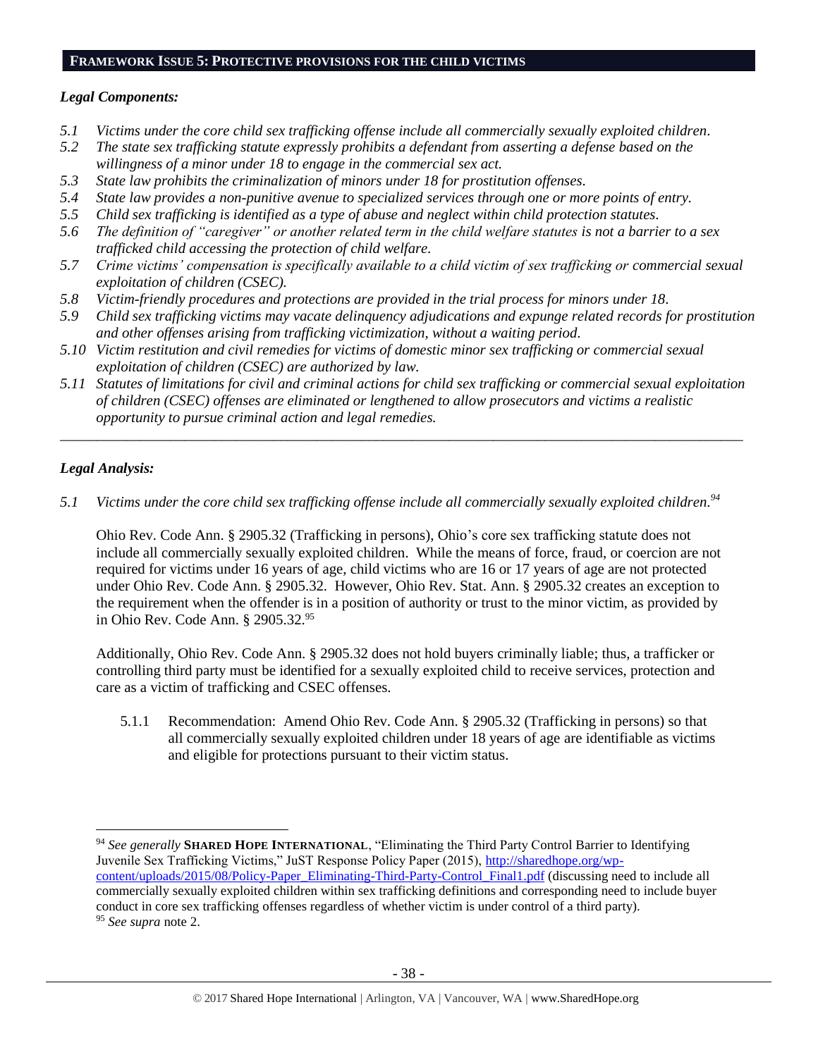## FRAMEWORK ISSUE 5: PROTECTIVE PROVISIONS FOR THE CHILD VICTIMS

### *Legal Components:*

*5.1 Victims under the core child sex trafficking offense include all commercially sexually exploited children.*

*5.2 The state sex trafficking statute expressly prohibits a defendant from asserting a defense based on the willingness of a minor under 18 to engage in the commercial sex act.*

*5.3 State law prohibits the criminalization of minors under 18 for prostitution offenses.*

*5.4 State law provides a non-punitive avenue to specialized services through one or more points of entry.*

*5.5 Child sex trafficking is identified as a type of abuse and neglect within child protection statutes.*

*5.6 The definition of "caregiver" or another related term in the child welfare statutes is not a barrier to a sex trafficked child accessing the protection of child welfare.*

*5.7 Crime victims' compensation is specifically available to a child victim of sex trafficking or commercial sexual exploitation of children (CSEC).*

*5.8 Victim-friendly procedures and protections are provided in the trial process for minors under 18.*

*5.9 Child sex trafficking victims may vacate delinquency adjudications and expunge related records for prostitution and other offenses arising from trafficking victimization, without a waiting period.*

*5.10 Victim restitution and civil remedies for victims of domestic minor sex trafficking or commercial sexual exploitation of children (CSEC) are authorized by law.*

*5.11 Statutes of limitations for civil and criminal actions for child sex trafficking or commercial sexual exploitation of children (CSEC) offenses are eliminated or lengthened to allow prosecutors and victims a realistic opportunity to pursue criminal action and legal remedies.*

---

### *Legal Analysis:*

*5.1 Victims under the core child sex trafficking offense include all commercially sexually exploited children.*[94]

Ohio Rev. Code Ann. § 2905.32 (Trafficking in persons), Ohio's core sex trafficking statute does not include all commercially sexually exploited children. While the means of force, fraud, or coercion are not required for victims under 16 years of age, child victims who are 16 or 17 years of age are not protected under Ohio Rev. Code Ann. § 2905.32. However, Ohio Rev. Stat. Ann. § 2905.32 creates an exception to the requirement when the offender is in a position of authority or trust to the minor victim, as provided by in Ohio Rev. Code Ann. § 2905.32.[95]

Additionally, Ohio Rev. Code Ann. § 2905.32 does not hold buyers criminally liable; thus, a trafficker or controlling third party must be identified for a sexually exploited child to receive services, protection and care as a victim of trafficking and CSEC offenses.

5.1.1 Recommendation: Amend Ohio Rev. Code Ann. § 2905.32 (Trafficking in persons) so that all commercially sexually exploited children under 18 years of age are identifiable as victims and eligible for protections pursuant to their victim status.

---

[94] *See generally* **SHARED HOPE INTERNATIONAL**, "Eliminating the Third Party Control Barrier to Identifying Juvenile Sex Trafficking Victims," JuST Response Policy Paper (2015), http://sharedhope.org/wp-content/uploads/2015/08/Policy-Paper_Eliminating-Third-Party-Control_Final1.pdf (discussing need to include all commercially sexually exploited children within sex trafficking definitions and corresponding need to include buyer conduct in core sex trafficking offenses regardless of whether victim is under control of a third party).

[95] *See supra* note 2.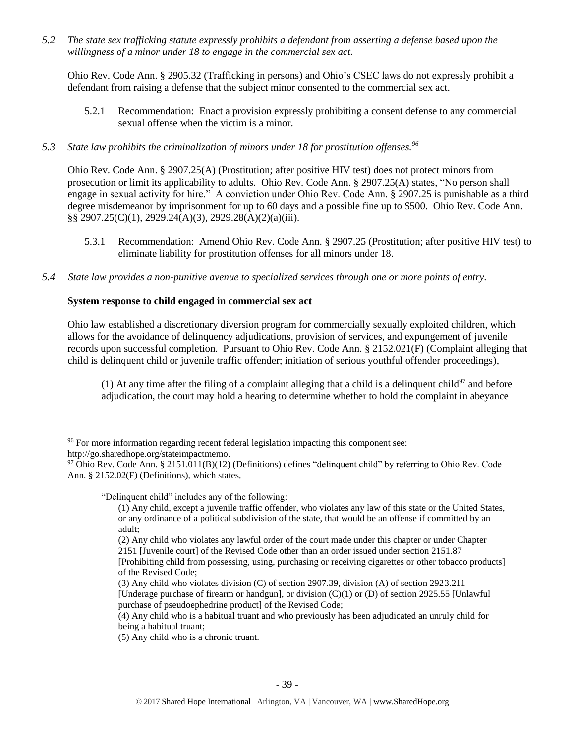*5.2 The state sex trafficking statute expressly prohibits a defendant from asserting a defense based upon the willingness of a minor under 18 to engage in the commercial sex act.*

Ohio Rev. Code Ann. § 2905.32 (Trafficking in persons) and Ohio's CSEC laws do not expressly prohibit a defendant from raising a defense that the subject minor consented to the commercial sex act.

5.2.1 Recommendation: Enact a provision expressly prohibiting a consent defense to any commercial sexual offense when the victim is a minor.

*5.3 State law prohibits the criminalization of minors under 18 for prostitution offenses.*[96]

Ohio Rev. Code Ann. § 2907.25(A) (Prostitution; after positive HIV test) does not protect minors from prosecution or limit its applicability to adults. Ohio Rev. Code Ann. § 2907.25(A) states, "No person shall engage in sexual activity for hire." A conviction under Ohio Rev. Code Ann. § 2907.25 is punishable as a third degree misdemeanor by imprisonment for up to 60 days and a possible fine up to $500. Ohio Rev. Code Ann. §§ 2907.25(C)(1), 2929.24(A)(3), 2929.28(A)(2)(a)(iii).

5.3.1 Recommendation: Amend Ohio Rev. Code Ann. § 2907.25 (Prostitution; after positive HIV test) to eliminate liability for prostitution offenses for all minors under 18.

*5.4 State law provides a non-punitive avenue to specialized services through one or more points of entry.*

**System response to child engaged in commercial sex act**

Ohio law established a discretionary diversion program for commercially sexually exploited children, which allows for the avoidance of delinquency adjudications, provision of services, and expungement of juvenile records upon successful completion. Pursuant to Ohio Rev. Code Ann. § 2152.021(F) (Complaint alleging that child is delinquent child or juvenile traffic offender; initiation of serious youthful offender proceedings),

> (1) At any time after the filing of a complaint alleging that a child is a delinquent child[97] and before adjudication, the court may hold a hearing to determine whether to hold the complaint in abeyance

---

[96] For more information regarding recent federal legislation impacting this component see: http://go.sharedhope.org/stateimpactmemo.

[97] Ohio Rev. Code Ann. § 2151.011(B)(12) (Definitions) defines "delinquent child" by referring to Ohio Rev. Code Ann. § 2152.02(F) (Definitions), which states,

> "Delinquent child" includes any of the following:
>
> (1) Any child, except a juvenile traffic offender, who violates any law of this state or the United States, or any ordinance of a political subdivision of the state, that would be an offense if committed by an adult;
>
> (2) Any child who violates any lawful order of the court made under this chapter or under Chapter 2151 [Juvenile court] of the Revised Code other than an order issued under section 2151.87 [Prohibiting child from possessing, using, purchasing or receiving cigarettes or other tobacco products] of the Revised Code;
>
> (3) Any child who violates division (C) of section 2907.39, division (A) of section 2923.211 [Underage purchase of firearm or handgun], or division (C)(1) or (D) of section 2925.55 [Unlawful purchase of pseudoephedrine product] of the Revised Code;
>
> (4) Any child who is a habitual truant and who previously has been adjudicated an unruly child for being a habitual truant;
>
> (5) Any child who is a chronic truant.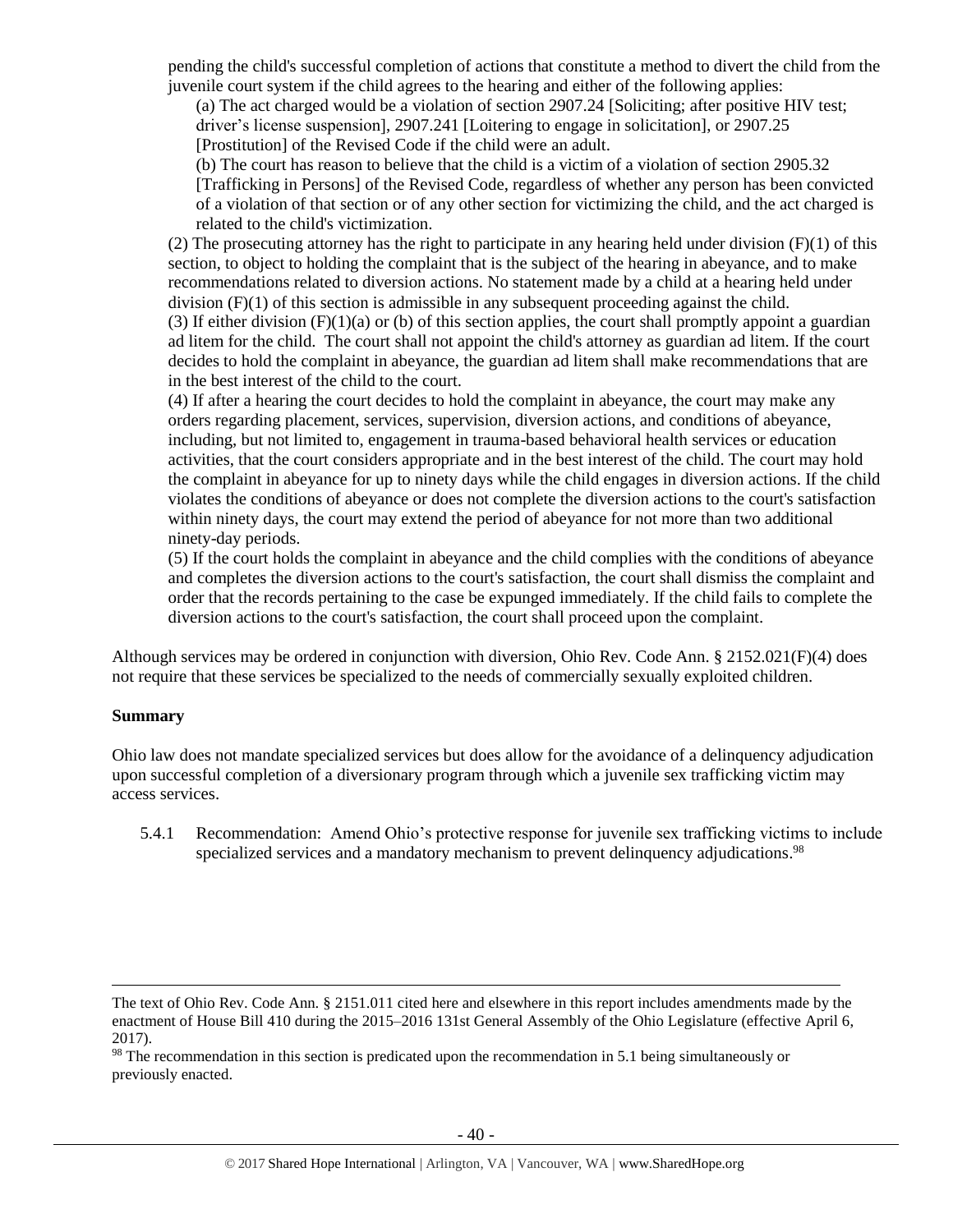pending the child's successful completion of actions that constitute a method to divert the child from the juvenile court system if the child agrees to the hearing and either of the following applies:

(a) The act charged would be a violation of section 2907.24 [Soliciting; after positive HIV test; driver's license suspension], 2907.241 [Loitering to engage in solicitation], or 2907.25 [Prostitution] of the Revised Code if the child were an adult.

(b) The court has reason to believe that the child is a victim of a violation of section 2905.32 [Trafficking in Persons] of the Revised Code, regardless of whether any person has been convicted of a violation of that section or of any other section for victimizing the child, and the act charged is related to the child's victimization.

(2) The prosecuting attorney has the right to participate in any hearing held under division (F)(1) of this section, to object to holding the complaint that is the subject of the hearing in abeyance, and to make recommendations related to diversion actions. No statement made by a child at a hearing held under division (F)(1) of this section is admissible in any subsequent proceeding against the child.

(3) If either division (F)(1)(a) or (b) of this section applies, the court shall promptly appoint a guardian ad litem for the child. The court shall not appoint the child's attorney as guardian ad litem. If the court decides to hold the complaint in abeyance, the guardian ad litem shall make recommendations that are in the best interest of the child to the court.

(4) If after a hearing the court decides to hold the complaint in abeyance, the court may make any orders regarding placement, services, supervision, diversion actions, and conditions of abeyance, including, but not limited to, engagement in trauma-based behavioral health services or education activities, that the court considers appropriate and in the best interest of the child. The court may hold the complaint in abeyance for up to ninety days while the child engages in diversion actions. If the child violates the conditions of abeyance or does not complete the diversion actions to the court's satisfaction within ninety days, the court may extend the period of abeyance for not more than two additional ninety-day periods.

(5) If the court holds the complaint in abeyance and the child complies with the conditions of abeyance and completes the diversion actions to the court's satisfaction, the court shall dismiss the complaint and order that the records pertaining to the case be expunged immediately. If the child fails to complete the diversion actions to the court's satisfaction, the court shall proceed upon the complaint.

Although services may be ordered in conjunction with diversion, Ohio Rev. Code Ann. § 2152.021(F)(4) does not require that these services be specialized to the needs of commercially sexually exploited children.

**Summary**

Ohio law does not mandate specialized services but does allow for the avoidance of a delinquency adjudication upon successful completion of a diversionary program through which a juvenile sex trafficking victim may access services.

5.4.1 Recommendation: Amend Ohio's protective response for juvenile sex trafficking victims to include specialized services and a mandatory mechanism to prevent delinquency adjudications.[98]

---

The text of Ohio Rev. Code Ann. § 2151.011 cited here and elsewhere in this report includes amendments made by the enactment of House Bill 410 during the 2015–2016 131st General Assembly of the Ohio Legislature (effective April 6, 2017).

[98] The recommendation in this section is predicated upon the recommendation in 5.1 being simultaneously or previously enacted.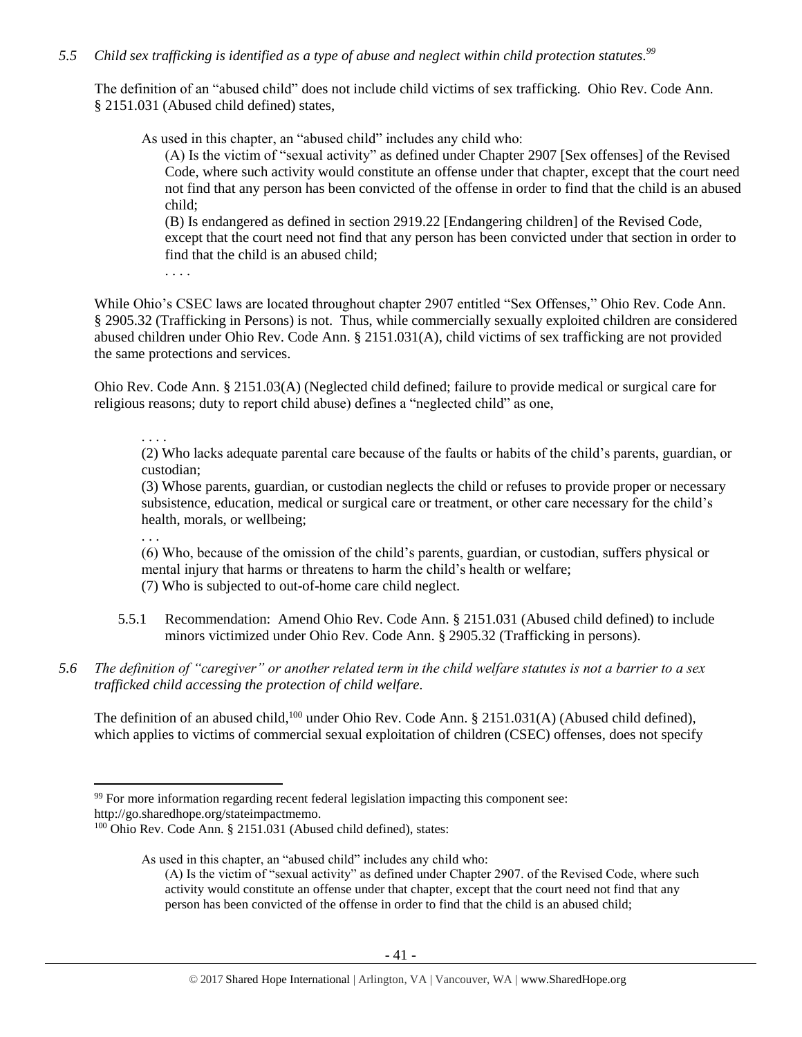*5.5 Child sex trafficking is identified as a type of abuse and neglect within child protection statutes.*[99]

The definition of an "abused child" does not include child victims of sex trafficking. Ohio Rev. Code Ann. § 2151.031 (Abused child defined) states,

> As used in this chapter, an "abused child" includes any child who:
>
> (A) Is the victim of "sexual activity" as defined under Chapter 2907 [Sex offenses] of the Revised Code, where such activity would constitute an offense under that chapter, except that the court need not find that any person has been convicted of the offense in order to find that the child is an abused child;
>
> (B) Is endangered as defined in section 2919.22 [Endangering children] of the Revised Code, except that the court need not find that any person has been convicted under that section in order to find that the child is an abused child;
>
> . . . .

While Ohio's CSEC laws are located throughout chapter 2907 entitled "Sex Offenses," Ohio Rev. Code Ann. § 2905.32 (Trafficking in Persons) is not. Thus, while commercially sexually exploited children are considered abused children under Ohio Rev. Code Ann. § 2151.031(A), child victims of sex trafficking are not provided the same protections and services.

Ohio Rev. Code Ann. § 2151.03(A) (Neglected child defined; failure to provide medical or surgical care for religious reasons; duty to report child abuse) defines a "neglected child" as one,

> . . . .
>
> (2) Who lacks adequate parental care because of the faults or habits of the child's parents, guardian, or custodian;
>
> (3) Whose parents, guardian, or custodian neglects the child or refuses to provide proper or necessary subsistence, education, medical or surgical care or treatment, or other care necessary for the child's health, morals, or wellbeing;
>
> . . .
>
> (6) Who, because of the omission of the child's parents, guardian, or custodian, suffers physical or mental injury that harms or threatens to harm the child's health or welfare;
>
> (7) Who is subjected to out-of-home care child neglect.

5.5.1 Recommendation: Amend Ohio Rev. Code Ann. § 2151.031 (Abused child defined) to include minors victimized under Ohio Rev. Code Ann. § 2905.32 (Trafficking in persons).

*5.6 The definition of "caregiver" or another related term in the child welfare statutes is not a barrier to a sex trafficked child accessing the protection of child welfare.*

The definition of an abused child,[100] under Ohio Rev. Code Ann. § 2151.031(A) (Abused child defined), which applies to victims of commercial sexual exploitation of children (CSEC) offenses, does not specify

---

[99] For more information regarding recent federal legislation impacting this component see: http://go.sharedhope.org/stateimpactmemo.

[100] Ohio Rev. Code Ann. § 2151.031 (Abused child defined), states:

> As used in this chapter, an "abused child" includes any child who:
>
> (A) Is the victim of "sexual activity" as defined under Chapter 2907. of the Revised Code, where such activity would constitute an offense under that chapter, except that the court need not find that any person has been convicted of the offense in order to find that the child is an abused child;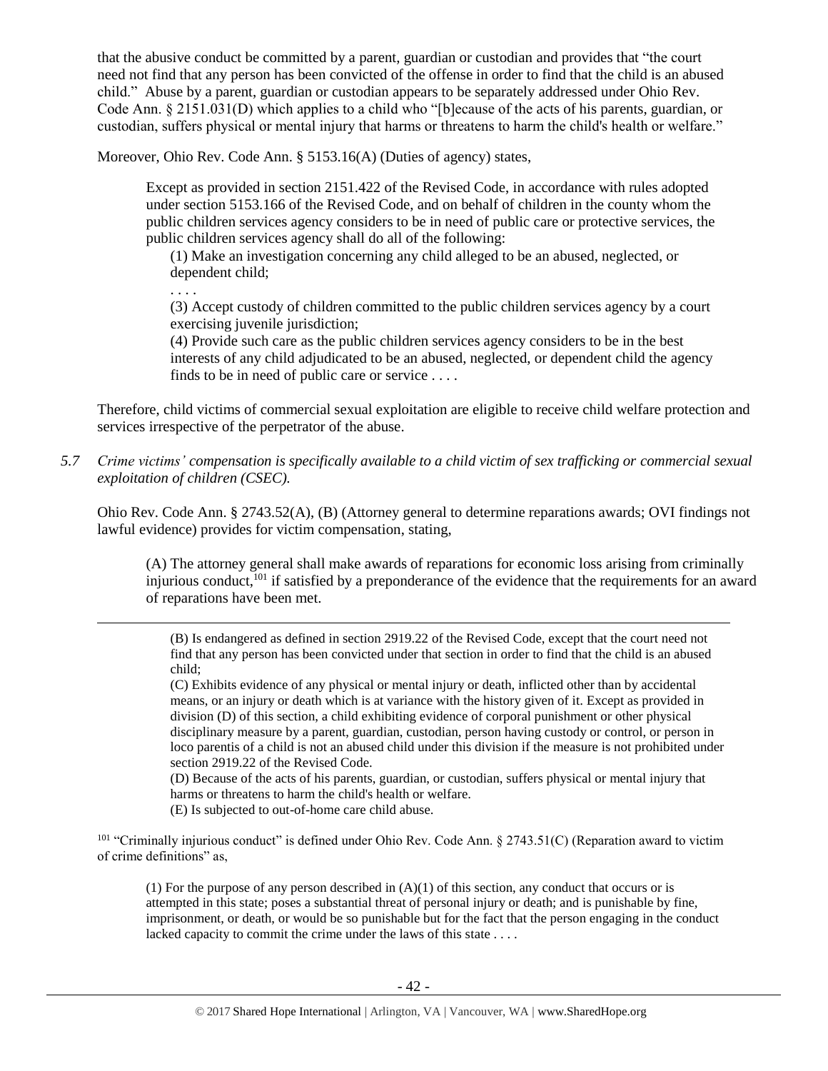that the abusive conduct be committed by a parent, guardian or custodian and provides that "the court need not find that any person has been convicted of the offense in order to find that the child is an abused child." Abuse by a parent, guardian or custodian appears to be separately addressed under Ohio Rev. Code Ann. § 2151.031(D) which applies to a child who "[b]ecause of the acts of his parents, guardian, or custodian, suffers physical or mental injury that harms or threatens to harm the child's health or welfare."

Moreover, Ohio Rev. Code Ann. § 5153.16(A) (Duties of agency) states,

> Except as provided in section 2151.422 of the Revised Code, in accordance with rules adopted under section 5153.166 of the Revised Code, and on behalf of children in the county whom the public children services agency considers to be in need of public care or protective services, the public children services agency shall do all of the following:
>
> (1) Make an investigation concerning any child alleged to be an abused, neglected, or dependent child;
>
> . . . .
>
> (3) Accept custody of children committed to the public children services agency by a court exercising juvenile jurisdiction;
>
> (4) Provide such care as the public children services agency considers to be in the best interests of any child adjudicated to be an abused, neglected, or dependent child the agency finds to be in need of public care or service . . . .

Therefore, child victims of commercial sexual exploitation are eligible to receive child welfare protection and services irrespective of the perpetrator of the abuse.

*5.7 Crime victims' compensation is specifically available to a child victim of sex trafficking or commercial sexual exploitation of children (CSEC).*

Ohio Rev. Code Ann. § 2743.52(A), (B) (Attorney general to determine reparations awards; OVI findings not lawful evidence) provides for victim compensation, stating,

> (A) The attorney general shall make awards of reparations for economic loss arising from criminally injurious conduct,[101] if satisfied by a preponderance of the evidence that the requirements for an award of reparations have been met.

---

> (B) Is endangered as defined in section 2919.22 of the Revised Code, except that the court need not find that any person has been convicted under that section in order to find that the child is an abused child;
>
> (C) Exhibits evidence of any physical or mental injury or death, inflicted other than by accidental means, or an injury or death which is at variance with the history given of it. Except as provided in division (D) of this section, a child exhibiting evidence of corporal punishment or other physical disciplinary measure by a parent, guardian, custodian, person having custody or control, or person in loco parentis of a child is not an abused child under this division if the measure is not prohibited under section 2919.22 of the Revised Code.
>
> (D) Because of the acts of his parents, guardian, or custodian, suffers physical or mental injury that harms or threatens to harm the child's health or welfare.
>
> (E) Is subjected to out-of-home care child abuse.

[101] "Criminally injurious conduct" is defined under Ohio Rev. Code Ann. § 2743.51(C) (Reparation award to victim of crime definitions" as,

> (1) For the purpose of any person described in (A)(1) of this section, any conduct that occurs or is attempted in this state; poses a substantial threat of personal injury or death; and is punishable by fine, imprisonment, or death, or would be so punishable but for the fact that the person engaging in the conduct lacked capacity to commit the crime under the laws of this state . . . .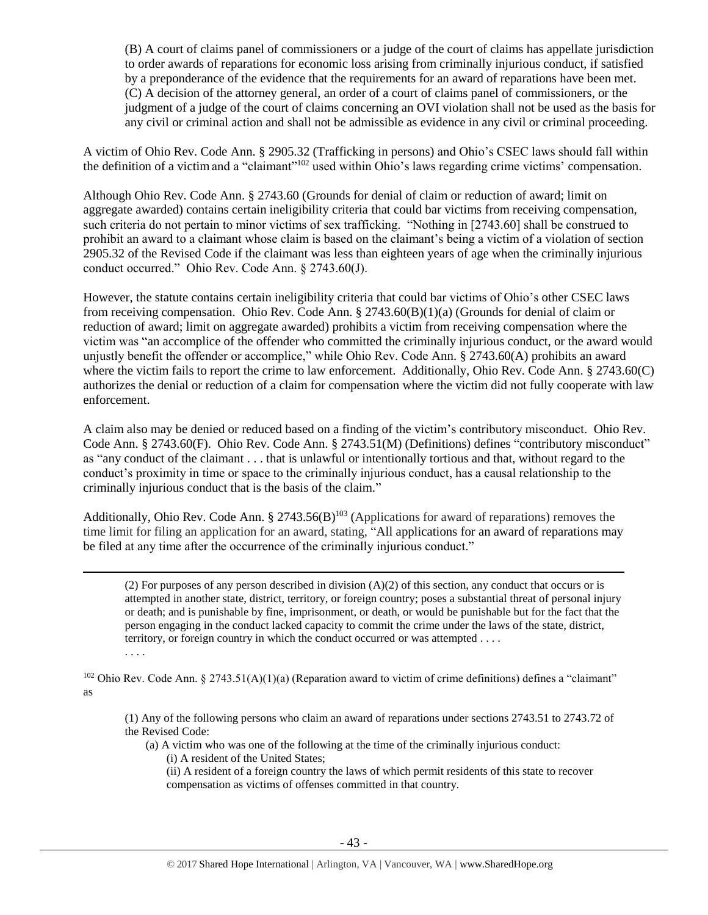(B) A court of claims panel of commissioners or a judge of the court of claims has appellate jurisdiction to order awards of reparations for economic loss arising from criminally injurious conduct, if satisfied by a preponderance of the evidence that the requirements for an award of reparations have been met.
(C) A decision of the attorney general, an order of a court of claims panel of commissioners, or the judgment of a judge of the court of claims concerning an OVI violation shall not be used as the basis for any civil or criminal action and shall not be admissible as evidence in any civil or criminal proceeding.

A victim of Ohio Rev. Code Ann. § 2905.32 (Trafficking in persons) and Ohio's CSEC laws should fall within the definition of a victim and a "claimant"[102] used within Ohio's laws regarding crime victims' compensation.

Although Ohio Rev. Code Ann. § 2743.60 (Grounds for denial of claim or reduction of award; limit on aggregate awarded) contains certain ineligibility criteria that could bar victims from receiving compensation, such criteria do not pertain to minor victims of sex trafficking. "Nothing in [2743.60] shall be construed to prohibit an award to a claimant whose claim is based on the claimant's being a victim of a violation of section 2905.32 of the Revised Code if the claimant was less than eighteen years of age when the criminally injurious conduct occurred." Ohio Rev. Code Ann. § 2743.60(J).

However, the statute contains certain ineligibility criteria that could bar victims of Ohio's other CSEC laws from receiving compensation. Ohio Rev. Code Ann. § 2743.60(B)(1)(a) (Grounds for denial of claim or reduction of award; limit on aggregate awarded) prohibits a victim from receiving compensation where the victim was "an accomplice of the offender who committed the criminally injurious conduct, or the award would unjustly benefit the offender or accomplice," while Ohio Rev. Code Ann. § 2743.60(A) prohibits an award where the victim fails to report the crime to law enforcement. Additionally, Ohio Rev. Code Ann. § 2743.60(C) authorizes the denial or reduction of a claim for compensation where the victim did not fully cooperate with law enforcement.

A claim also may be denied or reduced based on a finding of the victim's contributory misconduct. Ohio Rev. Code Ann. § 2743.60(F). Ohio Rev. Code Ann. § 2743.51(M) (Definitions) defines "contributory misconduct" as "any conduct of the claimant . . . that is unlawful or intentionally tortious and that, without regard to the conduct's proximity in time or space to the criminally injurious conduct, has a causal relationship to the criminally injurious conduct that is the basis of the claim."

Additionally, Ohio Rev. Code Ann. § 2743.56(B)[103] (Applications for award of reparations) removes the time limit for filing an application for an award, stating, "All applications for an award of reparations may be filed at any time after the occurrence of the criminally injurious conduct."

---

(2) For purposes of any person described in division (A)(2) of this section, any conduct that occurs or is attempted in another state, district, territory, or foreign country; poses a substantial threat of personal injury or death; and is punishable by fine, imprisonment, or death, or would be punishable but for the fact that the person engaging in the conduct lacked capacity to commit the crime under the laws of the state, district, territory, or foreign country in which the conduct occurred or was attempted . . . .
. . . .

[102] Ohio Rev. Code Ann. § 2743.51(A)(1)(a) (Reparation award to victim of crime definitions) defines a "claimant" as

(1) Any of the following persons who claim an award of reparations under sections 2743.51 to 2743.72 of the Revised Code:
(a) A victim who was one of the following at the time of the criminally injurious conduct:
(i) A resident of the United States;
(ii) A resident of a foreign country the laws of which permit residents of this state to recover compensation as victims of offenses committed in that country.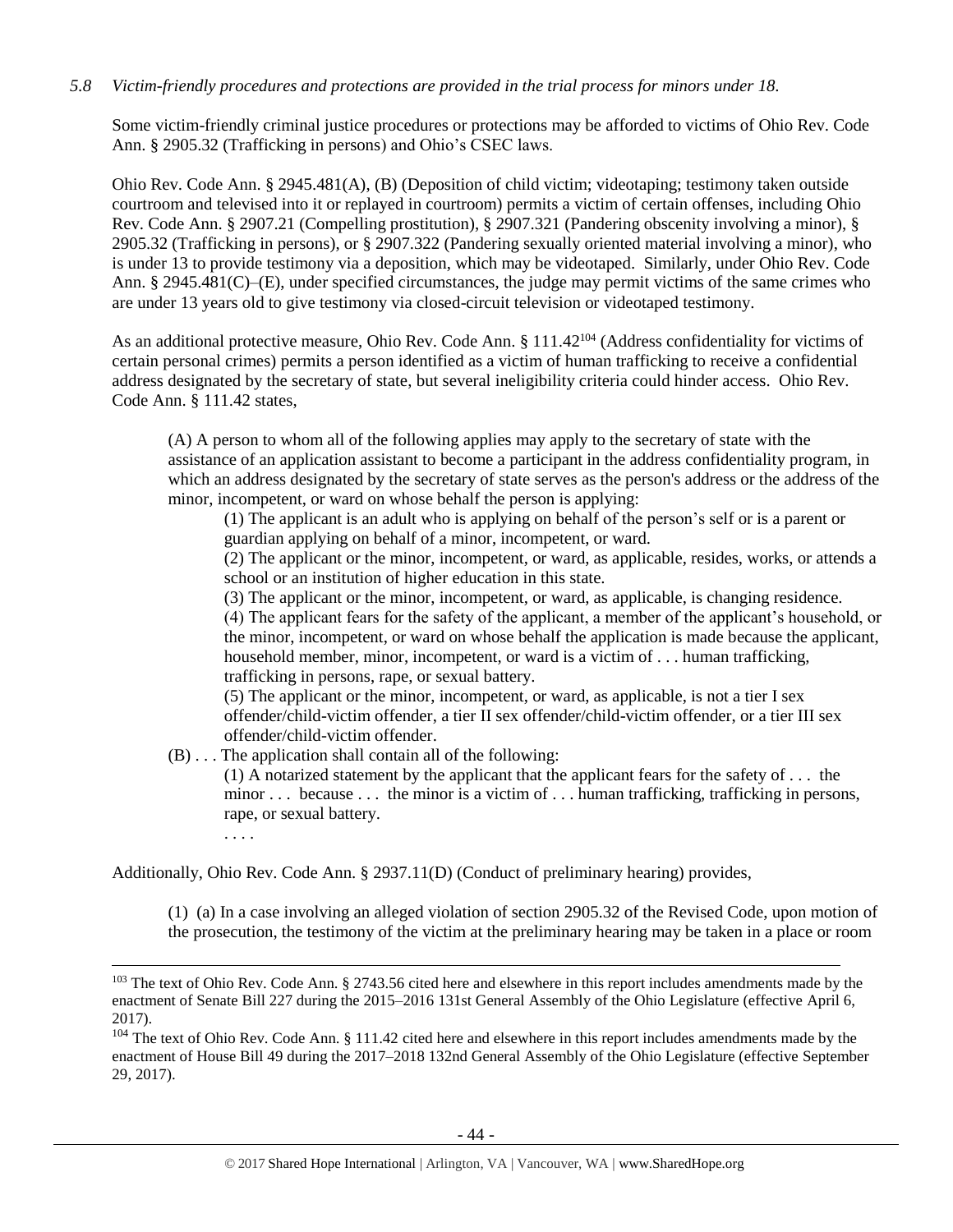*5.8 Victim-friendly procedures and protections are provided in the trial process for minors under 18.*

Some victim-friendly criminal justice procedures or protections may be afforded to victims of Ohio Rev. Code Ann. § 2905.32 (Trafficking in persons) and Ohio's CSEC laws.

Ohio Rev. Code Ann. § 2945.481(A), (B) (Deposition of child victim; videotaping; testimony taken outside courtroom and televised into it or replayed in courtroom) permits a victim of certain offenses, including Ohio Rev. Code Ann. § 2907.21 (Compelling prostitution), § 2907.321 (Pandering obscenity involving a minor), § 2905.32 (Trafficking in persons), or § 2907.322 (Pandering sexually oriented material involving a minor), who is under 13 to provide testimony via a deposition, which may be videotaped. Similarly, under Ohio Rev. Code Ann. § 2945.481(C)–(E), under specified circumstances, the judge may permit victims of the same crimes who are under 13 years old to give testimony via closed-circuit television or videotaped testimony.

As an additional protective measure, Ohio Rev. Code Ann. § 111.42[104] (Address confidentiality for victims of certain personal crimes) permits a person identified as a victim of human trafficking to receive a confidential address designated by the secretary of state, but several ineligibility criteria could hinder access. Ohio Rev. Code Ann. § 111.42 states,

> (A) A person to whom all of the following applies may apply to the secretary of state with the assistance of an application assistant to become a participant in the address confidentiality program, in which an address designated by the secretary of state serves as the person's address or the address of the minor, incompetent, or ward on whose behalf the person is applying:
>
> > (1) The applicant is an adult who is applying on behalf of the person's self or is a parent or guardian applying on behalf of a minor, incompetent, or ward.
> >
> > (2) The applicant or the minor, incompetent, or ward, as applicable, resides, works, or attends a school or an institution of higher education in this state.
> >
> > (3) The applicant or the minor, incompetent, or ward, as applicable, is changing residence.
> >
> > (4) The applicant fears for the safety of the applicant, a member of the applicant's household, or the minor, incompetent, or ward on whose behalf the application is made because the applicant, household member, minor, incompetent, or ward is a victim of . . . human trafficking, trafficking in persons, rape, or sexual battery.
> >
> > (5) The applicant or the minor, incompetent, or ward, as applicable, is not a tier I sex offender/child-victim offender, a tier II sex offender/child-victim offender, or a tier III sex offender/child-victim offender.
>
> (B) . . . The application shall contain all of the following:
>
> > (1) A notarized statement by the applicant that the applicant fears for the safety of . . . the minor . . . because . . . the minor is a victim of . . . human trafficking, trafficking in persons, rape, or sexual battery.
> >
> > . . . .

Additionally, Ohio Rev. Code Ann. § 2937.11(D) (Conduct of preliminary hearing) provides,

> (1) (a) In a case involving an alleged violation of section 2905.32 of the Revised Code, upon motion of the prosecution, the testimony of the victim at the preliminary hearing may be taken in a place or room

---

[103] The text of Ohio Rev. Code Ann. § 2743.56 cited here and elsewhere in this report includes amendments made by the enactment of Senate Bill 227 during the 2015–2016 131st General Assembly of the Ohio Legislature (effective April 6, 2017).

[104] The text of Ohio Rev. Code Ann. § 111.42 cited here and elsewhere in this report includes amendments made by the enactment of House Bill 49 during the 2017–2018 132nd General Assembly of the Ohio Legislature (effective September 29, 2017).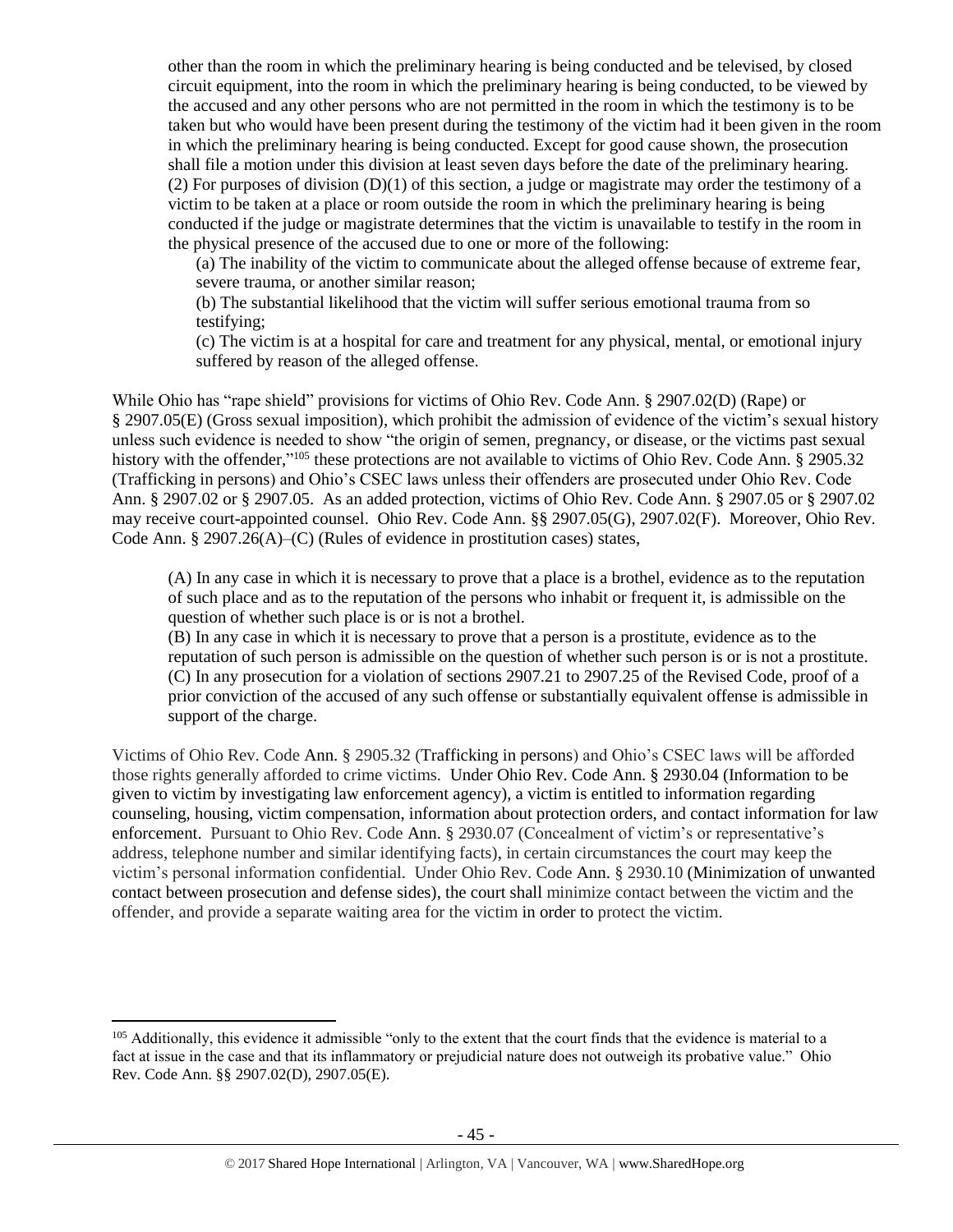other than the room in which the preliminary hearing is being conducted and be televised, by closed circuit equipment, into the room in which the preliminary hearing is being conducted, to be viewed by the accused and any other persons who are not permitted in the room in which the testimony is to be taken but who would have been present during the testimony of the victim had it been given in the room in which the preliminary hearing is being conducted. Except for good cause shown, the prosecution shall file a motion under this division at least seven days before the date of the preliminary hearing.
> (2) For purposes of division (D)(1) of this section, a judge or magistrate may order the testimony of a victim to be taken at a place or room outside the room in which the preliminary hearing is being conducted if the judge or magistrate determines that the victim is unavailable to testify in the room in the physical presence of the accused due to one or more of the following:
>
> (a) The inability of the victim to communicate about the alleged offense because of extreme fear, severe trauma, or another similar reason;
> (b) The substantial likelihood that the victim will suffer serious emotional trauma from so testifying;
> (c) The victim is at a hospital for care and treatment for any physical, mental, or emotional injury suffered by reason of the alleged offense.

While Ohio has "rape shield" provisions for victims of Ohio Rev. Code Ann. § 2907.02(D) (Rape) or § 2907.05(E) (Gross sexual imposition), which prohibit the admission of evidence of the victim's sexual history unless such evidence is needed to show "the origin of semen, pregnancy, or disease, or the victims past sexual history with the offender,"[105] these protections are not available to victims of Ohio Rev. Code Ann. § 2905.32 (Trafficking in persons) and Ohio's CSEC laws unless their offenders are prosecuted under Ohio Rev. Code Ann. § 2907.02 or § 2907.05. As an added protection, victims of Ohio Rev. Code Ann. § 2907.05 or § 2907.02 may receive court-appointed counsel. Ohio Rev. Code Ann. §§ 2907.05(G), 2907.02(F). Moreover, Ohio Rev. Code Ann. § 2907.26(A)–(C) (Rules of evidence in prostitution cases) states,

> (A) In any case in which it is necessary to prove that a place is a brothel, evidence as to the reputation of such place and as to the reputation of the persons who inhabit or frequent it, is admissible on the question of whether such place is or is not a brothel.
> (B) In any case in which it is necessary to prove that a person is a prostitute, evidence as to the reputation of such person is admissible on the question of whether such person is or is not a prostitute.
> (C) In any prosecution for a violation of sections 2907.21 to 2907.25 of the Revised Code, proof of a prior conviction of the accused of any such offense or substantially equivalent offense is admissible in support of the charge.

Victims of Ohio Rev. Code Ann. § 2905.32 (Trafficking in persons) and Ohio's CSEC laws will be afforded those rights generally afforded to crime victims. Under Ohio Rev. Code Ann. § 2930.04 (Information to be given to victim by investigating law enforcement agency), a victim is entitled to information regarding counseling, housing, victim compensation, information about protection orders, and contact information for law enforcement. Pursuant to Ohio Rev. Code Ann. § 2930.07 (Concealment of victim's or representative's address, telephone number and similar identifying facts), in certain circumstances the court may keep the victim's personal information confidential. Under Ohio Rev. Code Ann. § 2930.10 (Minimization of unwanted contact between prosecution and defense sides), the court shall minimize contact between the victim and the offender, and provide a separate waiting area for the victim in order to protect the victim.

---

[105] Additionally, this evidence it admissible "only to the extent that the court finds that the evidence is material to a fact at issue in the case and that its inflammatory or prejudicial nature does not outweigh its probative value." Ohio Rev. Code Ann. §§ 2907.02(D), 2907.05(E).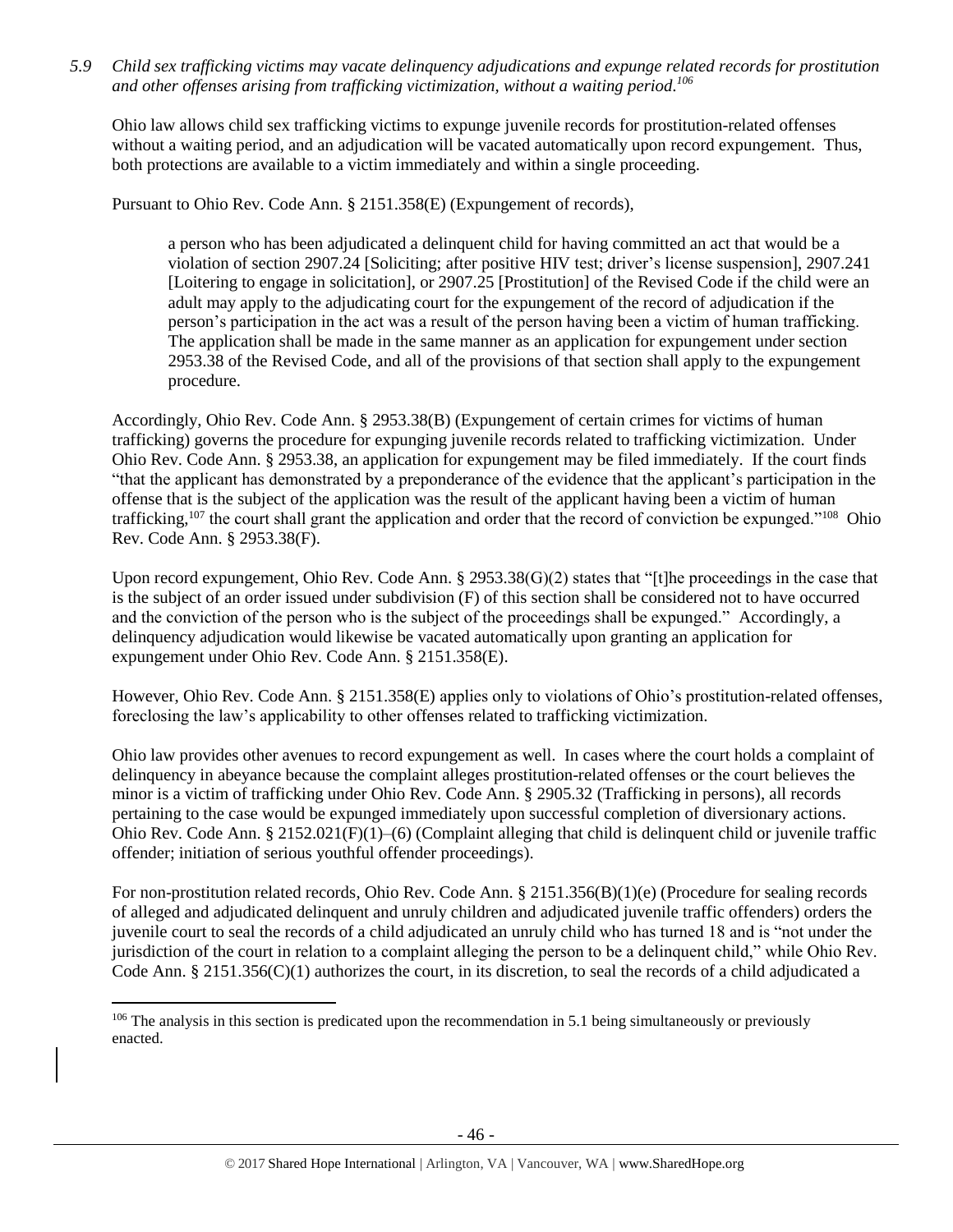*5.9 Child sex trafficking victims may vacate delinquency adjudications and expunge related records for prostitution and other offenses arising from trafficking victimization, without a waiting period.*[106]

Ohio law allows child sex trafficking victims to expunge juvenile records for prostitution-related offenses without a waiting period, and an adjudication will be vacated automatically upon record expungement. Thus, both protections are available to a victim immediately and within a single proceeding.

Pursuant to Ohio Rev. Code Ann. § 2151.358(E) (Expungement of records),

> a person who has been adjudicated a delinquent child for having committed an act that would be a violation of section 2907.24 [Soliciting; after positive HIV test; driver's license suspension], 2907.241 [Loitering to engage in solicitation], or 2907.25 [Prostitution] of the Revised Code if the child were an adult may apply to the adjudicating court for the expungement of the record of adjudication if the person's participation in the act was a result of the person having been a victim of human trafficking. The application shall be made in the same manner as an application for expungement under section 2953.38 of the Revised Code, and all of the provisions of that section shall apply to the expungement procedure.

Accordingly, Ohio Rev. Code Ann. § 2953.38(B) (Expungement of certain crimes for victims of human trafficking) governs the procedure for expunging juvenile records related to trafficking victimization. Under Ohio Rev. Code Ann. § 2953.38, an application for expungement may be filed immediately. If the court finds "that the applicant has demonstrated by a preponderance of the evidence that the applicant's participation in the offense that is the subject of the application was the result of the applicant having been a victim of human trafficking,[107] the court shall grant the application and order that the record of conviction be expunged."[108] Ohio Rev. Code Ann. § 2953.38(F).

Upon record expungement, Ohio Rev. Code Ann. § 2953.38(G)(2) states that "[t]he proceedings in the case that is the subject of an order issued under subdivision (F) of this section shall be considered not to have occurred and the conviction of the person who is the subject of the proceedings shall be expunged." Accordingly, a delinquency adjudication would likewise be vacated automatically upon granting an application for expungement under Ohio Rev. Code Ann. § 2151.358(E).

However, Ohio Rev. Code Ann. § 2151.358(E) applies only to violations of Ohio's prostitution-related offenses, foreclosing the law's applicability to other offenses related to trafficking victimization.

Ohio law provides other avenues to record expungement as well. In cases where the court holds a complaint of delinquency in abeyance because the complaint alleges prostitution-related offenses or the court believes the minor is a victim of trafficking under Ohio Rev. Code Ann. § 2905.32 (Trafficking in persons), all records pertaining to the case would be expunged immediately upon successful completion of diversionary actions. Ohio Rev. Code Ann. § 2152.021(F)(1)–(6) (Complaint alleging that child is delinquent child or juvenile traffic offender; initiation of serious youthful offender proceedings).

For non-prostitution related records, Ohio Rev. Code Ann. § 2151.356(B)(1)(e) (Procedure for sealing records of alleged and adjudicated delinquent and unruly children and adjudicated juvenile traffic offenders) orders the juvenile court to seal the records of a child adjudicated an unruly child who has turned 18 and is "not under the jurisdiction of the court in relation to a complaint alleging the person to be a delinquent child," while Ohio Rev. Code Ann. § 2151.356(C)(1) authorizes the court, in its discretion, to seal the records of a child adjudicated a

[106] The analysis in this section is predicated upon the recommendation in 5.1 being simultaneously or previously enacted.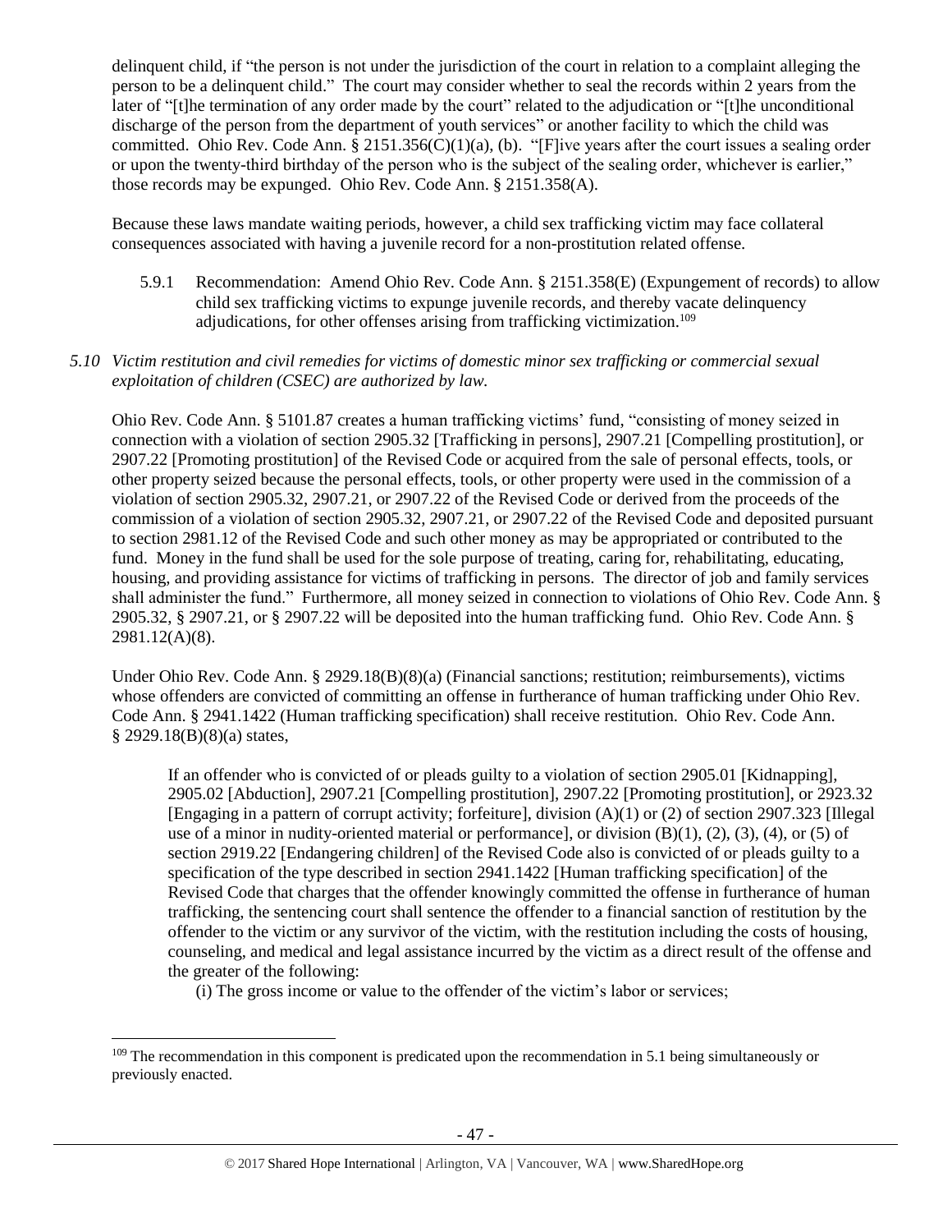delinquent child, if "the person is not under the jurisdiction of the court in relation to a complaint alleging the person to be a delinquent child." The court may consider whether to seal the records within 2 years from the later of "[t]he termination of any order made by the court" related to the adjudication or "[t]he unconditional discharge of the person from the department of youth services" or another facility to which the child was committed. Ohio Rev. Code Ann. § 2151.356(C)(1)(a), (b). "[F]ive years after the court issues a sealing order or upon the twenty-third birthday of the person who is the subject of the sealing order, whichever is earlier," those records may be expunged. Ohio Rev. Code Ann. § 2151.358(A).

Because these laws mandate waiting periods, however, a child sex trafficking victim may face collateral consequences associated with having a juvenile record for a non-prostitution related offense.

5.9.1 Recommendation: Amend Ohio Rev. Code Ann. § 2151.358(E) (Expungement of records) to allow child sex trafficking victims to expunge juvenile records, and thereby vacate delinquency adjudications, for other offenses arising from trafficking victimization.[109]

*5.10 Victim restitution and civil remedies for victims of domestic minor sex trafficking or commercial sexual exploitation of children (CSEC) are authorized by law.*

Ohio Rev. Code Ann. § 5101.87 creates a human trafficking victims' fund, "consisting of money seized in connection with a violation of section 2905.32 [Trafficking in persons], 2907.21 [Compelling prostitution], or 2907.22 [Promoting prostitution] of the Revised Code or acquired from the sale of personal effects, tools, or other property seized because the personal effects, tools, or other property were used in the commission of a violation of section 2905.32, 2907.21, or 2907.22 of the Revised Code or derived from the proceeds of the commission of a violation of section 2905.32, 2907.21, or 2907.22 of the Revised Code and deposited pursuant to section 2981.12 of the Revised Code and such other money as may be appropriated or contributed to the fund. Money in the fund shall be used for the sole purpose of treating, caring for, rehabilitating, educating, housing, and providing assistance for victims of trafficking in persons. The director of job and family services shall administer the fund." Furthermore, all money seized in connection to violations of Ohio Rev. Code Ann. § 2905.32, § 2907.21, or § 2907.22 will be deposited into the human trafficking fund. Ohio Rev. Code Ann. § 2981.12(A)(8).

Under Ohio Rev. Code Ann. § 2929.18(B)(8)(a) (Financial sanctions; restitution; reimbursements), victims whose offenders are convicted of committing an offense in furtherance of human trafficking under Ohio Rev. Code Ann. § 2941.1422 (Human trafficking specification) shall receive restitution. Ohio Rev. Code Ann. § 2929.18(B)(8)(a) states,

> If an offender who is convicted of or pleads guilty to a violation of section 2905.01 [Kidnapping], 2905.02 [Abduction], 2907.21 [Compelling prostitution], 2907.22 [Promoting prostitution], or 2923.32 [Engaging in a pattern of corrupt activity; forfeiture], division (A)(1) or (2) of section 2907.323 [Illegal use of a minor in nudity-oriented material or performance], or division (B)(1), (2), (3), (4), or (5) of section 2919.22 [Endangering children] of the Revised Code also is convicted of or pleads guilty to a specification of the type described in section 2941.1422 [Human trafficking specification] of the Revised Code that charges that the offender knowingly committed the offense in furtherance of human trafficking, the sentencing court shall sentence the offender to a financial sanction of restitution by the offender to the victim or any survivor of the victim, with the restitution including the costs of housing, counseling, and medical and legal assistance incurred by the victim as a direct result of the offense and the greater of the following:
>
> (i) The gross income or value to the offender of the victim's labor or services;

[109] The recommendation in this component is predicated upon the recommendation in 5.1 being simultaneously or previously enacted.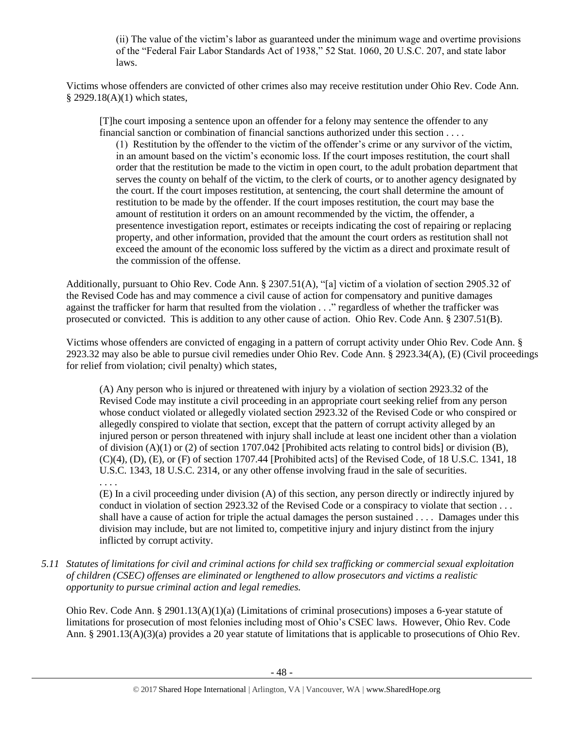(ii) The value of the victim's labor as guaranteed under the minimum wage and overtime provisions of the "Federal Fair Labor Standards Act of 1938," 52 Stat. 1060, 20 U.S.C. 207, and state labor laws.

Victims whose offenders are convicted of other crimes also may receive restitution under Ohio Rev. Code Ann. § 2929.18(A)(1) which states,

> [T]he court imposing a sentence upon an offender for a felony may sentence the offender to any financial sanction or combination of financial sanctions authorized under this section . . . .
>
> (1) Restitution by the offender to the victim of the offender's crime or any survivor of the victim, in an amount based on the victim's economic loss. If the court imposes restitution, the court shall order that the restitution be made to the victim in open court, to the adult probation department that serves the county on behalf of the victim, to the clerk of courts, or to another agency designated by the court. If the court imposes restitution, at sentencing, the court shall determine the amount of restitution to be made by the offender. If the court imposes restitution, the court may base the amount of restitution it orders on an amount recommended by the victim, the offender, a presentence investigation report, estimates or receipts indicating the cost of repairing or replacing property, and other information, provided that the amount the court orders as restitution shall not exceed the amount of the economic loss suffered by the victim as a direct and proximate result of the commission of the offense.

Additionally, pursuant to Ohio Rev. Code Ann. § 2307.51(A), "[a] victim of a violation of section 2905.32 of the Revised Code has and may commence a civil cause of action for compensatory and punitive damages against the trafficker for harm that resulted from the violation . . ." regardless of whether the trafficker was prosecuted or convicted. This is addition to any other cause of action. Ohio Rev. Code Ann. § 2307.51(B).

Victims whose offenders are convicted of engaging in a pattern of corrupt activity under Ohio Rev. Code Ann. § 2923.32 may also be able to pursue civil remedies under Ohio Rev. Code Ann. § 2923.34(A), (E) (Civil proceedings for relief from violation; civil penalty) which states,

> (A) Any person who is injured or threatened with injury by a violation of section 2923.32 of the Revised Code may institute a civil proceeding in an appropriate court seeking relief from any person whose conduct violated or allegedly violated section 2923.32 of the Revised Code or who conspired or allegedly conspired to violate that section, except that the pattern of corrupt activity alleged by an injured person or person threatened with injury shall include at least one incident other than a violation of division (A)(1) or (2) of section 1707.042 [Prohibited acts relating to control bids] or division (B), (C)(4), (D), (E), or (F) of section 1707.44 [Prohibited acts] of the Revised Code, of 18 U.S.C. 1341, 18 U.S.C. 1343, 18 U.S.C. 2314, or any other offense involving fraud in the sale of securities.
>
> . . . .
>
> (E) In a civil proceeding under division (A) of this section, any person directly or indirectly injured by conduct in violation of section 2923.32 of the Revised Code or a conspiracy to violate that section . . . shall have a cause of action for triple the actual damages the person sustained . . . . Damages under this division may include, but are not limited to, competitive injury and injury distinct from the injury inflicted by corrupt activity.

*5.11 Statutes of limitations for civil and criminal actions for child sex trafficking or commercial sexual exploitation of children (CSEC) offenses are eliminated or lengthened to allow prosecutors and victims a realistic opportunity to pursue criminal action and legal remedies.*

Ohio Rev. Code Ann. § 2901.13(A)(1)(a) (Limitations of criminal prosecutions) imposes a 6-year statute of limitations for prosecution of most felonies including most of Ohio's CSEC laws. However, Ohio Rev. Code Ann. § 2901.13(A)(3)(a) provides a 20 year statute of limitations that is applicable to prosecutions of Ohio Rev.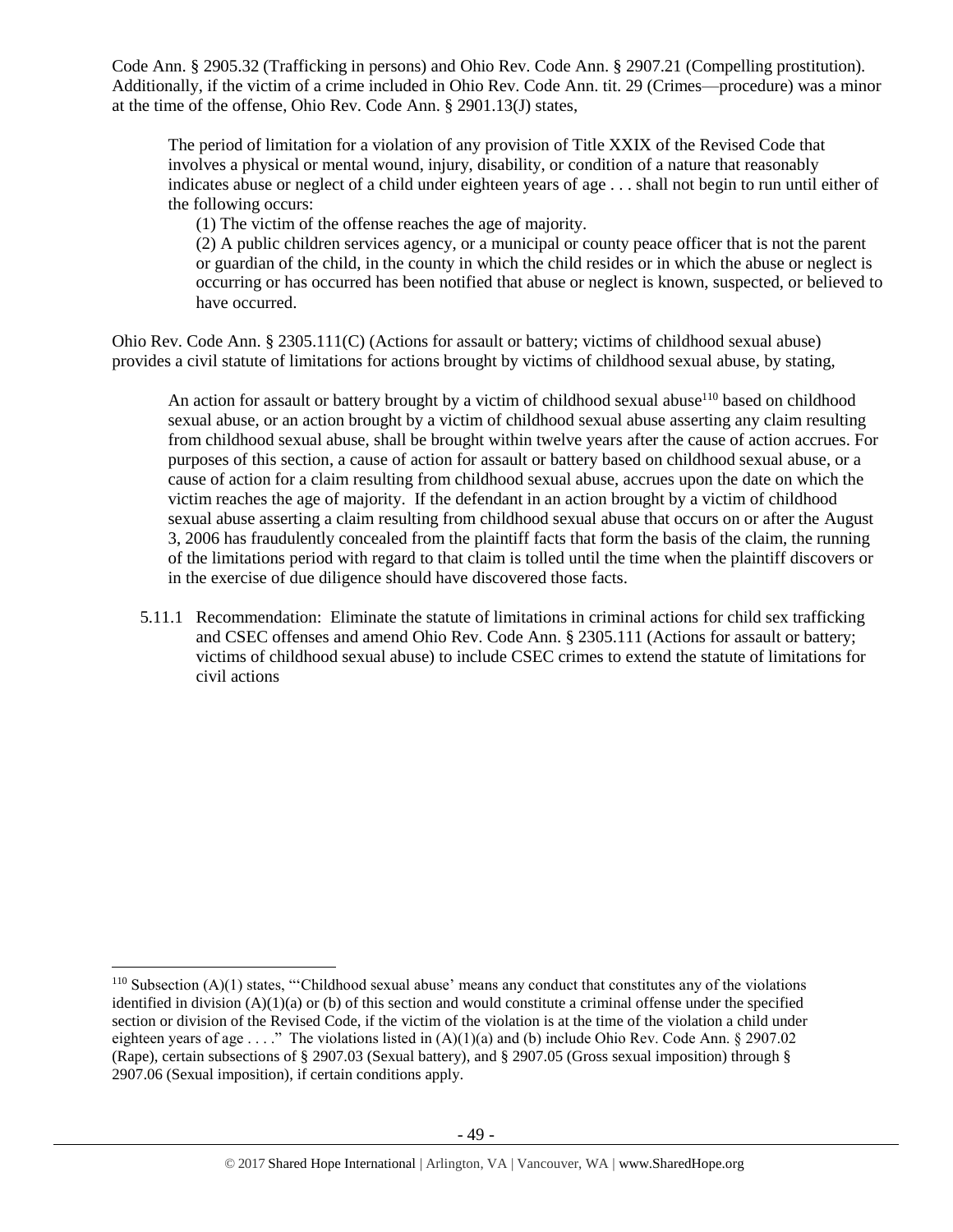Code Ann. § 2905.32 (Trafficking in persons) and Ohio Rev. Code Ann. § 2907.21 (Compelling prostitution). Additionally, if the victim of a crime included in Ohio Rev. Code Ann. tit. 29 (Crimes—procedure) was a minor at the time of the offense, Ohio Rev. Code Ann. § 2901.13(J) states,

> The period of limitation for a violation of any provision of Title XXIX of the Revised Code that involves a physical or mental wound, injury, disability, or condition of a nature that reasonably indicates abuse or neglect of a child under eighteen years of age . . . shall not begin to run until either of the following occurs:
>
> (1) The victim of the offense reaches the age of majority.
>
> (2) A public children services agency, or a municipal or county peace officer that is not the parent or guardian of the child, in the county in which the child resides or in which the abuse or neglect is occurring or has occurred has been notified that abuse or neglect is known, suspected, or believed to have occurred.

Ohio Rev. Code Ann. § 2305.111(C) (Actions for assault or battery; victims of childhood sexual abuse) provides a civil statute of limitations for actions brought by victims of childhood sexual abuse, by stating,

> An action for assault or battery brought by a victim of childhood sexual abuse[110] based on childhood sexual abuse, or an action brought by a victim of childhood sexual abuse asserting any claim resulting from childhood sexual abuse, shall be brought within twelve years after the cause of action accrues. For purposes of this section, a cause of action for assault or battery based on childhood sexual abuse, or a cause of action for a claim resulting from childhood sexual abuse, accrues upon the date on which the victim reaches the age of majority. If the defendant in an action brought by a victim of childhood sexual abuse asserting a claim resulting from childhood sexual abuse that occurs on or after the August 3, 2006 has fraudulently concealed from the plaintiff facts that form the basis of the claim, the running of the limitations period with regard to that claim is tolled until the time when the plaintiff discovers or in the exercise of due diligence should have discovered those facts.

5.11.1 Recommendation: Eliminate the statute of limitations in criminal actions for child sex trafficking and CSEC offenses and amend Ohio Rev. Code Ann. § 2305.111 (Actions for assault or battery; victims of childhood sexual abuse) to include CSEC crimes to extend the statute of limitations for civil actions

---

[110] Subsection (A)(1) states, "'Childhood sexual abuse' means any conduct that constitutes any of the violations identified in division (A)(1)(a) or (b) of this section and would constitute a criminal offense under the specified section or division of the Revised Code, if the victim of the violation is at the time of the violation a child under eighteen years of age . . . ." The violations listed in (A)(1)(a) and (b) include Ohio Rev. Code Ann. § 2907.02 (Rape), certain subsections of § 2907.03 (Sexual battery), and § 2907.05 (Gross sexual imposition) through § 2907.06 (Sexual imposition), if certain conditions apply.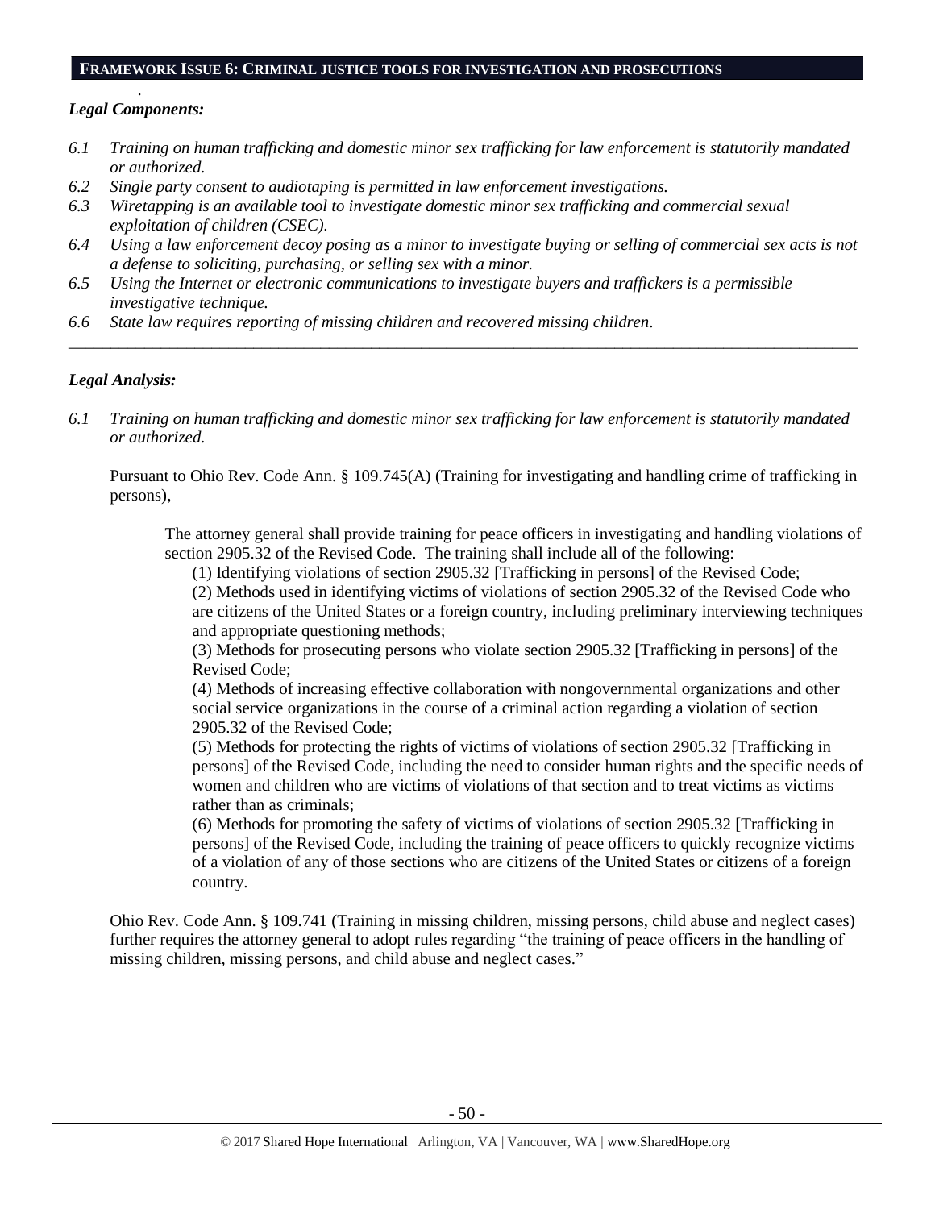## FRAMEWORK ISSUE 6: CRIMINAL JUSTICE TOOLS FOR INVESTIGATION AND PROSECUTIONS

### *Legal Components:*

*6.1 Training on human trafficking and domestic minor sex trafficking for law enforcement is statutorily mandated or authorized.*

*6.2 Single party consent to audiotaping is permitted in law enforcement investigations.*

*6.3 Wiretapping is an available tool to investigate domestic minor sex trafficking and commercial sexual exploitation of children (CSEC).*

*6.4 Using a law enforcement decoy posing as a minor to investigate buying or selling of commercial sex acts is not a defense to soliciting, purchasing, or selling sex with a minor.*

*6.5 Using the Internet or electronic communications to investigate buyers and traffickers is a permissible investigative technique.*

*6.6 State law requires reporting of missing children and recovered missing children.*

---

### *Legal Analysis:*

*6.1 Training on human trafficking and domestic minor sex trafficking for law enforcement is statutorily mandated or authorized.*

Pursuant to Ohio Rev. Code Ann. § 109.745(A) (Training for investigating and handling crime of trafficking in persons),

> The attorney general shall provide training for peace officers in investigating and handling violations of section 2905.32 of the Revised Code. The training shall include all of the following:
>
> (1) Identifying violations of section 2905.32 [Trafficking in persons] of the Revised Code;
>
> (2) Methods used in identifying victims of violations of section 2905.32 of the Revised Code who are citizens of the United States or a foreign country, including preliminary interviewing techniques and appropriate questioning methods;
>
> (3) Methods for prosecuting persons who violate section 2905.32 [Trafficking in persons] of the Revised Code;
>
> (4) Methods of increasing effective collaboration with nongovernmental organizations and other social service organizations in the course of a criminal action regarding a violation of section 2905.32 of the Revised Code;
>
> (5) Methods for protecting the rights of victims of violations of section 2905.32 [Trafficking in persons] of the Revised Code, including the need to consider human rights and the specific needs of women and children who are victims of violations of that section and to treat victims as victims rather than as criminals;
>
> (6) Methods for promoting the safety of victims of violations of section 2905.32 [Trafficking in persons] of the Revised Code, including the training of peace officers to quickly recognize victims of a violation of any of those sections who are citizens of the United States or citizens of a foreign country.

Ohio Rev. Code Ann. § 109.741 (Training in missing children, missing persons, child abuse and neglect cases) further requires the attorney general to adopt rules regarding "the training of peace officers in the handling of missing children, missing persons, and child abuse and neglect cases."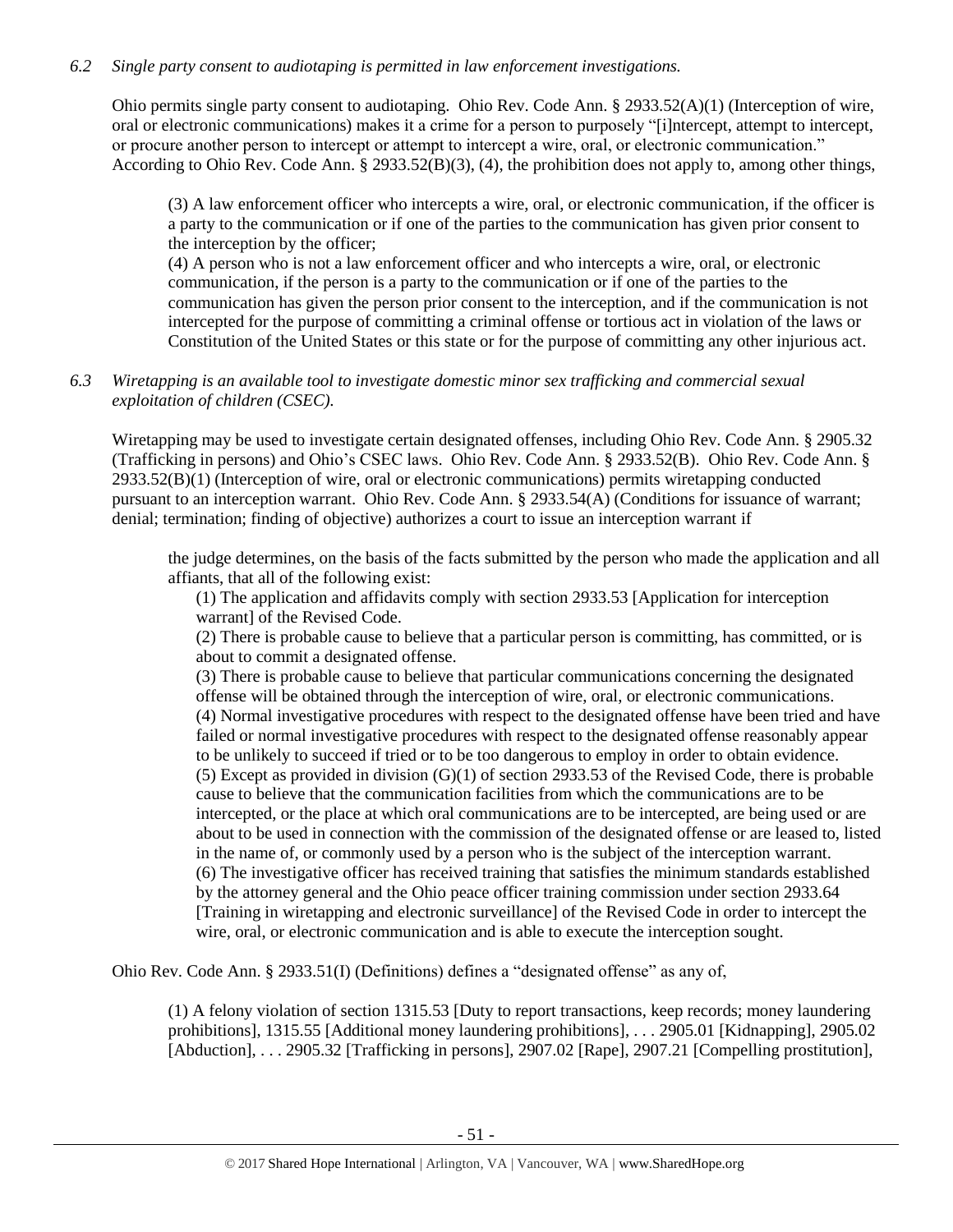*6.2 Single party consent to audiotaping is permitted in law enforcement investigations.*

Ohio permits single party consent to audiotaping. Ohio Rev. Code Ann. § 2933.52(A)(1) (Interception of wire, oral or electronic communications) makes it a crime for a person to purposely "[i]ntercept, attempt to intercept, or procure another person to intercept or attempt to intercept a wire, oral, or electronic communication." According to Ohio Rev. Code Ann. § 2933.52(B)(3), (4), the prohibition does not apply to, among other things,

> (3) A law enforcement officer who intercepts a wire, oral, or electronic communication, if the officer is a party to the communication or if one of the parties to the communication has given prior consent to the interception by the officer;
>
> (4) A person who is not a law enforcement officer and who intercepts a wire, oral, or electronic communication, if the person is a party to the communication or if one of the parties to the communication has given the person prior consent to the interception, and if the communication is not intercepted for the purpose of committing a criminal offense or tortious act in violation of the laws or Constitution of the United States or this state or for the purpose of committing any other injurious act.

*6.3 Wiretapping is an available tool to investigate domestic minor sex trafficking and commercial sexual exploitation of children (CSEC).*

Wiretapping may be used to investigate certain designated offenses, including Ohio Rev. Code Ann. § 2905.32 (Trafficking in persons) and Ohio's CSEC laws. Ohio Rev. Code Ann. § 2933.52(B). Ohio Rev. Code Ann. § 2933.52(B)(1) (Interception of wire, oral or electronic communications) permits wiretapping conducted pursuant to an interception warrant. Ohio Rev. Code Ann. § 2933.54(A) (Conditions for issuance of warrant; denial; termination; finding of objective) authorizes a court to issue an interception warrant if

> the judge determines, on the basis of the facts submitted by the person who made the application and all affiants, that all of the following exist:
>
> (1) The application and affidavits comply with section 2933.53 [Application for interception warrant] of the Revised Code.
>
> (2) There is probable cause to believe that a particular person is committing, has committed, or is about to commit a designated offense.
>
> (3) There is probable cause to believe that particular communications concerning the designated offense will be obtained through the interception of wire, oral, or electronic communications.
>
> (4) Normal investigative procedures with respect to the designated offense have been tried and have failed or normal investigative procedures with respect to the designated offense reasonably appear to be unlikely to succeed if tried or to be too dangerous to employ in order to obtain evidence.
>
> (5) Except as provided in division (G)(1) of section 2933.53 of the Revised Code, there is probable cause to believe that the communication facilities from which the communications are to be intercepted, or the place at which oral communications are to be intercepted, are being used or are about to be used in connection with the commission of the designated offense or are leased to, listed in the name of, or commonly used by a person who is the subject of the interception warrant.
>
> (6) The investigative officer has received training that satisfies the minimum standards established by the attorney general and the Ohio peace officer training commission under section 2933.64 [Training in wiretapping and electronic surveillance] of the Revised Code in order to intercept the wire, oral, or electronic communication and is able to execute the interception sought.

Ohio Rev. Code Ann. § 2933.51(I) (Definitions) defines a "designated offense" as any of,

> (1) A felony violation of section 1315.53 [Duty to report transactions, keep records; money laundering prohibitions], 1315.55 [Additional money laundering prohibitions], . . . 2905.01 [Kidnapping], 2905.02 [Abduction], . . . 2905.32 [Trafficking in persons], 2907.02 [Rape], 2907.21 [Compelling prostitution],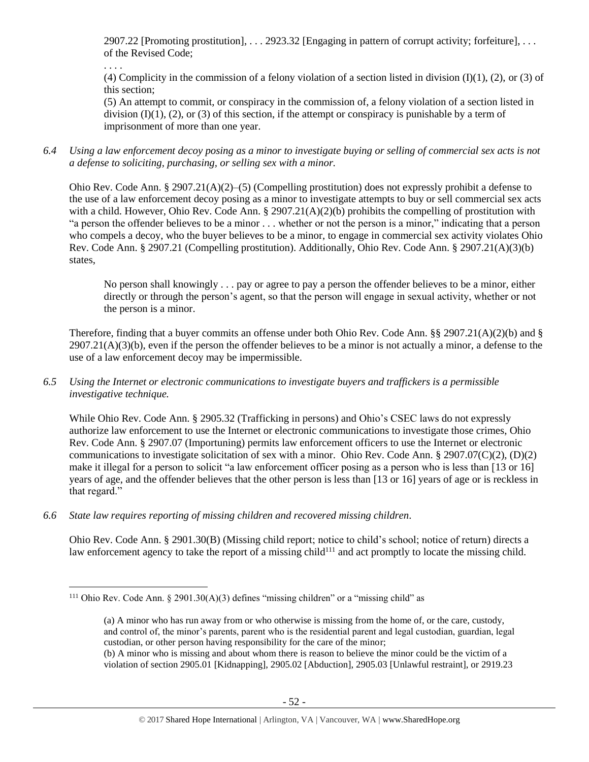2907.22 [Promoting prostitution], . . . 2923.32 [Engaging in pattern of corrupt activity; forfeiture], . . . of the Revised Code;

. . . .

(4) Complicity in the commission of a felony violation of a section listed in division (I)(1), (2), or (3) of this section;

(5) An attempt to commit, or conspiracy in the commission of, a felony violation of a section listed in division (I)(1), (2), or (3) of this section, if the attempt or conspiracy is punishable by a term of imprisonment of more than one year.

*6.4 Using a law enforcement decoy posing as a minor to investigate buying or selling of commercial sex acts is not a defense to soliciting, purchasing, or selling sex with a minor.*

Ohio Rev. Code Ann. § 2907.21(A)(2)–(5) (Compelling prostitution) does not expressly prohibit a defense to the use of a law enforcement decoy posing as a minor to investigate attempts to buy or sell commercial sex acts with a child. However, Ohio Rev. Code Ann. § 2907.21(A)(2)(b) prohibits the compelling of prostitution with "a person the offender believes to be a minor . . . whether or not the person is a minor," indicating that a person who compels a decoy, who the buyer believes to be a minor, to engage in commercial sex activity violates Ohio Rev. Code Ann. § 2907.21 (Compelling prostitution). Additionally, Ohio Rev. Code Ann. § 2907.21(A)(3)(b) states,

> No person shall knowingly . . . pay or agree to pay a person the offender believes to be a minor, either directly or through the person's agent, so that the person will engage in sexual activity, whether or not the person is a minor.

Therefore, finding that a buyer commits an offense under both Ohio Rev. Code Ann. §§ 2907.21(A)(2)(b) and § 2907.21(A)(3)(b), even if the person the offender believes to be a minor is not actually a minor, a defense to the use of a law enforcement decoy may be impermissible.

*6.5 Using the Internet or electronic communications to investigate buyers and traffickers is a permissible investigative technique.*

While Ohio Rev. Code Ann. § 2905.32 (Trafficking in persons) and Ohio's CSEC laws do not expressly authorize law enforcement to use the Internet or electronic communications to investigate those crimes, Ohio Rev. Code Ann. § 2907.07 (Importuning) permits law enforcement officers to use the Internet or electronic communications to investigate solicitation of sex with a minor. Ohio Rev. Code Ann. § 2907.07(C)(2), (D)(2) make it illegal for a person to solicit "a law enforcement officer posing as a person who is less than [13 or 16] years of age, and the offender believes that the other person is less than [13 or 16] years of age or is reckless in that regard."

*6.6 State law requires reporting of missing children and recovered missing children.*

Ohio Rev. Code Ann. § 2901.30(B) (Missing child report; notice to child's school; notice of return) directs a law enforcement agency to take the report of a missing child[111] and act promptly to locate the missing child.

---

[111] Ohio Rev. Code Ann. § 2901.30(A)(3) defines "missing children" or a "missing child" as

> (a) A minor who has run away from or who otherwise is missing from the home of, or the care, custody, and control of, the minor's parents, parent who is the residential parent and legal custodian, guardian, legal custodian, or other person having responsibility for the care of the minor;
>
> (b) A minor who is missing and about whom there is reason to believe the minor could be the victim of a violation of section 2905.01 [Kidnapping], 2905.02 [Abduction], 2905.03 [Unlawful restraint], or 2919.23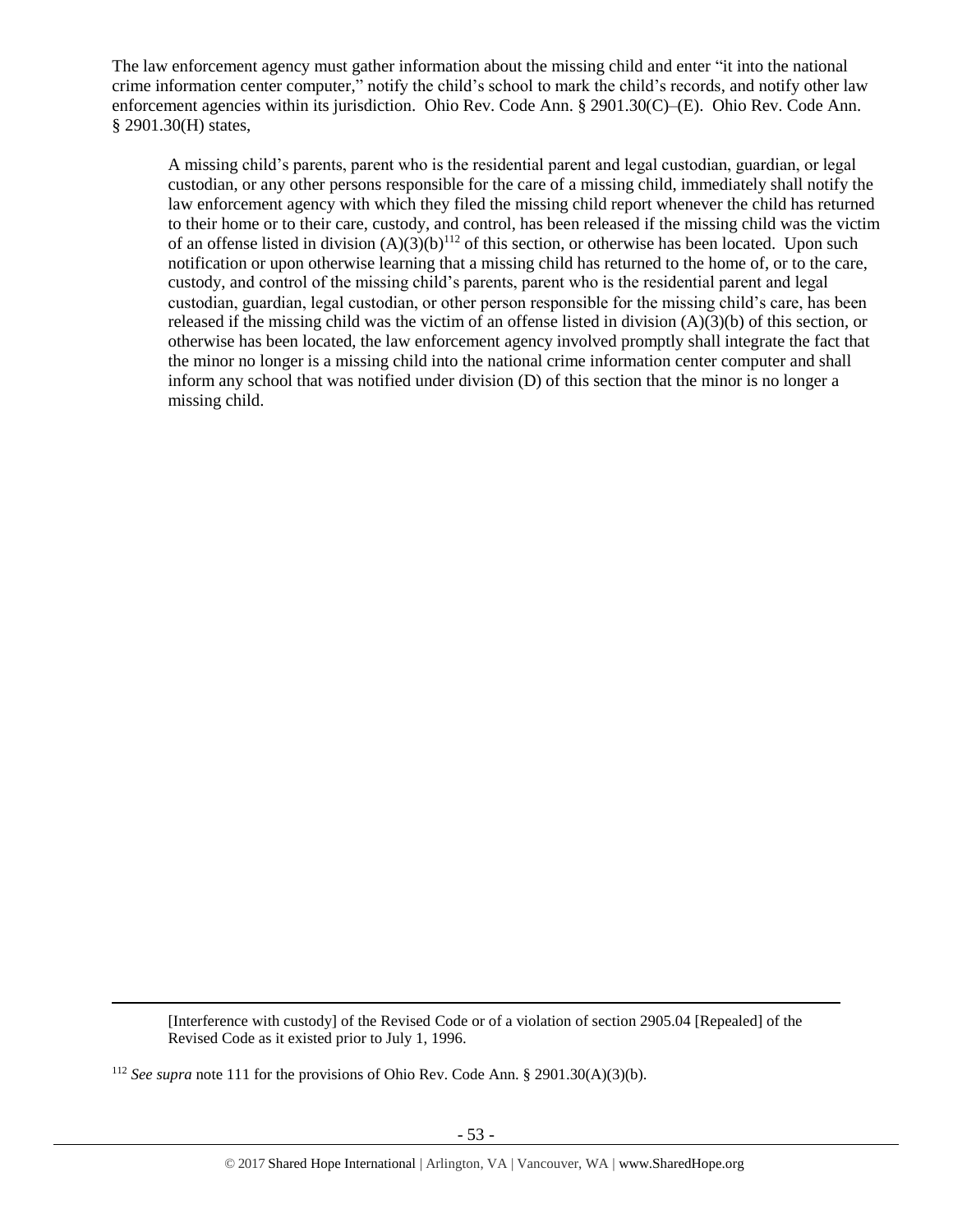The law enforcement agency must gather information about the missing child and enter "it into the national crime information center computer," notify the child's school to mark the child's records, and notify other law enforcement agencies within its jurisdiction. Ohio Rev. Code Ann. § 2901.30(C)–(E). Ohio Rev. Code Ann. § 2901.30(H) states,

> A missing child's parents, parent who is the residential parent and legal custodian, guardian, or legal custodian, or any other persons responsible for the care of a missing child, immediately shall notify the law enforcement agency with which they filed the missing child report whenever the child has returned to their home or to their care, custody, and control, has been released if the missing child was the victim of an offense listed in division (A)(3)(b)[112] of this section, or otherwise has been located. Upon such notification or upon otherwise learning that a missing child has returned to the home of, or to the care, custody, and control of the missing child's parents, parent who is the residential parent and legal custodian, guardian, legal custodian, or other person responsible for the missing child's care, has been released if the missing child was the victim of an offense listed in division (A)(3)(b) of this section, or otherwise has been located, the law enforcement agency involved promptly shall integrate the fact that the minor no longer is a missing child into the national crime information center computer and shall inform any school that was notified under division (D) of this section that the minor is no longer a missing child.

---

[Interference with custody] of the Revised Code or of a violation of section 2905.04 [Repealed] of the Revised Code as it existed prior to July 1, 1996.

[112] *See supra* note 111 for the provisions of Ohio Rev. Code Ann. § 2901.30(A)(3)(b).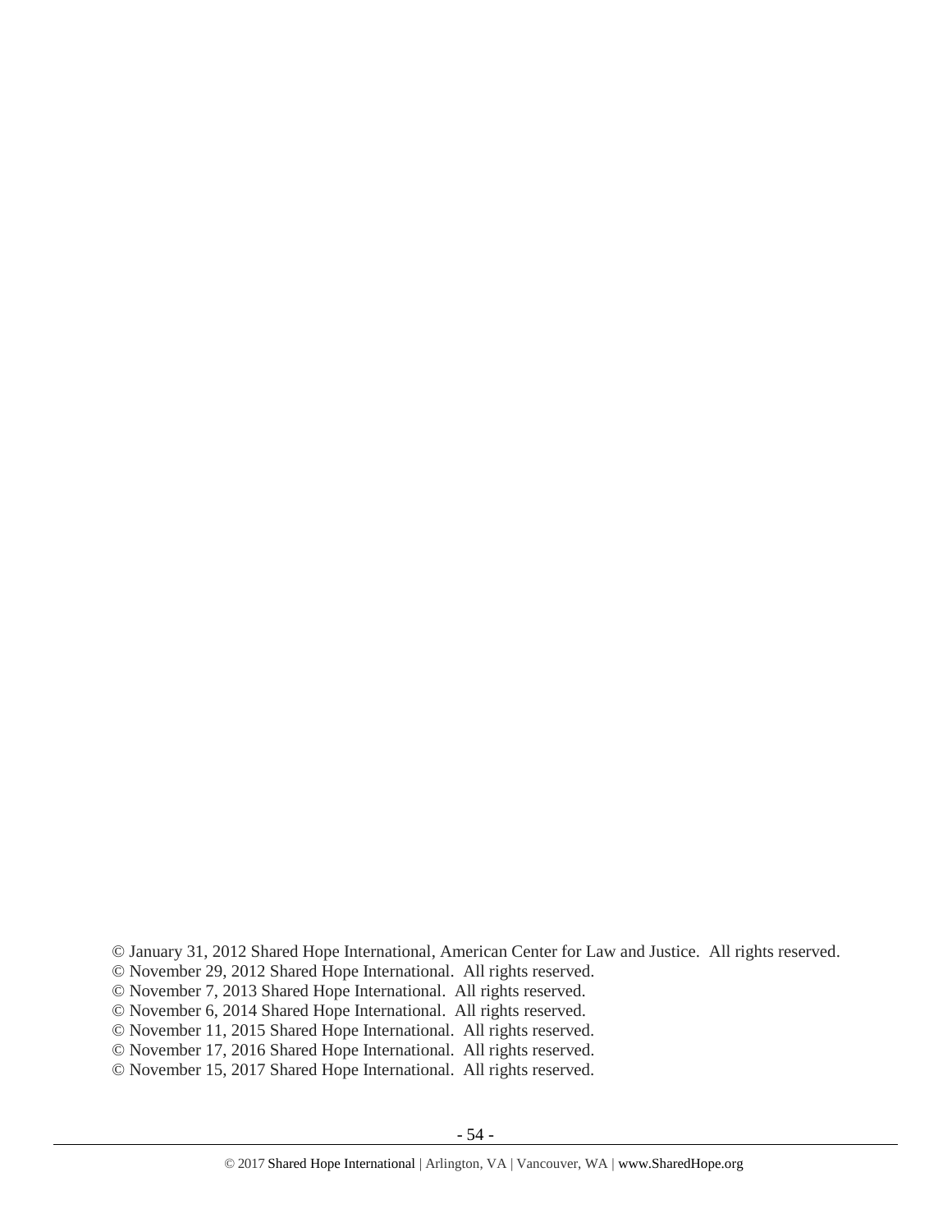© January 31, 2012 Shared Hope International, American Center for Law and Justice. All rights reserved.
© November 29, 2012 Shared Hope International. All rights reserved.
© November 7, 2013 Shared Hope International. All rights reserved.
© November 6, 2014 Shared Hope International. All rights reserved.
© November 11, 2015 Shared Hope International. All rights reserved.
© November 17, 2016 Shared Hope International. All rights reserved.
© November 15, 2017 Shared Hope International. All rights reserved.